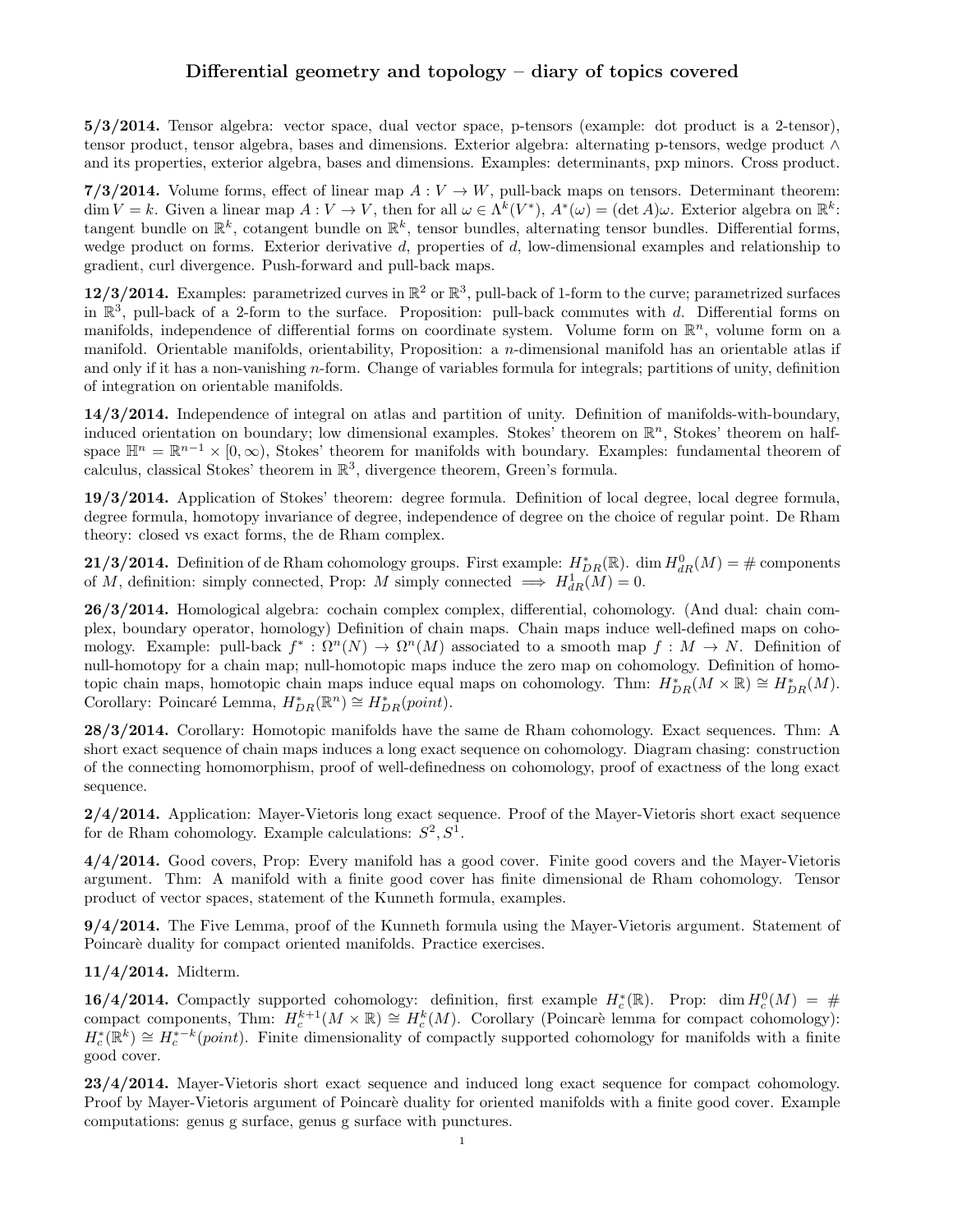# Differential geometry and topology – diary of topics covered

**5/3/2014.** Tensor algebra: vector space, dual vector space, p-tensors (example: dot product is a 2-tensor), tensor product, tensor algebra, bases and dimensions. Exterior algebra: alternating p-tensors, wedge product $\wedge$ and its properties, exterior algebra, bases and dimensions. Examples: determinants, pxp minors. Cross product.

**7/3/2014.** Volume forms, effect of linear map $A : V \to W$, pull-back maps on tensors. Determinant theorem: $\dim V = k$. Given a linear map $A : V \to V$, then for all $\omega \in \Lambda^k(V^*)$, $A^*(\omega) = (\det A)\omega$. Exterior algebra on $\mathbb{R}^k$: tangent bundle on $\mathbb{R}^k$, cotangent bundle on $\mathbb{R}^k$, tensor bundles, alternating tensor bundles. Differential forms, wedge product on forms. Exterior derivative $d$, properties of $d$, low-dimensional examples and relationship to gradient, curl divergence. Push-forward and pull-back maps.

**12/3/2014.** Examples: parametrized curves in $\mathbb{R}^2$ or $\mathbb{R}^3$, pull-back of 1-form to the curve; parametrized surfaces in $\mathbb{R}^3$, pull-back of a 2-form to the surface. Proposition: pull-back commutes with $d$. Differential forms on manifolds, independence of differential forms on coordinate system. Volume form on $\mathbb{R}^n$, volume form on a manifold. Orientable manifolds, orientability, Proposition: a $n$-dimensional manifold has an orientable atlas if and only if it has a non-vanishing $n$-form. Change of variables formula for integrals; partitions of unity, definition of integration on orientable manifolds.

**14/3/2014.** Independence of integral on atlas and partition of unity. Definition of manifolds-with-boundary, induced orientation on boundary; low dimensional examples. Stokes' theorem on $\mathbb{R}^n$, Stokes' theorem on half-space $\mathbb{H}^n = \mathbb{R}^{n-1} \times [0, \infty)$, Stokes' theorem for manifolds with boundary. Examples: fundamental theorem of calculus, classical Stokes' theorem in $\mathbb{R}^3$, divergence theorem, Green's formula.

**19/3/2014.** Application of Stokes' theorem: degree formula. Definition of local degree, local degree formula, degree formula, homotopy invariance of degree, independence of degree on the choice of regular point. De Rham theory: closed vs exact forms, the de Rham complex.

**21/3/2014.** Definition of de Rham cohomology groups. First example: $H^*_{DR}(\mathbb{R})$. $\dim H^0_{dR}(M) = \#$ components of $M$, definition: simply connected, Prop: $M$ simply connected $\implies H^1_{dR}(M) = 0$.

**26/3/2014.** Homological algebra: cochain complex complex, differential, cohomology. (And dual: chain complex, boundary operator, homology) Definition of chain maps. Chain maps induce well-defined maps on cohomology. Example: pull-back $f^* : \Omega^n(N) \to \Omega^n(M)$ associated to a smooth map $f : M \to N$. Definition of null-homotopy for a chain map; null-homotopic maps induce the zero map on cohomology. Definition of homotopic chain maps, homotopic chain maps induce equal maps on cohomology. Thm: $H^*_{DR}(M \times \mathbb{R}) \cong H^*_{DR}(M)$. Corollary: Poincaré Lemma, $H^*_{DR}(\mathbb{R}^n) \cong H^*_{DR}(point)$.

**28/3/2014.** Corollary: Homotopic manifolds have the same de Rham cohomology. Exact sequences. Thm: A short exact sequence of chain maps induces a long exact sequence on cohomology. Diagram chasing: construction of the connecting homomorphism, proof of well-definedness on cohomology, proof of exactness of the long exact sequence.

**2/4/2014.** Application: Mayer-Vietoris long exact sequence. Proof of the Mayer-Vietoris short exact sequence for de Rham cohomology. Example calculations: $S^2, S^1$.

**4/4/2014.** Good covers, Prop: Every manifold has a good cover. Finite good covers and the Mayer-Vietoris argument. Thm: A manifold with a finite good cover has finite dimensional de Rham cohomology. Tensor product of vector spaces, statement of the Kunneth formula, examples.

**9/4/2014.** The Five Lemma, proof of the Kunneth formula using the Mayer-Vietoris argument. Statement of Poincarè duality for compact oriented manifolds. Practice exercises.

**11/4/2014.** Midterm.

**16/4/2014.** Compactly supported cohomology: definition, first example $H^*_c(\mathbb{R})$. Prop: $\dim H^0_c(M) = \#$ compact components, Thm: $H^{k+1}_c(M \times \mathbb{R}) \cong H^k_c(M)$. Corollary (Poincarè lemma for compact cohomology): $H^*_c(\mathbb{R}^k) \cong H^{*-k}_c(point)$. Finite dimensionality of compactly supported cohomology for manifolds with a finite good cover.

**23/4/2014.** Mayer-Vietoris short exact sequence and induced long exact sequence for compact cohomology. Proof by Mayer-Vietoris argument of Poincarè duality for oriented manifolds with a finite good cover. Example computations: genus g surface, genus g surface with punctures.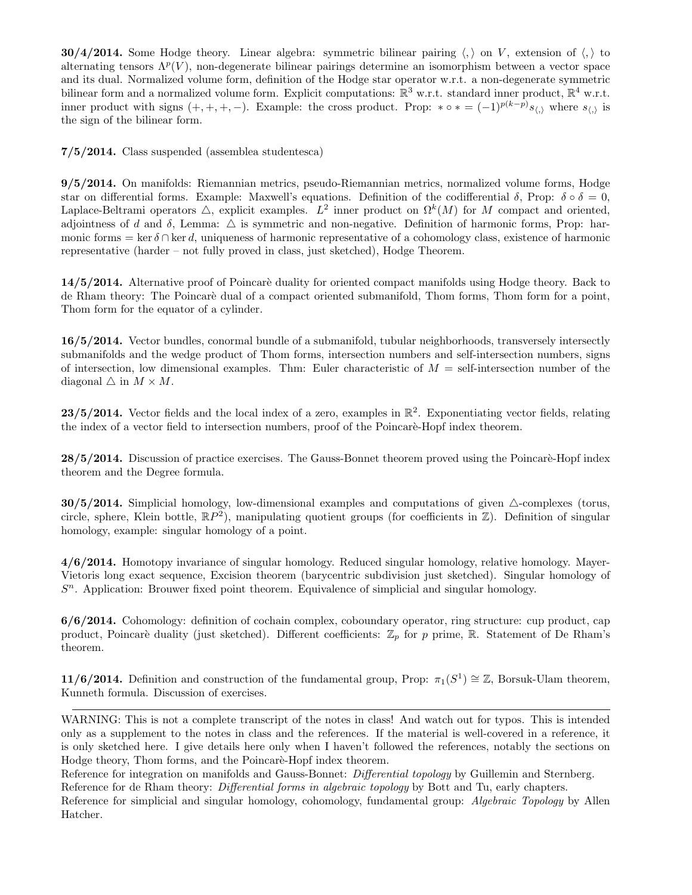**30/4/2014.** Some Hodge theory. Linear algebra: symmetric bilinear pairing $\langle , \rangle$ on $V$, extension of $\langle , \rangle$ to alternating tensors $\Lambda^p(V)$, non-degenerate bilinear pairings determine an isomorphism between a vector space and its dual. Normalized volume form, definition of the Hodge star operator w.r.t. a non-degenerate symmetric bilinear form and a normalized volume form. Explicit computations: $\mathbb{R}^3$ w.r.t. standard inner product, $\mathbb{R}^4$ w.r.t. inner product with signs $(+,+,+,-)$. Example: the cross product. Prop: $* \circ * = (-1)^{p(k-p)} s_{\langle , \rangle}$ where $s_{\langle , \rangle}$ is the sign of the bilinear form.

**7/5/2014.** Class suspended (assemblea studentesca)

**9/5/2014.** On manifolds: Riemannian metrics, pseudo-Riemannian metrics, normalized volume forms, Hodge star on differential forms. Example: Maxwell's equations. Definition of the codifferential $\delta$, Prop: $\delta \circ \delta = 0$, Laplace-Beltrami operators $\triangle$, explicit examples. $L^2$ inner product on $\Omega^k(M)$ for $M$ compact and oriented, adjointness of $d$ and $\delta$, Lemma: $\triangle$ is symmetric and non-negative. Definition of harmonic forms, Prop: harmonic forms $= \ker \delta \cap \ker d$, uniqueness of harmonic representative of a cohomology class, existence of harmonic representative (harder – not fully proved in class, just sketched), Hodge Theorem.

**14/5/2014.** Alternative proof of Poincarè duality for oriented compact manifolds using Hodge theory. Back to de Rham theory: The Poincarè dual of a compact oriented submanifold, Thom forms, Thom form for a point, Thom form for the equator of a cylinder.

**16/5/2014.** Vector bundles, conormal bundle of a submanifold, tubular neighborhoods, transversely intersectly submanifolds and the wedge product of Thom forms, intersection numbers and self-intersection numbers, signs of intersection, low dimensional examples. Thm: Euler characteristic of $M$ = self-intersection number of the diagonal $\triangle$ in $M \times M$.

**23/5/2014.** Vector fields and the local index of a zero, examples in $\mathbb{R}^2$. Exponentiating vector fields, relating the index of a vector field to intersection numbers, proof of the Poincarè-Hopf index theorem.

**28/5/2014.** Discussion of practice exercises. The Gauss-Bonnet theorem proved using the Poincarè-Hopf index theorem and the Degree formula.

**30/5/2014.** Simplicial homology, low-dimensional examples and computations of given $\triangle$-complexes (torus, circle, sphere, Klein bottle, $\mathbb{R}P^2$), manipulating quotient groups (for coefficients in $\mathbb{Z}$). Definition of singular homology, example: singular homology of a point.

**4/6/2014.** Homotopy invariance of singular homology. Reduced singular homology, relative homology. Mayer-Vietoris long exact sequence, Excision theorem (barycentric subdivision just sketched). Singular homology of $S^n$. Application: Brouwer fixed point theorem. Equivalence of simplicial and singular homology.

**6/6/2014.** Cohomology: definition of cochain complex, coboundary operator, ring structure: cup product, cap product, Poincarè duality (just sketched). Different coefficients: $\mathbb{Z}_p$ for $p$ prime, $\mathbb{R}$. Statement of De Rham's theorem.

**11/6/2014.** Definition and construction of the fundamental group, Prop: $\pi_1(S^1) \cong \mathbb{Z}$, Borsuk-Ulam theorem, Kunneth formula. Discussion of exercises.

---

WARNING: This is not a complete transcript of the notes in class! And watch out for typos. This is intended only as a supplement to the notes in class and the references. If the material is well-covered in a reference, it is only sketched here. I give details here only when I haven't followed the references, notably the sections on Hodge theory, Thom forms, and the Poincarè-Hopf index theorem.

Reference for integration on manifolds and Gauss-Bonnet: *Differential topology* by Guillemin and Sternberg.
Reference for de Rham theory: *Differential forms in algebraic topology* by Bott and Tu, early chapters.
Reference for simplicial and singular homology, cohomology, fundamental group: *Algebraic Topology* by Allen Hatcher.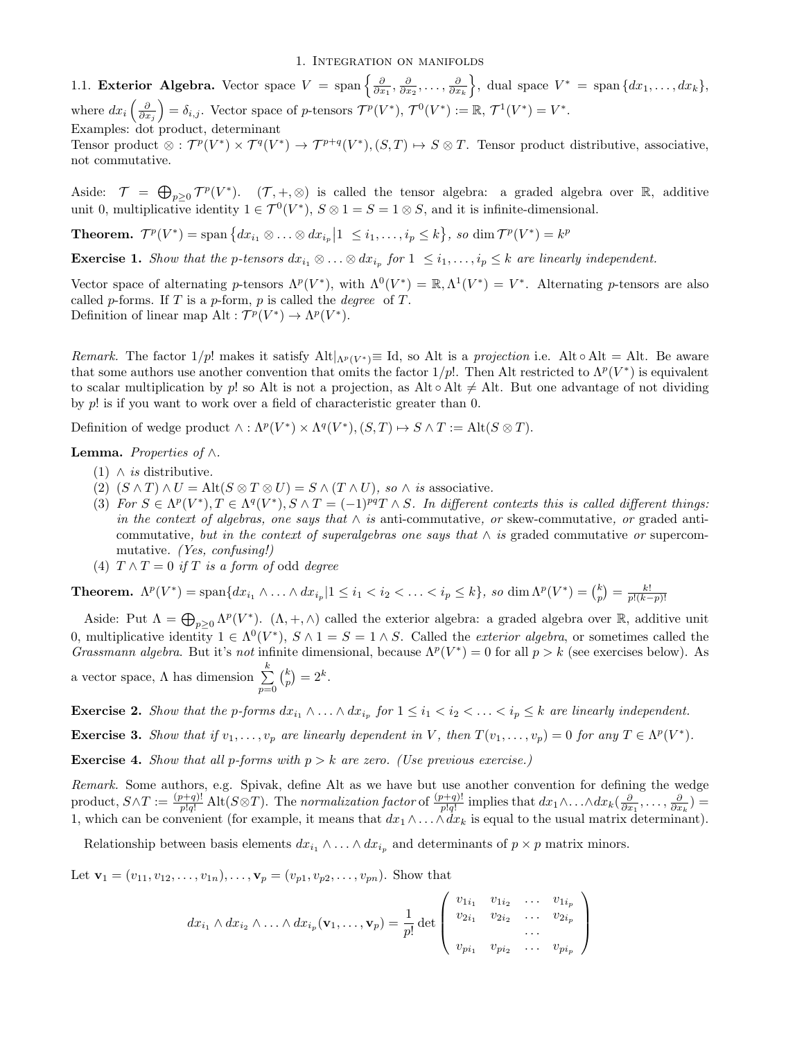# 1. Integration on manifolds

**1.1. Exterior Algebra.** Vector space $V = \text{span}\left\{\frac{\partial}{\partial x_1}, \frac{\partial}{\partial x_2}, \ldots, \frac{\partial}{\partial x_k}\right\}$, dual space $V^* = \text{span}\{dx_1, \ldots, dx_k\}$, where $dx_i\left(\frac{\partial}{\partial x_j}\right) = \delta_{i,j}$. Vector space of $p$-tensors $\mathcal{T}^p(V^*)$, $\mathcal{T}^0(V^*) := \mathbb{R}$, $\mathcal{T}^1(V^*) = V^*$.
Examples: dot product, determinant
Tensor product $\otimes : \mathcal{T}^p(V^*) \times \mathcal{T}^q(V^*) \to \mathcal{T}^{p+q}(V^*), (S,T) \mapsto S \otimes T$. Tensor product distributive, associative, not commutative.

Aside: $\mathcal{T} = \bigoplus_{p \geq 0} \mathcal{T}^p(V^*)$. $(\mathcal{T}, +, \otimes)$ is called the tensor algebra: a graded algebra over $\mathbb{R}$, additive unit 0, multiplicative identity $1 \in \mathcal{T}^0(V^*)$, $S \otimes 1 = S = 1 \otimes S$, and it is infinite-dimensional.

**Theorem.** *$\mathcal{T}^p(V^*) = \text{span}\left\{dx_{i_1} \otimes \ldots \otimes dx_{i_p} \middle| 1 \leq i_1, \ldots, i_p \leq k\right\}$, so $\dim \mathcal{T}^p(V^*) = k^p$*

**Exercise 1.** *Show that the $p$-tensors $dx_{i_1} \otimes \ldots \otimes dx_{i_p}$ for $1 \leq i_1, \ldots, i_p \leq k$ are linearly independent.*

Vector space of alternating $p$-tensors $\Lambda^p(V^*)$, with $\Lambda^0(V^*) = \mathbb{R}, \Lambda^1(V^*) = V^*$. Alternating $p$-tensors are also called $p$-forms. If $T$ is a $p$-form, $p$ is called the *degree* of $T$.
Definition of linear map $\text{Alt} : \mathcal{T}^p(V^*) \to \Lambda^p(V^*)$.

*Remark.* The factor $1/p!$ makes it satisfy $\text{Alt}|_{\Lambda^p(V^*)} \equiv \text{Id}$, so Alt is a *projection* i.e. $\text{Alt} \circ \text{Alt} = \text{Alt}$. Be aware that some authors use another convention that omits the factor $1/p!$. Then Alt restricted to $\Lambda^p(V^*)$ is equivalent to scalar multiplication by $p!$ so Alt is not a projection, as $\text{Alt} \circ \text{Alt} \neq \text{Alt}$. But one advantage of not dividing by $p!$ is if you want to work over a field of characteristic greater than 0.

Definition of wedge product $\wedge : \Lambda^p(V^*) \times \Lambda^q(V^*), (S,T) \mapsto S \wedge T := \text{Alt}(S \otimes T)$.

**Lemma.** *Properties of $\wedge$.*

1. *$\wedge$ is* distributive*.*
2. *$(S \wedge T) \wedge U = \text{Alt}(S \otimes T \otimes U) = S \wedge (T \wedge U)$, so $\wedge$ is* associative*.*
3. *For $S \in \Lambda^p(V^*), T \in \Lambda^q(V^*), S \wedge T = (-1)^{pq} T \wedge S$. In different contexts this is called different things: in the context of algebras, one says that $\wedge$ is* anti-commutative*, or* skew-commutative*, or* graded anti-commutative*, but in the context of superalgebras one says that $\wedge$ is* graded commutative *or* supercommutative*. (Yes, confusing!)*
4. *$T \wedge T = 0$ if $T$ is a form of* odd degree

**Theorem.** *$\Lambda^p(V^*) = \text{span}\{dx_{i_1} \wedge \ldots \wedge dx_{i_p} | 1 \leq i_1 < i_2 < \ldots < i_p \leq k\}$, so $\dim \Lambda^p(V^*) = \binom{k}{p} = \frac{k!}{p!(k-p)!}$*

Aside: Put $\Lambda = \bigoplus_{p \geq 0} \Lambda^p(V^*)$. $(\Lambda, +, \wedge)$ called the exterior algebra: a graded algebra over $\mathbb{R}$, additive unit 0, multiplicative identity $1 \in \Lambda^0(V^*)$, $S \wedge 1 = S = 1 \wedge S$. Called the *exterior algebra*, or sometimes called the *Grassmann algebra*. But it's *not* infinite dimensional, because $\Lambda^p(V^*) = 0$ for all $p > k$ (see exercises below). As a vector space, $\Lambda$ has dimension $\sum_{p=0}^{k} \binom{k}{p} = 2^k$.

**Exercise 2.** *Show that the $p$-forms $dx_{i_1} \wedge \ldots \wedge dx_{i_p}$ for $1 \leq i_1 < i_2 < \ldots < i_p \leq k$ are linearly independent.*

**Exercise 3.** *Show that if $v_1, \ldots, v_p$ are linearly dependent in $V$, then $T(v_1, \ldots, v_p) = 0$ for any $T \in \Lambda^p(V^*)$.*

**Exercise 4.** *Show that all $p$-forms with $p > k$ are zero. (Use previous exercise.)*

*Remark.* Some authors, e.g. Spivak, define Alt as we have but use another convention for defining the wedge product, $S \wedge T := \frac{(p+q)!}{p!q!} \text{Alt}(S \otimes T)$. The *normalization factor* of $\frac{(p+q)!}{p!q!}$ implies that $dx_1 \wedge \ldots \wedge dx_k(\frac{\partial}{\partial x_1}, \ldots, \frac{\partial}{\partial x_k}) = 1$, which can be convenient (for example, it means that $dx_1 \wedge \ldots \wedge dx_k$ is equal to the usual matrix determinant).

Relationship between basis elements $dx_{i_1} \wedge \ldots \wedge dx_{i_p}$ and determinants of $p \times p$ matrix minors.

Let $\mathbf{v}_1 = (v_{11}, v_{12}, \ldots, v_{1n}), \ldots, \mathbf{v}_p = (v_{p1}, v_{p2}, \ldots, v_{pn})$. Show that

$$dx_{i_1} \wedge dx_{i_2} \wedge \ldots \wedge dx_{i_p}(\mathbf{v}_1, \ldots, \mathbf{v}_p) = \frac{1}{p!} \det \begin{pmatrix} v_{1i_1} & v_{1i_2} & \ldots & v_{1i_p} \\ v_{2i_1} & v_{2i_2} & \ldots & v_{2i_p} \\ & & \ldots & \\ v_{pi_1} & v_{pi_2} & \ldots & v_{pi_p} \end{pmatrix}$$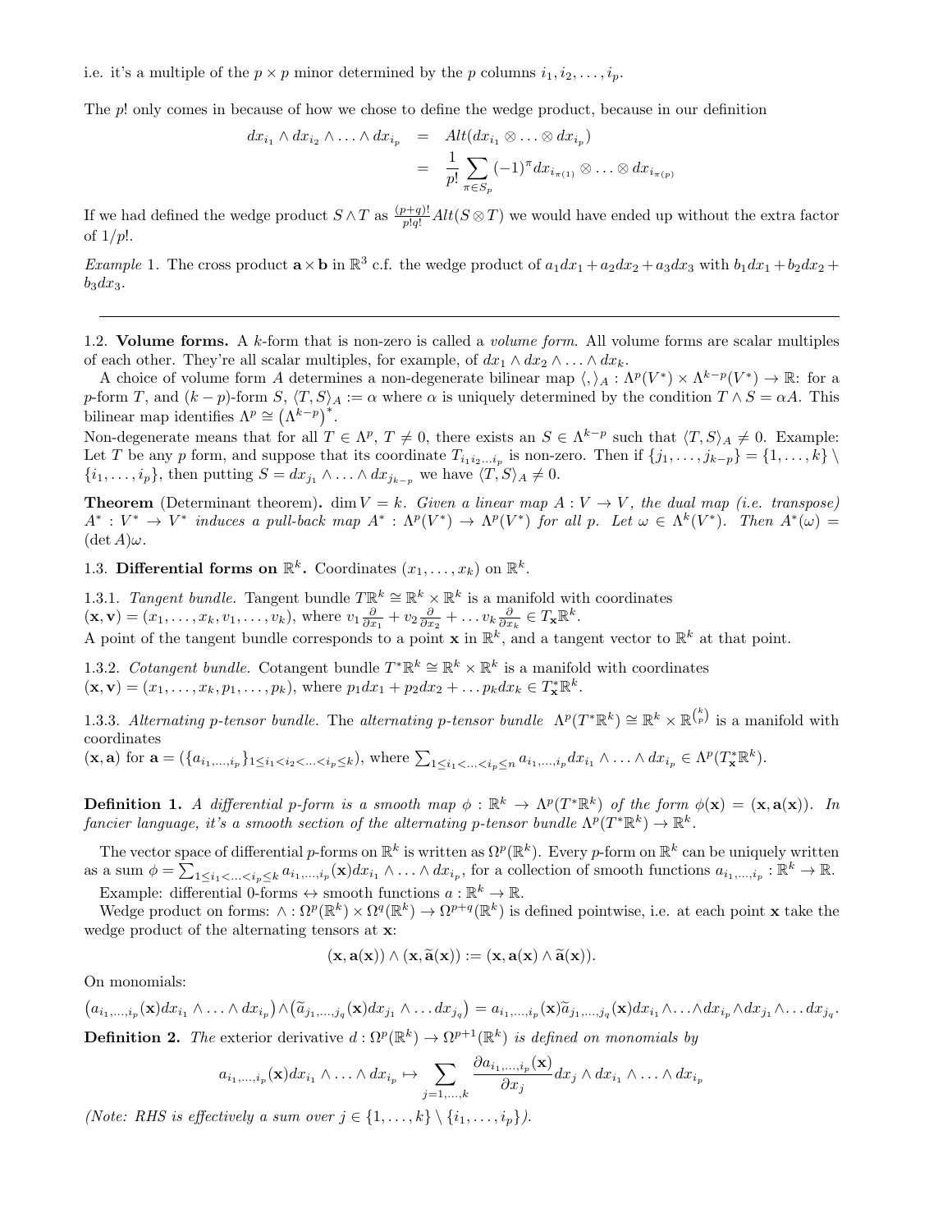i.e. it's a multiple of the $p \times p$ minor determined by the $p$ columns $i_1, i_2, \ldots, i_p$.

The $p!$ only comes in because of how we chose to define the wedge product, because in our definition

$$\begin{aligned} dx_{i_1} \wedge dx_{i_2} \wedge \ldots \wedge dx_{i_p} &= Alt(dx_{i_1} \otimes \ldots \otimes dx_{i_p}) \\ &= \frac{1}{p!} \sum_{\pi \in S_p} (-1)^\pi dx_{i_{\pi(1)}} \otimes \ldots \otimes dx_{i_{\pi(p)}} \end{aligned}$$

If we had defined the wedge product $S \wedge T$ as $\frac{(p+q)!}{p!q!} Alt(S \otimes T)$ we would have ended up without the extra factor of $1/p!$.

*Example* 1. The cross product $\mathbf{a} \times \mathbf{b}$ in $\mathbb{R}^3$ c.f. the wedge product of $a_1 dx_1 + a_2 dx_2 + a_3 dx_3$ with $b_1 dx_1 + b_2 dx_2 + b_3 dx_3$.

---

1.2. **Volume forms.** A $k$-form that is non-zero is called a *volume form*. All volume forms are scalar multiples of each other. They're all scalar multiples, for example, of $dx_1 \wedge dx_2 \wedge \ldots \wedge dx_k$.

A choice of volume form $A$ determines a non-degenerate bilinear map $\langle , \rangle_A : \Lambda^p(V^*) \times \Lambda^{k-p}(V^*) \to \mathbb{R}$: for a $p$-form $T$, and $(k-p)$-form $S$, $\langle T, S \rangle_A := \alpha$ where $\alpha$ is uniquely determined by the condition $T \wedge S = \alpha A$. This bilinear map identifies $\Lambda^p \cong \left(\Lambda^{k-p}\right)^*$.

Non-degenerate means that for all $T \in \Lambda^p$, $T \neq 0$, there exists an $S \in \Lambda^{k-p}$ such that $\langle T, S \rangle_A \neq 0$. Example: Let $T$ be any $p$ form, and suppose that its coordinate $T_{i_1 i_2 \ldots i_p}$ is non-zero. Then if $\{j_1, \ldots, j_{k-p}\} = \{1, \ldots, k\} \setminus \{i_1, \ldots, i_p\}$, then putting $S = dx_{j_1} \wedge \ldots \wedge dx_{j_{k-p}}$ we have $\langle T, S \rangle_A \neq 0$.

**Theorem** (Determinant theorem). $\dim V = k$. *Given a linear map $A : V \to V$, the dual map (i.e. transpose) $A^* : V^* \to V^*$ induces a pull-back map $A^* : \Lambda^p(V^*) \to \Lambda^p(V^*)$ for all $p$. Let $\omega \in \Lambda^k(V^*)$. Then $A^*(\omega) = (\det A)\omega$.*

1.3. **Differential forms on $\mathbb{R}^k$.** Coordinates $(x_1, \ldots, x_k)$ on $\mathbb{R}^k$.

1.3.1. *Tangent bundle.* Tangent bundle $T\mathbb{R}^k \cong \mathbb{R}^k \times \mathbb{R}^k$ is a manifold with coordinates $(\mathbf{x}, \mathbf{v}) = (x_1, \ldots, x_k, v_1, \ldots, v_k)$, where $v_1 \frac{\partial}{\partial x_1} + v_2 \frac{\partial}{\partial x_2} + \ldots v_k \frac{\partial}{\partial x_k} \in T_\mathbf{x}\mathbb{R}^k$.
A point of the tangent bundle corresponds to a point $\mathbf{x}$ in $\mathbb{R}^k$, and a tangent vector to $\mathbb{R}^k$ at that point.

1.3.2. *Cotangent bundle.* Cotangent bundle $T^*\mathbb{R}^k \cong \mathbb{R}^k \times \mathbb{R}^k$ is a manifold with coordinates $(\mathbf{x}, \mathbf{v}) = (x_1, \ldots, x_k, p_1, \ldots, p_k)$, where $p_1 dx_1 + p_2 dx_2 + \ldots p_k dx_k \in T^*_\mathbf{x}\mathbb{R}^k$.

1.3.3. *Alternating $p$-tensor bundle.* The *alternating $p$-tensor bundle* $\Lambda^p(T^*\mathbb{R}^k) \cong \mathbb{R}^k \times \mathbb{R}^{\binom{k}{p}}$ is a manifold with coordinates
$(\mathbf{x}, \mathbf{a})$ for $\mathbf{a} = (\{a_{i_1,\ldots,i_p}\}_{1 \leq i_1 < i_2 < \ldots < i_p \leq k})$, where $\sum_{1 \leq i_1 < \ldots < i_p \leq n} a_{i_1,\ldots,i_p} dx_{i_1} \wedge \ldots \wedge dx_{i_p} \in \Lambda^p(T^*_\mathbf{x}\mathbb{R}^k)$.

**Definition 1.** *A differential $p$-form is a smooth map $\phi : \mathbb{R}^k \to \Lambda^p(T^*\mathbb{R}^k)$ of the form $\phi(\mathbf{x}) = (\mathbf{x}, \mathbf{a}(\mathbf{x}))$. In fancier language, it's a smooth section of the alternating $p$-tensor bundle $\Lambda^p(T^*\mathbb{R}^k) \to \mathbb{R}^k$.*

The vector space of differential $p$-forms on $\mathbb{R}^k$ is written as $\Omega^p(\mathbb{R}^k)$. Every $p$-form on $\mathbb{R}^k$ can be uniquely written as a sum $\phi = \sum_{1 \leq i_1 < \ldots < i_p \leq k} a_{i_1,\ldots,i_p}(\mathbf{x}) dx_{i_1} \wedge \ldots \wedge dx_{i_p}$, for a collection of smooth functions $a_{i_1,\ldots,i_p} : \mathbb{R}^k \to \mathbb{R}$.

Example: differential 0-forms $\leftrightarrow$ smooth functions $a : \mathbb{R}^k \to \mathbb{R}$.

Wedge product on forms: $\wedge : \Omega^p(\mathbb{R}^k) \times \Omega^q(\mathbb{R}^k) \to \Omega^{p+q}(\mathbb{R}^k)$ is defined pointwise, i.e. at each point $\mathbf{x}$ take the wedge product of the alternating tensors at $\mathbf{x}$:

$$(\mathbf{x}, \mathbf{a}(\mathbf{x})) \wedge (\mathbf{x}, \widetilde{\mathbf{a}}(\mathbf{x})) := (\mathbf{x}, \mathbf{a}(\mathbf{x}) \wedge \widetilde{\mathbf{a}}(\mathbf{x})).$$

On monomials:

$$\left(a_{i_1,\ldots,i_p}(\mathbf{x}) dx_{i_1} \wedge \ldots \wedge dx_{i_p}\right) \wedge \left(\widetilde{a}_{j_1,\ldots,j_q}(\mathbf{x}) dx_{j_1} \wedge \ldots dx_{j_q}\right) = a_{i_1,\ldots,i_p}(\mathbf{x}) \widetilde{a}_{j_1,\ldots,j_q}(\mathbf{x}) dx_{i_1} \wedge \ldots \wedge dx_{i_p} \wedge dx_{j_1} \wedge \ldots dx_{j_q}.$$

**Definition 2.** *The* exterior derivative *$d : \Omega^p(\mathbb{R}^k) \to \Omega^{p+1}(\mathbb{R}^k)$ is defined on monomials by*

$$a_{i_1,\ldots,i_p}(\mathbf{x}) dx_{i_1} \wedge \ldots \wedge dx_{i_p} \mapsto \sum_{j=1,\ldots,k} \frac{\partial a_{i_1,\ldots,i_p}(\mathbf{x})}{\partial x_j} dx_j \wedge dx_{i_1} \wedge \ldots \wedge dx_{i_p}$$

*(Note: RHS is effectively a sum over $j \in \{1, \ldots, k\} \setminus \{i_1, \ldots, i_p\}$).*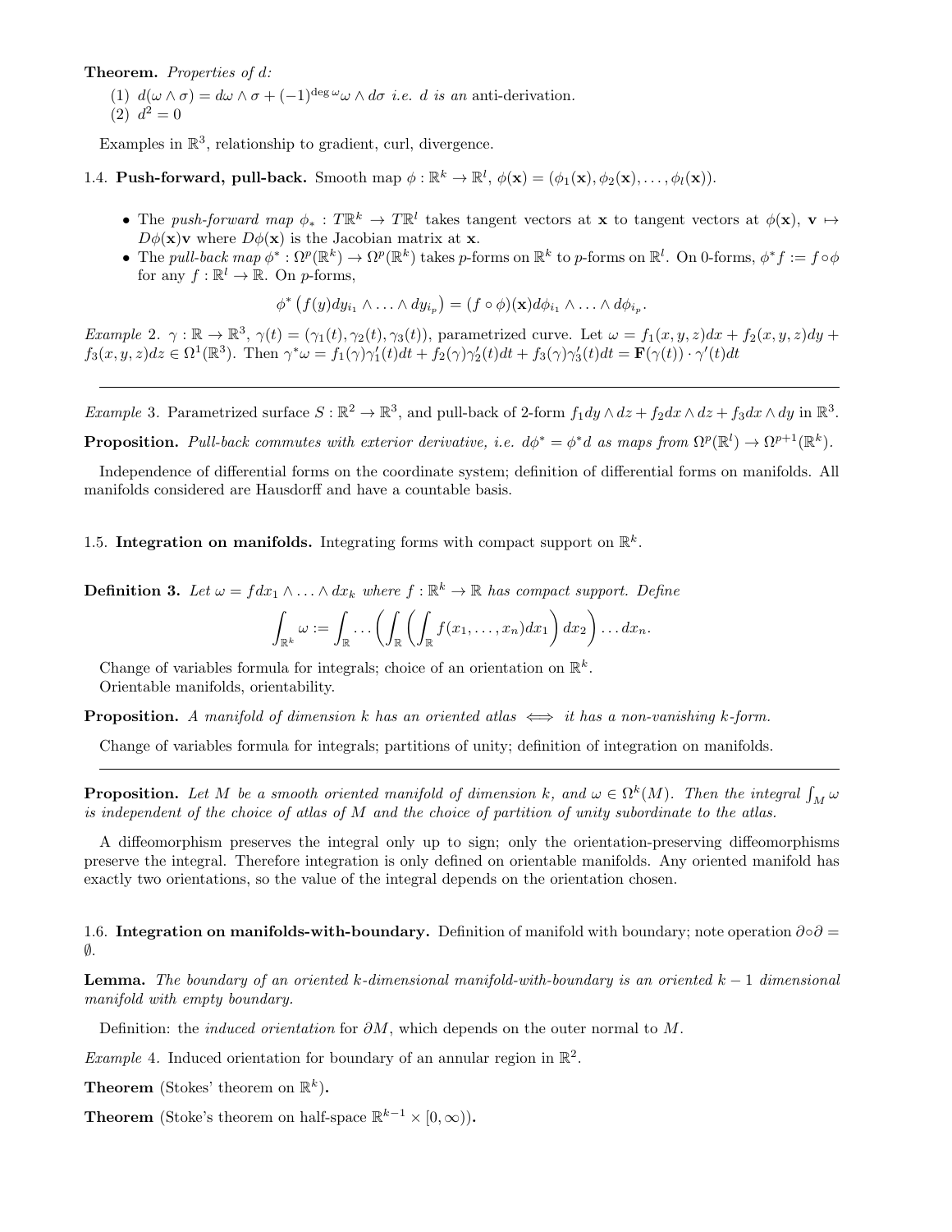**Theorem.** *Properties of d:*

1. $d(\omega \wedge \sigma) = d\omega \wedge \sigma + (-1)^{\deg \omega} \omega \wedge d\sigma$ *i.e. d is an* anti-derivation.
2. $d^2 = 0$

Examples in $\mathbb{R}^3$, relationship to gradient, curl, divergence.

### 1.4. Push-forward, pull-back.

Smooth map $\phi : \mathbb{R}^k \to \mathbb{R}^l$, $\phi(\mathbf{x}) = (\phi_1(\mathbf{x}), \phi_2(\mathbf{x}), \ldots, \phi_l(\mathbf{x}))$.

- The *push-forward map* $\phi_* : T\mathbb{R}^k \to T\mathbb{R}^l$ takes tangent vectors at $\mathbf{x}$ to tangent vectors at $\phi(\mathbf{x})$, $\mathbf{v} \mapsto D\phi(\mathbf{x})\mathbf{v}$ where $D\phi(\mathbf{x})$ is the Jacobian matrix at $\mathbf{x}$.
- The *pull-back map* $\phi^* : \Omega^p(\mathbb{R}^k) \to \Omega^p(\mathbb{R}^k)$ takes $p$-forms on $\mathbb{R}^k$ to $p$-forms on $\mathbb{R}^l$. On 0-forms, $\phi^* f := f \circ \phi$ for any $f : \mathbb{R}^l \to \mathbb{R}$. On $p$-forms,

$$\phi^* \left( f(y) dy_{i_1} \wedge \ldots \wedge dy_{i_p} \right) = (f \circ \phi)(\mathbf{x}) d\phi_{i_1} \wedge \ldots \wedge d\phi_{i_p}.$$

*Example* 2. $\gamma : \mathbb{R} \to \mathbb{R}^3$, $\gamma(t) = (\gamma_1(t), \gamma_2(t), \gamma_3(t))$, parametrized curve. Let $\omega = f_1(x,y,z)dx + f_2(x,y,z)dy + f_3(x,y,z)dz \in \Omega^1(\mathbb{R}^3)$. Then $\gamma^*\omega = f_1(\gamma)\gamma_1'(t)dt + f_2(\gamma)\gamma_2'(t)dt + f_3(\gamma)\gamma_3'(t)dt = \mathbf{F}(\gamma(t)) \cdot \gamma'(t)dt$

---

*Example* 3. Parametrized surface $S : \mathbb{R}^2 \to \mathbb{R}^3$, and pull-back of 2-form $f_1 dy \wedge dz + f_2 dx \wedge dz + f_3 dx \wedge dy$ in $\mathbb{R}^3$.

**Proposition.** *Pull-back commutes with exterior derivative, i.e.* $d\phi^* = \phi^* d$ *as maps from* $\Omega^p(\mathbb{R}^l) \to \Omega^{p+1}(\mathbb{R}^k)$.

Independence of differential forms on the coordinate system; definition of differential forms on manifolds. All manifolds considered are Hausdorff and have a countable basis.

### 1.5. Integration on manifolds.

Integrating forms with compact support on $\mathbb{R}^k$.

**Definition 3.** *Let* $\omega = f dx_1 \wedge \ldots \wedge dx_k$ *where* $f : \mathbb{R}^k \to \mathbb{R}$ *has compact support. Define*

$$\int_{\mathbb{R}^k} \omega := \int_{\mathbb{R}} \ldots \left( \int_{\mathbb{R}} \left( \int_{\mathbb{R}} f(x_1, \ldots, x_n) dx_1 \right) dx_2 \right) \ldots dx_n.$$

Change of variables formula for integrals; choice of an orientation on $\mathbb{R}^k$.
Orientable manifolds, orientability.

**Proposition.** *A manifold of dimension k has an oriented atlas* $\iff$ *it has a non-vanishing k-form.*

Change of variables formula for integrals; partitions of unity; definition of integration on manifolds.

---

**Proposition.** *Let M be a smooth oriented manifold of dimension k, and* $\omega \in \Omega^k(M)$*. Then the integral* $\int_M \omega$ *is independent of the choice of atlas of M and the choice of partition of unity subordinate to the atlas.*

A diffeomorphism preserves the integral only up to sign; only the orientation-preserving diffeomorphisms preserve the integral. Therefore integration is only defined on orientable manifolds. Any oriented manifold has exactly two orientations, so the value of the integral depends on the orientation chosen.

### 1.6. Integration on manifolds-with-boundary.

Definition of manifold with boundary; note operation $\partial \circ \partial = \emptyset$.

**Lemma.** *The boundary of an oriented k-dimensional manifold-with-boundary is an oriented k − 1 dimensional manifold with empty boundary.*

Definition: the *induced orientation* for $\partial M$, which depends on the outer normal to $M$.

*Example* 4. Induced orientation for boundary of an annular region in $\mathbb{R}^2$.

**Theorem** (Stokes' theorem on $\mathbb{R}^k$)**.**

**Theorem** (Stoke's theorem on half-space $\mathbb{R}^{k-1} \times [0, \infty)$)**.**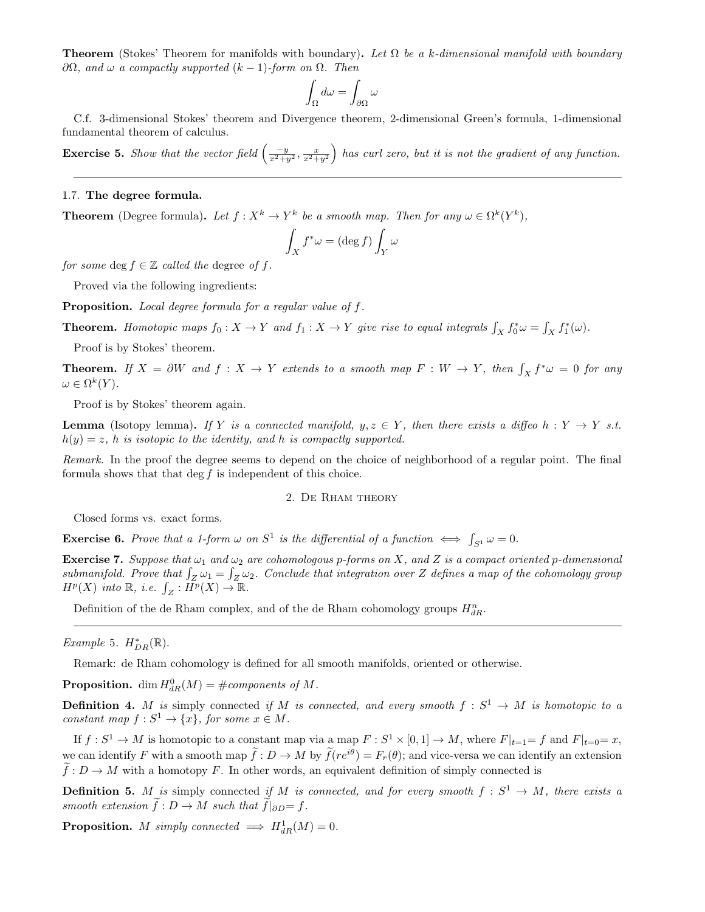**Theorem** (Stokes' Theorem for manifolds with boundary)**.** *Let $\Omega$ be a $k$-dimensional manifold with boundary $\partial\Omega$, and $\omega$ a compactly supported $(k-1)$-form on $\Omega$. Then*

$$\int_\Omega d\omega = \int_{\partial\Omega} \omega$$

C.f. 3-dimensional Stokes' theorem and Divergence theorem, 2-dimensional Green's formula, 1-dimensional fundamental theorem of calculus.

**Exercise 5.** *Show that the vector field $\left(\frac{-y}{x^2+y^2}, \frac{x}{x^2+y^2}\right)$ has curl zero, but it is not the gradient of any function.*

---

### 1.7. **The degree formula.**

**Theorem** (Degree formula)**.** *Let $f : X^k \to Y^k$ be a smooth map. Then for any $\omega \in \Omega^k(Y^k)$,*

$$\int_X f^*\omega = (\deg f) \int_Y \omega$$

*for some $\deg f \in \mathbb{Z}$ called the* degree *of $f$.*

Proved via the following ingredients:

**Proposition.** *Local degree formula for a regular value of $f$.*

**Theorem.** *Homotopic maps $f_0 : X \to Y$ and $f_1 : X \to Y$ give rise to equal integrals $\int_X f_0^*\omega = \int_X f_1^*(\omega)$.*

Proof is by Stokes' theorem.

**Theorem.** *If $X = \partial W$ and $f : X \to Y$ extends to a smooth map $F : W \to Y$, then $\int_X f^*\omega = 0$ for any $\omega \in \Omega^k(Y)$.*

Proof is by Stokes' theorem again.

**Lemma** (Isotopy lemma)**.** *If $Y$ is a connected manifold, $y, z \in Y$, then there exists a diffeo $h : Y \to Y$ s.t. $h(y) = z$, $h$ is isotopic to the identity, and $h$ is compactly supported.*

*Remark.* In the proof the degree seems to depend on the choice of neighborhood of a regular point. The final formula shows that that $\deg f$ is independent of this choice.

## 2. De Rham theory

Closed forms vs. exact forms.

**Exercise 6.** *Prove that a 1-form $\omega$ on $S^1$ is the differential of a function $\iff \int_{S^1} \omega = 0$.*

**Exercise 7.** *Suppose that $\omega_1$ and $\omega_2$ are cohomologous $p$-forms on $X$, and $Z$ is a compact oriented $p$-dimensional submanifold. Prove that $\int_Z \omega_1 = \int_Z \omega_2$. Conclude that integration over $Z$ defines a map of the cohomology group $H^p(X)$ into $\mathbb{R}$, i.e. $\int_Z : H^p(X) \to \mathbb{R}$.*

Definition of the de Rham complex, and of the de Rham cohomology groups $H^n_{dR}$.

---

*Example* 5. $H^*_{DR}(\mathbb{R})$.

Remark: de Rham cohomology is defined for all smooth manifolds, oriented or otherwise.

**Proposition.** $\dim H^0_{dR}(M) = \#$*components of $M$.*

**Definition 4.** *$M$ is* simply connected *if $M$ is connected, and every smooth $f : S^1 \to M$ is homotopic to a constant map $f : S^1 \to \{x\}$, for some $x \in M$.*

If $f : S^1 \to M$ is homotopic to a constant map via a map $F : S^1 \times [0,1] \to M$, where $F|_{t=1}= f$ and $F|_{t=0}= x$, we can identify $F$ with a smooth map $\widetilde{f} : D \to M$ by $\widetilde{f}(re^{i\theta}) = F_r(\theta)$; and vice-versa we can identify an extension $\widetilde{f} : D \to M$ with a homotopy $F$. In other words, an equivalent definition of simply connected is

**Definition 5.** *$M$ is* simply connected *if $M$ is connected, and for every smooth $f : S^1 \to M$, there exists a smooth extension $\widetilde{f} : D \to M$ such that $\widetilde{f}|_{\partial D}= f$.*

**Proposition.** *$M$ simply connected $\implies H^1_{dR}(M) = 0$.*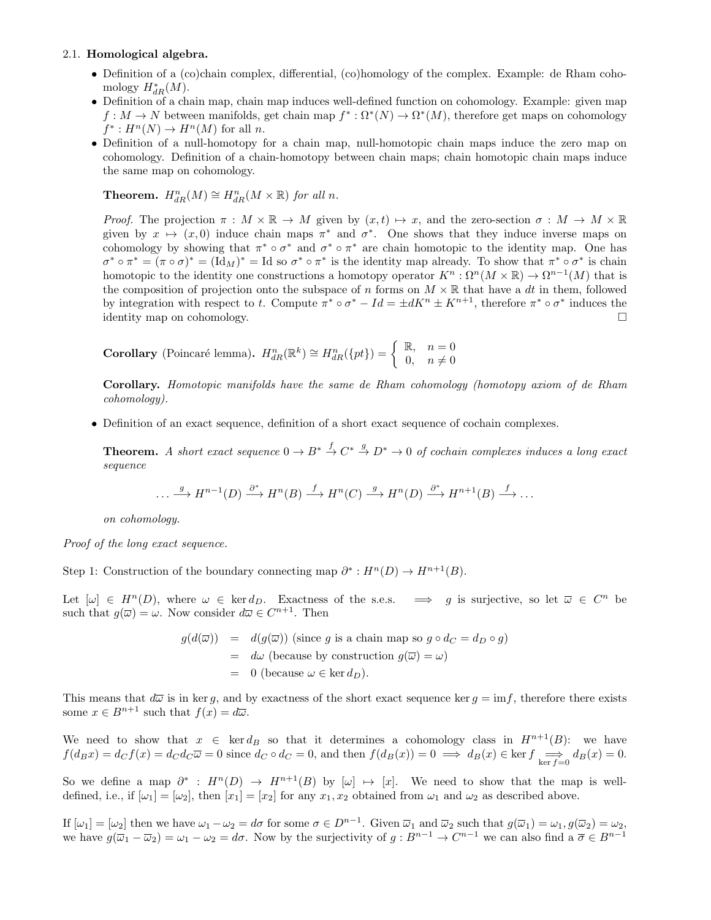### 2.1. **Homological algebra.**

- Definition of a (co)chain complex, differential, (co)homology of the complex. Example: de Rham cohomology $H^*_{dR}(M)$.
- Definition of a chain map, chain map induces well-defined function on cohomology. Example: given map $f : M \to N$ between manifolds, get chain map $f^* : \Omega^*(N) \to \Omega^*(M)$, therefore get maps on cohomology $f^* : H^n(N) \to H^n(M)$ for all $n$.
- Definition of a null-homotopy for a chain map, null-homotopic chain maps induce the zero map on cohomology. Definition of a chain-homotopy between chain maps; chain homotopic chain maps induce the same map on cohomology.

  **Theorem.** *$H^n_{dR}(M) \cong H^n_{dR}(M \times \mathbb{R})$ for all $n$.*

  *Proof.* The projection $\pi : M \times \mathbb{R} \to M$ given by $(x,t) \mapsto x$, and the zero-section $\sigma : M \to M \times \mathbb{R}$ given by $x \mapsto (x,0)$ induce chain maps $\pi^*$ and $\sigma^*$. One shows that they induce inverse maps on cohomology by showing that $\pi^* \circ \sigma^*$ and $\sigma^* \circ \pi^*$ are chain homotopic to the identity map. One has $\sigma^* \circ \pi^* = (\pi \circ \sigma)^* = (\mathrm{Id}_M)^* = \mathrm{Id}$ so $\sigma^* \circ \pi^*$ is the identity map already. To show that $\pi^* \circ \sigma^*$ is chain homotopic to the identity one constructions a homotopy operator $K^n : \Omega^n(M \times \mathbb{R}) \to \Omega^{n-1}(M)$ that is the composition of projection onto the subspace of $n$ forms on $M \times \mathbb{R}$ that have a $dt$ in them, followed by integration with respect to $t$. Compute $\pi^* \circ \sigma^* - Id = \pm dK^n \pm K^{n+1}$, therefore $\pi^* \circ \sigma^*$ induces the identity map on cohomology. $\square$

  **Corollary** (Poincaré lemma)**.** $H^n_{dR}(\mathbb{R}^k) \cong H^n_{dR}(\{pt\}) = \begin{cases} \mathbb{R}, & n = 0 \\ 0, & n \neq 0 \end{cases}$

  **Corollary.** *Homotopic manifolds have the same de Rham cohomology (homotopy axiom of de Rham cohomology).*

- Definition of an exact sequence, definition of a short exact sequence of cochain complexes.

  **Theorem.** *A short exact sequence $0 \to B^* \xrightarrow{f} C^* \xrightarrow{g} D^* \to 0$ of cochain complexes induces a long exact sequence*

  $$\ldots \xrightarrow{g} H^{n-1}(D) \xrightarrow{\partial^*} H^n(B) \xrightarrow{f} H^n(C) \xrightarrow{g} H^n(D) \xrightarrow{\partial^*} H^{n+1}(B) \xrightarrow{f} \ldots$$

  *on cohomology.*

*Proof of the long exact sequence.*

Step 1: Construction of the boundary connecting map $\partial^* : H^n(D) \to H^{n+1}(B)$.

Let $[\omega] \in H^n(D)$, where $\omega \in \ker d_D$. Exactness of the s.e.s. $\implies$ $g$ is surjective, so let $\overline{\omega} \in C^n$ be such that $g(\overline{\omega}) = \omega$. Now consider $d\overline{\omega} \in C^{n+1}$. Then

$$\begin{aligned} g(d(\overline{\omega})) &= d(g(\overline{\omega})) \text{ (since } g \text{ is a chain map so } g \circ d_C = d_D \circ g) \\ &= d\omega \text{ (because by construction } g(\overline{\omega}) = \omega) \\ &= 0 \text{ (because } \omega \in \ker d_D). \end{aligned}$$

This means that $d\overline{\omega}$ is in $\ker g$, and by exactness of the short exact sequence $\ker g = \mathrm{im} f$, therefore there exists some $x \in B^{n+1}$ such that $f(x) = d\overline{\omega}$.

We need to show that $x \in \ker d_B$ so that it determines a cohomology class in $H^{n+1}(B)$: we have $f(d_B x) = d_C f(x) = d_C d_C \overline{\omega} = 0$ since $d_C \circ d_C = 0$, and then $f(d_B(x)) = 0 \implies d_B(x) \in \ker f \underset{\ker f = 0}{\implies} d_B(x) = 0$.

So we define a map $\partial^* : H^n(D) \to H^{n+1}(B)$ by $[\omega] \mapsto [x]$. We need to show that the map is well-defined, i.e., if $[\omega_1] = [\omega_2]$, then $[x_1] = [x_2]$ for any $x_1, x_2$ obtained from $\omega_1$ and $\omega_2$ as described above.

If $[\omega_1] = [\omega_2]$ then we have $\omega_1 - \omega_2 = d\sigma$ for some $\sigma \in D^{n-1}$. Given $\overline{\omega}_1$ and $\overline{\omega}_2$ such that $g(\overline{\omega}_1) = \omega_1, g(\overline{\omega}_2) = \omega_2$, we have $g(\overline{\omega}_1 - \overline{\omega}_2) = \omega_1 - \omega_2 = d\sigma$. Now by the surjectivity of $g : B^{n-1} \to C^{n-1}$ we can also find a $\overline{\sigma} \in B^{n-1}$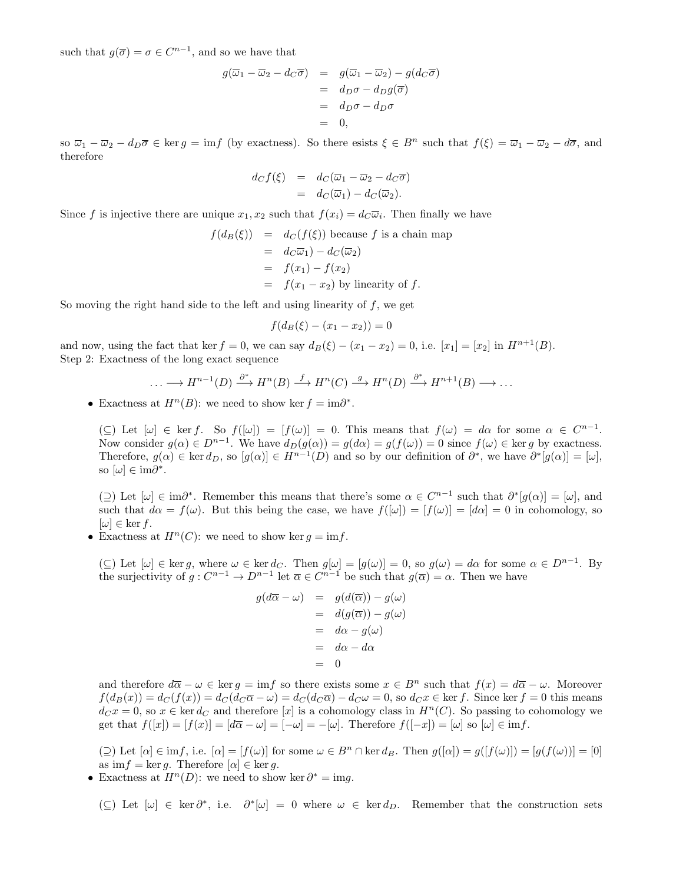such that $g(\overline{\sigma}) = \sigma \in C^{n-1}$, and so we have that

$$\begin{aligned} g(\overline{\omega}_1 - \overline{\omega}_2 - d_C\overline{\sigma}) &= g(\overline{\omega}_1 - \overline{\omega}_2) - g(d_C\overline{\sigma}) \\ &= d_D\sigma - d_D g(\overline{\sigma}) \\ &= d_D\sigma - d_D\sigma \\ &= 0, \end{aligned}$$

so $\overline{\omega}_1 - \overline{\omega}_2 - d_D\overline{\sigma} \in \ker g = \operatorname{im} f$ (by exactness). So there esists $\xi \in B^n$ such that $f(\xi) = \overline{\omega}_1 - \overline{\omega}_2 - d\overline{\sigma}$, and therefore

$$\begin{aligned} d_C f(\xi) &= d_C(\overline{\omega}_1 - \overline{\omega}_2 - d_C\overline{\sigma}) \\ &= d_C(\overline{\omega}_1) - d_C(\overline{\omega}_2). \end{aligned}$$

Since $f$ is injective there are unique $x_1, x_2$ such that $f(x_i) = d_C\overline{\omega}_i$. Then finally we have

$$\begin{aligned} f(d_B(\xi)) &= d_C(f(\xi)) \text{ because } f \text{ is a chain map} \\ &= d_C\overline{\omega}_1) - d_C(\overline{\omega}_2) \\ &= f(x_1) - f(x_2) \\ &= f(x_1 - x_2) \text{ by linearity of } f. \end{aligned}$$

So moving the right hand side to the left and using linearity of $f$, we get

$$f(d_B(\xi) - (x_1 - x_2)) = 0$$

and now, using the fact that $\ker f = 0$, we can say $d_B(\xi) - (x_1 - x_2) = 0$, i.e. $[x_1] = [x_2]$ in $H^{n+1}(B)$.

Step 2: Exactness of the long exact sequence

$$\ldots \longrightarrow H^{n-1}(D) \xrightarrow{\partial^*} H^n(B) \xrightarrow{f} H^n(C) \xrightarrow{g} H^n(D) \xrightarrow{\partial^*} H^{n+1}(B) \longrightarrow \ldots$$

- Exactness at $H^n(B)$: we need to show $\ker f = \operatorname{im}\partial^*$.

  ($\subseteq$) Let $[\omega] \in \ker f$. So $f([\omega]) = [f(\omega)] = 0$. This means that $f(\omega) = d\alpha$ for some $\alpha \in C^{n-1}$. Now consider $g(\alpha) \in D^{n-1}$. We have $d_D(g(\alpha)) = g(d\alpha) = g(f(\omega)) = 0$ since $f(\omega) \in \ker g$ by exactness. Therefore, $g(\alpha) \in \ker d_D$, so $[g(\alpha)] \in H^{n-1}(D)$ and so by our definition of $\partial^*$, we have $\partial^*[g(\alpha)] = [\omega]$, so $[\omega] \in \operatorname{im}\partial^*$.

  ($\supseteq$) Let $[\omega] \in \operatorname{im}\partial^*$. Remember this means that there's some $\alpha \in C^{n-1}$ such that $\partial^*[g(\alpha)] = [\omega]$, and such that $d\alpha = f(\omega)$. But this being the case, we have $f([\omega]) = [f(\omega)] = [d\alpha] = 0$ in cohomology, so $[\omega] \in \ker f$.

- Exactness at $H^n(C)$: we need to show $\ker g = \operatorname{im} f$.

  ($\subseteq$) Let $[\omega] \in \ker g$, where $\omega \in \ker d_C$. Then $g[\omega] = [g(\omega)] = 0$, so $g(\omega) = d\alpha$ for some $\alpha \in D^{n-1}$. By the surjectivity of $g : C^{n-1} \to D^{n-1}$ let $\overline{\alpha} \in C^{n-1}$ be such that $g(\overline{\alpha}) = \alpha$. Then we have

$$\begin{aligned} g(d\overline{\alpha} - \omega) &= g(d(\overline{\alpha})) - g(\omega) \\ &= d(g(\overline{\alpha})) - g(\omega) \\ &= d\alpha - g(\omega) \\ &= d\alpha - d\alpha \\ &= 0 \end{aligned}$$

  and therefore $d\overline{\alpha} - \omega \in \ker g = \operatorname{im} f$ so there exists some $x \in B^n$ such that $f(x) = d\overline{\alpha} - \omega$. Moreover $f(d_B(x)) = d_C(f(x)) = d_C(d_C\overline{\alpha} - \omega) = d_C(d_C\overline{\alpha}) - d_C\omega = 0$, so $d_C x \in \ker f$. Since $\ker f = 0$ this means $d_C x = 0$, so $x \in \ker d_C$ and therefore $[x]$ is a cohomology class in $H^n(C)$. So passing to cohomology we get that $f([x]) = [f(x)] = [d\overline{\alpha} - \omega] = [-\omega] = -[\omega]$. Therefore $f([-x]) = [\omega]$ so $[\omega] \in \operatorname{im} f$.

  ($\supseteq$) Let $[\alpha] \in \operatorname{im} f$, i.e. $[\alpha] = [f(\omega)]$ for some $\omega \in B^n \cap \ker d_B$. Then $g([\alpha]) = g([f(\omega)]) = [g(f(\omega))] = [0]$ as $\operatorname{im} f = \ker g$. Therefore $[\alpha] \in \ker g$.

- Exactness at $H^n(D)$: we need to show $\ker \partial^* = \operatorname{im} g$.

  ($\subseteq$) Let $[\omega] \in \ker \partial^*$, i.e. $\partial^*[\omega] = 0$ where $\omega \in \ker d_D$. Remember that the construction sets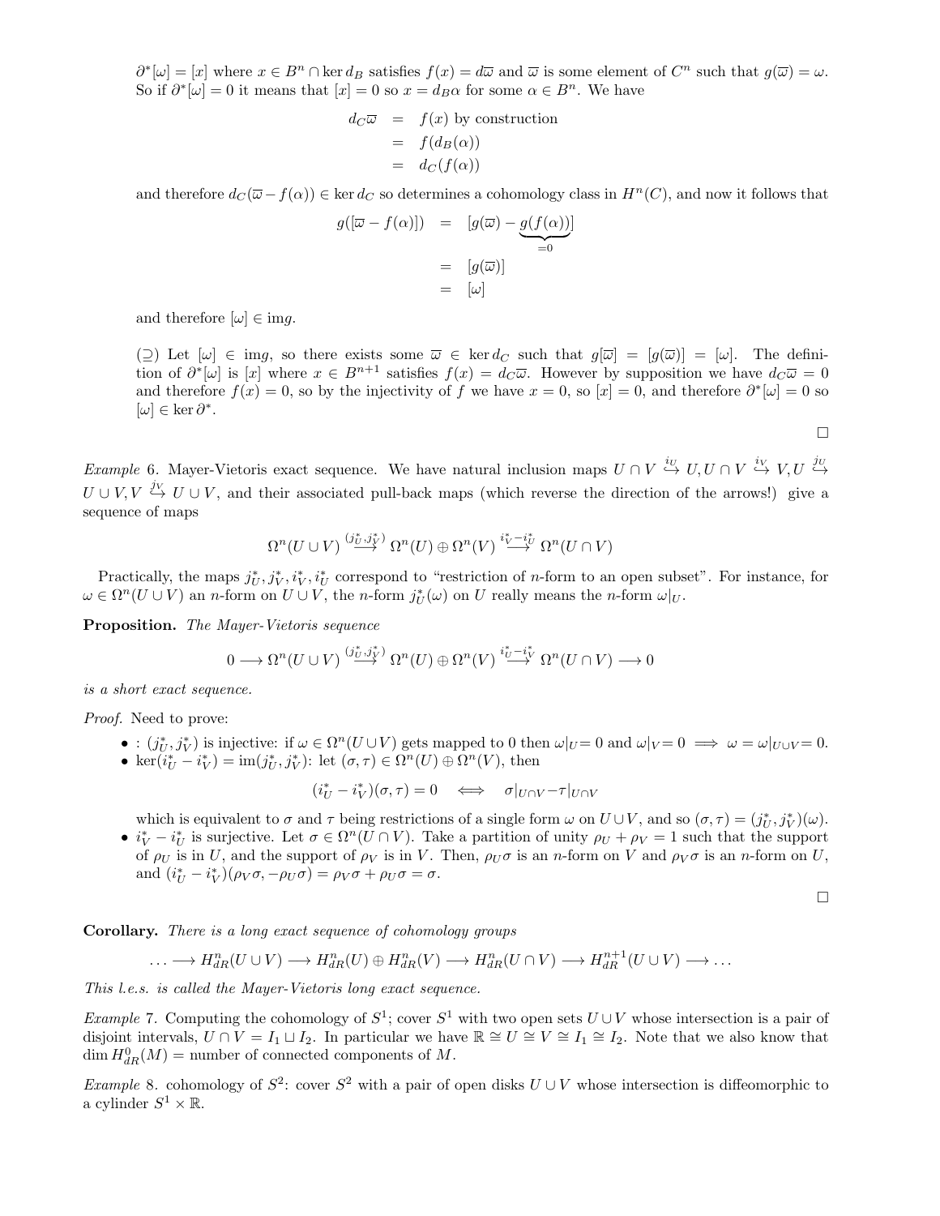$\partial^*[\omega] = [x]$ where $x \in B^n \cap \ker d_B$ satisfies $f(x) = d\varpi$ and $\varpi$ is some element of $C^n$ such that $g(\varpi) = \omega$. So if $\partial^*[\omega] = 0$ it means that $[x] = 0$ so $x = d_B\alpha$ for some $\alpha \in B^n$. We have

$$\begin{aligned} d_C\varpi &= f(x) \text{ by construction} \\ &= f(d_B(\alpha)) \\ &= d_C(f(\alpha)) \end{aligned}$$

and therefore $d_C(\varpi - f(\alpha)) \in \ker d_C$ so determines a cohomology class in $H^n(C)$, and now it follows that

$$\begin{aligned} g([\varpi - f(\alpha)]) &= [g(\varpi) - \underbrace{g(f(\alpha))}_{=0}] \\ &= [g(\varpi)] \\ &= [\omega] \end{aligned}$$

and therefore $[\omega] \in \text{img}$.

($\supseteq$) Let $[\omega] \in \text{im}g$, so there exists some $\varpi \in \ker d_C$ such that $g[\varpi] = [g(\varpi)] = [\omega]$. The definition of $\partial^*[\omega]$ is $[x]$ where $x \in B^{n+1}$ satisfies $f(x) = d_C\varpi$. However by supposition we have $d_C\varpi = 0$ and therefore $f(x) = 0$, so by the injectivity of $f$ we have $x = 0$, so $[x] = 0$, and therefore $\partial^*[\omega] = 0$ so $[\omega] \in \ker \partial^*$.

□

*Example* 6. Mayer-Vietoris exact sequence. We have natural inclusion maps $U \cap V \overset{i_U}{\hookrightarrow} U, U \cap V \overset{i_V}{\hookrightarrow} V, U \overset{j_U}{\hookrightarrow} U \cup V, V \overset{j_V}{\hookrightarrow} U \cup V$, and their associated pull-back maps (which reverse the direction of the arrows!) give a sequence of maps

$$\Omega^n(U \cup V) \overset{(j_U^*, j_V^*)}{\longrightarrow} \Omega^n(U) \oplus \Omega^n(V) \overset{i_V^* - i_U^*}{\longrightarrow} \Omega^n(U \cap V)$$

Practically, the maps $j_U^*, j_V^*, i_V^*, i_U^*$ correspond to "restriction of $n$-form to an open subset". For instance, for $\omega \in \Omega^n(U \cup V)$ an $n$-form on $U \cup V$, the $n$-form $j_U^*(\omega)$ on $U$ really means the $n$-form $\omega|_U$.

**Proposition.** *The Mayer-Vietoris sequence*

$$0 \longrightarrow \Omega^n(U \cup V) \overset{(j_U^*, j_V^*)}{\longrightarrow} \Omega^n(U) \oplus \Omega^n(V) \overset{i_U^* - i_V^*}{\longrightarrow} \Omega^n(U \cap V) \longrightarrow 0$$

*is a short exact sequence.*

*Proof.* Need to prove:

- : $(j_U^*, j_V^*)$ is injective: if $\omega \in \Omega^n(U \cup V)$ gets mapped to 0 then $\omega|_U = 0$ and $\omega|_V = 0 \implies \omega = \omega|_{U \cup V} = 0$.
- $\ker(i_U^* - i_V^*) = \text{im}(j_U^*, j_V^*)$: let $(\sigma, \tau) \in \Omega^n(U) \oplus \Omega^n(V)$, then

$$(i_U^* - i_V^*)(\sigma, \tau) = 0 \iff \sigma|_{U \cap V} - \tau|_{U \cap V}$$

  which is equivalent to $\sigma$ and $\tau$ being restrictions of a single form $\omega$ on $U \cup V$, and so $(\sigma, \tau) = (j_U^*, j_V^*)(\omega)$.
- $i_V^* - i_U^*$ is surjective. Let $\sigma \in \Omega^n(U \cap V)$. Take a partition of unity $\rho_U + \rho_V = 1$ such that the support of $\rho_U$ is in $U$, and the support of $\rho_V$ is in $V$. Then, $\rho_U\sigma$ is an $n$-form on $V$ and $\rho_V\sigma$ is an $n$-form on $U$, and $(i_U^* - i_V^*)(\rho_V\sigma, -\rho_U\sigma) = \rho_V\sigma + \rho_U\sigma = \sigma$.

□

**Corollary.** *There is a long exact sequence of cohomology groups*

$$\ldots \longrightarrow H^n_{dR}(U \cup V) \longrightarrow H^n_{dR}(U) \oplus H^n_{dR}(V) \longrightarrow H^n_{dR}(U \cap V) \longrightarrow H^{n+1}_{dR}(U \cup V) \longrightarrow \ldots$$

*This l.e.s. is called the Mayer-Vietoris long exact sequence.*

*Example* 7. Computing the cohomology of $S^1$; cover $S^1$ with two open sets $U \cup V$ whose intersection is a pair of disjoint intervals, $U \cap V = I_1 \sqcup I_2$. In particular we have $\mathbb{R} \cong U \cong V \cong I_1 \cong I_2$. Note that we also know that $\dim H^0_{dR}(M) =$ number of connected components of $M$.

*Example* 8. cohomology of $S^2$: cover $S^2$ with a pair of open disks $U \cup V$ whose intersection is diffeomorphic to a cylinder $S^1 \times \mathbb{R}$.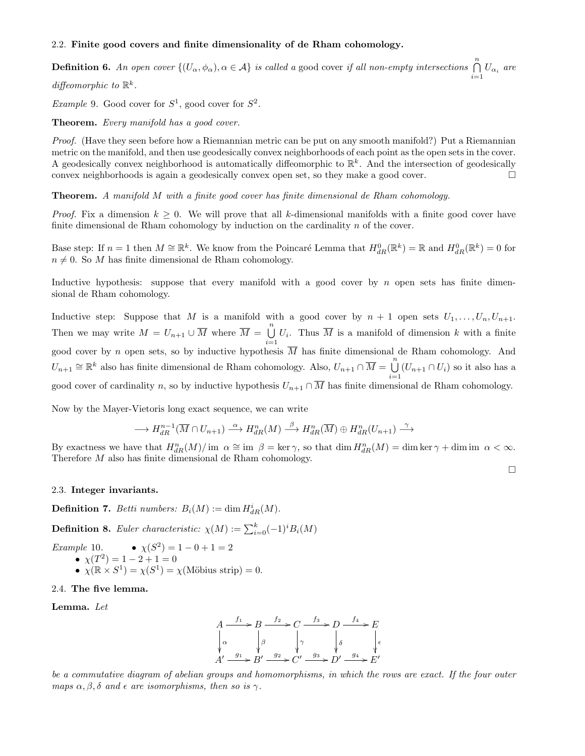### 2.2. **Finite good covers and finite dimensionality of de Rham cohomology.**

**Definition 6.** *An open cover $\{(U_\alpha, \phi_\alpha), \alpha \in \mathcal{A}\}$ is called a* good cover *if all non-empty intersections $\bigcap_{i=1}^{n} U_{\alpha_i}$ are diffeomorphic to $\mathbb{R}^k$.*

*Example* 9. Good cover for $S^1$, good cover for $S^2$.

**Theorem.** *Every manifold has a good cover.*

*Proof.* (Have they seen before how a Riemannian metric can be put on any smooth manifold?) Put a Riemannian metric on the manifold, and then use geodesically convex neighborhoods of each point as the open sets in the cover. A geodesically convex neighborhood is automatically diffeomorphic to $\mathbb{R}^k$. And the intersection of geodesically convex neighborhoods is again a geodesically convex open set, so they make a good cover. □

**Theorem.** *A manifold $M$ with a finite good cover has finite dimensional de Rham cohomology.*

*Proof.* Fix a dimension $k \geq 0$. We will prove that all $k$-dimensional manifolds with a finite good cover have finite dimensional de Rham cohomology by induction on the cardinality $n$ of the cover.

Base step: If $n = 1$ then $M \cong \mathbb{R}^k$. We know from the Poincaré Lemma that $H^0_{dR}(\mathbb{R}^k) = \mathbb{R}$ and $H^0_{dR}(\mathbb{R}^k) = 0$ for $n \neq 0$. So $M$ has finite dimensional de Rham cohomology.

Inductive hypothesis: suppose that every manifold with a good cover by $n$ open sets has finite dimensional de Rham cohomology.

Inductive step: Suppose that $M$ is a manifold with a good cover by $n+1$ open sets $U_1, \ldots, U_n, U_{n+1}$. Then we may write $M = U_{n+1} \cup \overline{M}$ where $\overline{M} = \bigcup_{i=1}^{n} U_i$. Thus $\overline{M}$ is a manifold of dimension $k$ with a finite good cover by $n$ open sets, so by inductive hypothesis $\overline{M}$ has finite dimensional de Rham cohomology. And $U_{n+1} \cong \mathbb{R}^k$ also has finite dimensional de Rham cohomology. Also, $U_{n+1} \cap \overline{M} = \bigcup_{i=1}^{n} (U_{n+1} \cap U_i)$ so it also has a good cover of cardinality $n$, so by inductive hypothesis $U_{n+1} \cap \overline{M}$ has finite dimensional de Rham cohomology.

Now by the Mayer-Vietoris long exact sequence, we can write

$$\longrightarrow H^{n-1}_{dR}(\overline{M} \cap U_{n+1}) \xrightarrow{\alpha} H^n_{dR}(M) \xrightarrow{\beta} H^n_{dR}(\overline{M}) \oplus H^n_{dR}(U_{n+1}) \xrightarrow{\gamma}$$

By exactness we have that $H^n_{dR}(M)/\operatorname{im}\ \alpha \cong \operatorname{im}\ \beta = \ker \gamma$, so that $\dim H^n_{dR}(M) = \dim \ker \gamma + \dim \operatorname{im}\ \alpha < \infty$. Therefore $M$ also has finite dimensional de Rham cohomology. □

### 2.3. **Integer invariants.**

**Definition 7.** *Betti numbers: $B_i(M) := \dim H^i_{dR}(M)$.*

**Definition 8.** *Euler characteristic: $\chi(M) := \sum_{i=0}^{k} (-1)^i B_i(M)$*

*Example* 10.
- $\chi(S^2) = 1 - 0 + 1 = 2$
- $\chi(T^2) = 1 - 2 + 1 = 0$
- $\chi(\mathbb{R} \times S^1) = \chi(S^1) = \chi(\text{Möbius strip}) = 0$.

### 2.4. **The five lemma.**

**Lemma.** *Let*

$$\begin{array}{ccccccccc}
A & \xrightarrow{f_1} & B & \xrightarrow{f_2} & C & \xrightarrow{f_3} & D & \xrightarrow{f_4} & E \\
\downarrow{\scriptstyle\alpha} & & \downarrow{\scriptstyle\beta} & & \downarrow{\scriptstyle\gamma} & & \downarrow{\scriptstyle\delta} & & \downarrow{\scriptstyle\epsilon} \\
A' & \xrightarrow{g_1} & B' & \xrightarrow{g_2} & C' & \xrightarrow{g_3} & D' & \xrightarrow{g_4} & E'
\end{array}$$

*be a commutative diagram of abelian groups and homomorphisms, in which the rows are exact. If the four outer maps $\alpha, \beta, \delta$ and $\epsilon$ are isomorphisms, then so is $\gamma$.*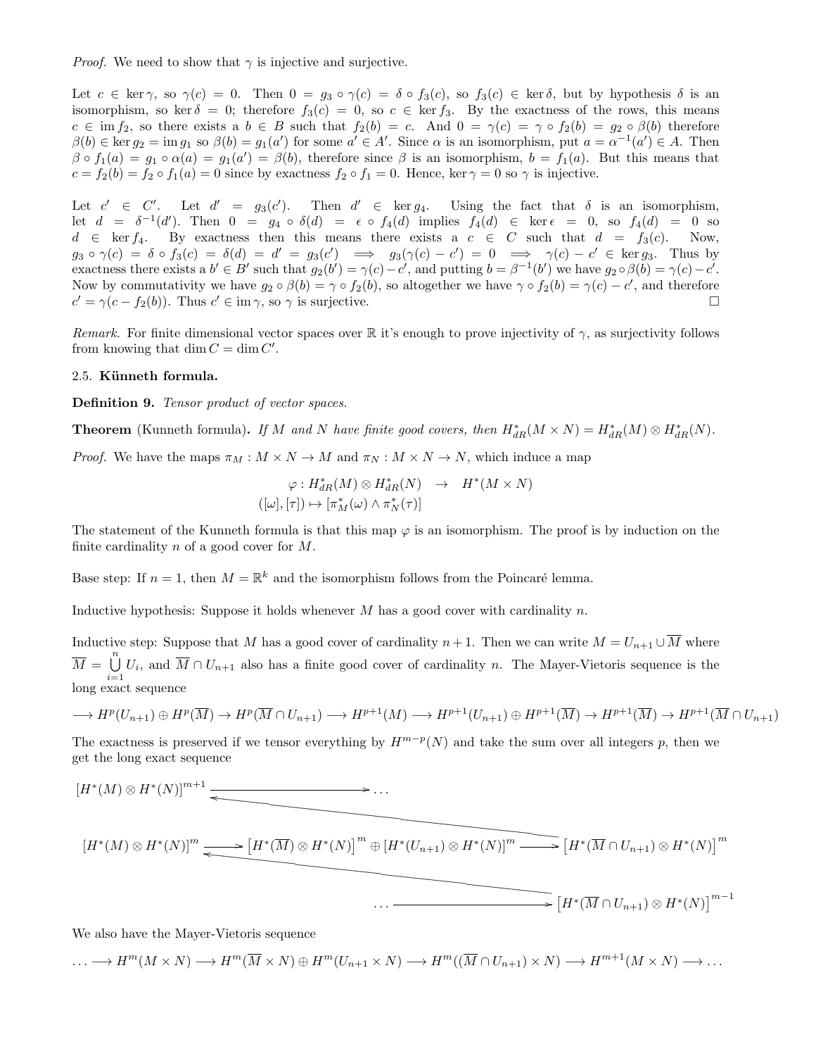*Proof.* We need to show that $\gamma$ is injective and surjective.

Let $c \in \ker \gamma$, so $\gamma(c) = 0$. Then $0 = g_3 \circ \gamma(c) = \delta \circ f_3(c)$, so $f_3(c) \in \ker \delta$, but by hypothesis $\delta$ is an isomorphism, so $\ker \delta = 0$; therefore $f_3(c) = 0$, so $c \in \ker f_3$. By the exactness of the rows, this means $c \in \operatorname{im} f_2$, so there exists a $b \in B$ such that $f_2(b) = c$. And $0 = \gamma(c) = \gamma \circ f_2(b) = g_2 \circ \beta(b)$ therefore $\beta(b) \in \ker g_2 = \operatorname{im} g_1$ so $\beta(b) = g_1(a')$ for some $a' \in A'$. Since $\alpha$ is an isomorphism, put $a = \alpha^{-1}(a') \in A$. Then $\beta \circ f_1(a) = g_1 \circ \alpha(a) = g_1(a') = \beta(b)$, therefore since $\beta$ is an isomorphism, $b = f_1(a)$. But this means that $c = f_2(b) = f_2 \circ f_1(a) = 0$ since by exactness $f_2 \circ f_1 = 0$. Hence, $\ker \gamma = 0$ so $\gamma$ is injective.

Let $c' \in C'$. Let $d' = g_3(c')$. Then $d' \in \ker g_4$. Using the fact that $\delta$ is an isomorphism, let $d = \delta^{-1}(d')$. Then $0 = g_4 \circ \delta(d) = \epsilon \circ f_4(d)$ implies $f_4(d) \in \ker \epsilon = 0$, so $f_4(d) = 0$ so $d \in \ker f_4$. By exactness then this means there exists a $c \in C$ such that $d = f_3(c)$. Now, $g_3 \circ \gamma(c) = \delta \circ f_3(c) = \delta(d) = d' = g_3(c') \implies g_3(\gamma(c) - c') = 0 \implies \gamma(c) - c' \in \ker g_3$. Thus by exactness there exists a $b' \in B'$ such that $g_2(b') = \gamma(c) - c'$, and putting $b = \beta^{-1}(b')$ we have $g_2 \circ \beta(b) = \gamma(c) - c'$. Now by commutativity we have $g_2 \circ \beta(b) = \gamma \circ f_2(b)$, so altogether we have $\gamma \circ f_2(b) = \gamma(c) - c'$, and therefore $c' = \gamma(c - f_2(b))$. Thus $c' \in \operatorname{im} \gamma$, so $\gamma$ is surjective. $\square$

*Remark.* For finite dimensional vector spaces over $\mathbb{R}$ it's enough to prove injectivity of $\gamma$, as surjectivity follows from knowing that $\dim C = \dim C'$.

### 2.5. Künneth formula.

**Definition 9.** *Tensor product of vector spaces.*

**Theorem** (Kunneth formula)**.** *If $M$ and $N$ have finite good covers, then $H^*_{dR}(M \times N) = H^*_{dR}(M) \otimes H^*_{dR}(N)$.*

*Proof.* We have the maps $\pi_M : M \times N \to M$ and $\pi_N : M \times N \to N$, which induce a map

$$\begin{aligned} \varphi : H^*_{dR}(M) \otimes H^*_{dR}(N) &\to H^*(M \times N) \\ ([\omega], [\tau]) &\mapsto [\pi_M^*(\omega) \wedge \pi_N^*(\tau)] \end{aligned}$$

The statement of the Kunneth formula is that this map $\varphi$ is an isomorphism. The proof is by induction on the finite cardinality $n$ of a good cover for $M$.

Base step: If $n = 1$, then $M = \mathbb{R}^k$ and the isomorphism follows from the Poincaré lemma.

Inductive hypothesis: Suppose it holds whenever $M$ has a good cover with cardinality $n$.

Inductive step: Suppose that $M$ has a good cover of cardinality $n+1$. Then we can write $M = U_{n+1} \cup \overline{M}$ where $\overline{M} = \bigcup_{i=1}^{n} U_i$, and $\overline{M} \cap U_{n+1}$ also has a finite good cover of cardinality $n$. The Mayer-Vietoris sequence is the long exact sequence

$$\longrightarrow H^p(U_{n+1}) \oplus H^p(\overline{M}) \to H^p(\overline{M} \cap U_{n+1}) \longrightarrow H^{p+1}(M) \longrightarrow H^{p+1}(U_{n+1}) \oplus H^{p+1}(\overline{M}) \to H^{p+1}(\overline{M}) \to H^{p+1}(\overline{M} \cap U_{n+1})$$

The exactness is preserved if we tensor everything by $H^{m-p}(N)$ and take the sum over all integers $p$, then we get the long exact sequence

$$\begin{array}{ccccc} [H^*(M) \otimes H^*(N)]^{m+1} & \longrightarrow & \dots & & \\ & \nwarrow & & & \\ [H^*(M) \otimes H^*(N)]^m & \longrightarrow & \left[H^*(\overline{M}) \otimes H^*(N)\right]^m \oplus [H^*(U_{n+1}) \otimes H^*(N)]^m & \longrightarrow & \left[H^*(\overline{M} \cap U_{n+1}) \otimes H^*(N)\right]^m \\ & \nwarrow & & & \\ & & \dots & \longrightarrow & \left[H^*(\overline{M} \cap U_{n+1}) \otimes H^*(N)\right]^{m-1} \end{array}$$

We also have the Mayer-Vietoris sequence

$$\dots \longrightarrow H^m(M \times N) \longrightarrow H^m(\overline{M} \times N) \oplus H^m(U_{n+1} \times N) \longrightarrow H^m((\overline{M} \cap U_{n+1}) \times N) \longrightarrow H^{m+1}(M \times N) \longrightarrow \dots$$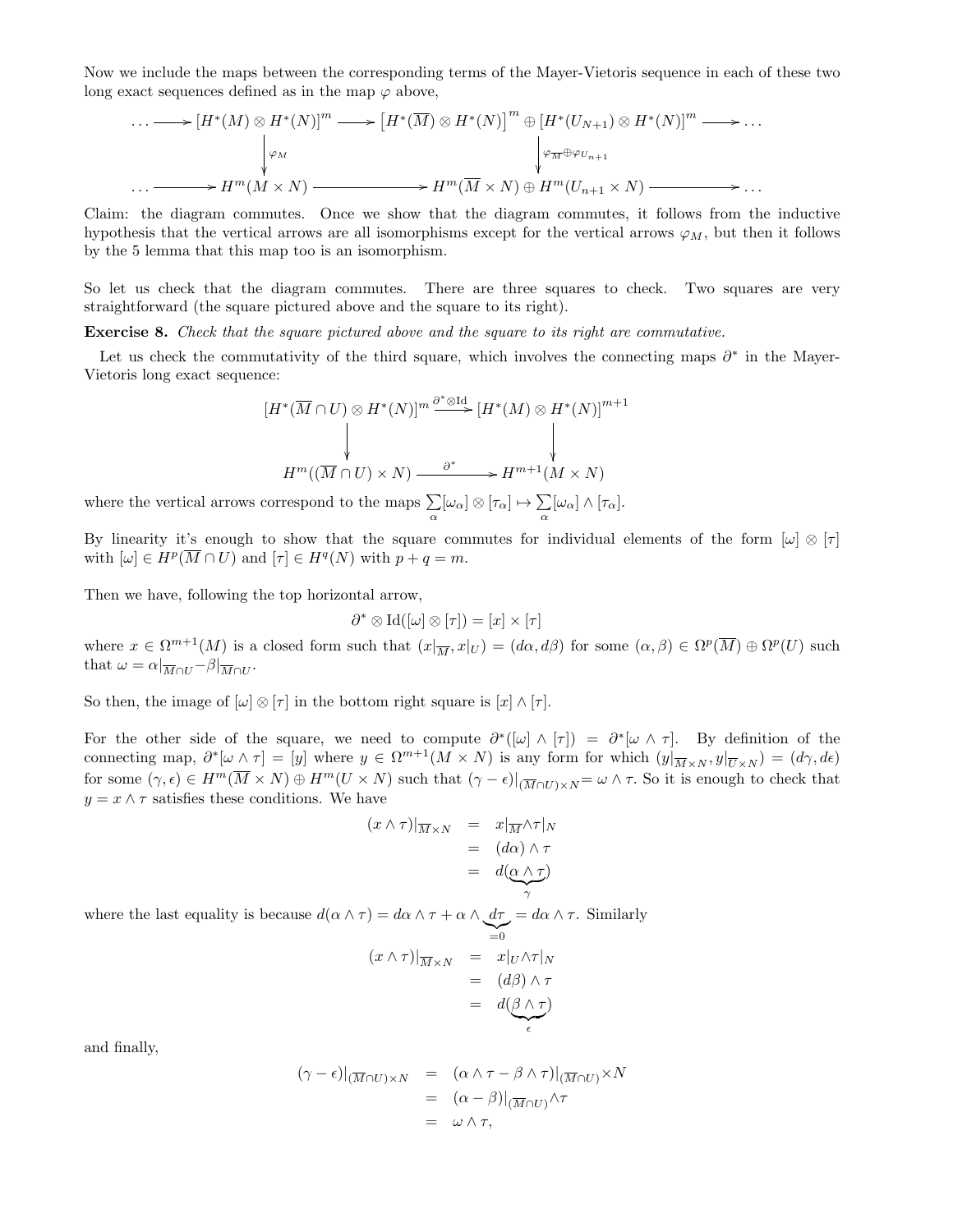Now we include the maps between the corresponding terms of the Mayer-Vietoris sequence in each of these two long exact sequences defined as in the map $\varphi$ above,

$$
\begin{array}{ccccccc}
\dots \longrightarrow & [H^*(M) \otimes H^*(N)]^m & \longrightarrow & \left[H^*(\overline{M}) \otimes H^*(N)\right]^m \oplus [H^*(U_{N+1}) \otimes H^*(N)]^m & \longrightarrow \dots \\
& \downarrow \varphi_M & & \downarrow \varphi_{\overline{M}} \oplus \varphi_{U_{n+1}} & \\
\dots \longrightarrow & H^m(M \times N) & \longrightarrow & H^m(\overline{M} \times N) \oplus H^m(U_{n+1} \times N) & \longrightarrow \dots
\end{array}
$$

Claim: the diagram commutes. Once we show that the diagram commutes, it follows from the inductive hypothesis that the vertical arrows are all isomorphisms except for the vertical arrows $\varphi_M$, but then it follows by the 5 lemma that this map too is an isomorphism.

So let us check that the diagram commutes. There are three squares to check. Two squares are very straightforward (the square pictured above and the square to its right).

**Exercise 8.** *Check that the square pictured above and the square to its right are commutative.*

Let us check the commutativity of the third square, which involves the connecting maps $\partial^*$ in the Mayer-Vietoris long exact sequence:

$$
\begin{array}{ccc}
[H^*(\overline{M} \cap U) \otimes H^*(N)]^m & \xrightarrow{\partial^* \otimes \mathrm{Id}} & [H^*(M) \otimes H^*(N)]^{m+1} \\
\downarrow & & \downarrow \\
H^m((\overline{M} \cap U) \times N) & \xrightarrow{\partial^*} & H^{m+1}(M \times N)
\end{array}
$$

where the vertical arrows correspond to the maps $\sum_\alpha [\omega_\alpha] \otimes [\tau_\alpha] \mapsto \sum_\alpha [\omega_\alpha] \wedge [\tau_\alpha]$.

By linearity it's enough to show that the square commutes for individual elements of the form $[\omega] \otimes [\tau]$ with $[\omega] \in H^p(\overline{M} \cap U)$ and $[\tau] \in H^q(N)$ with $p + q = m$.

Then we have, following the top horizontal arrow,

$$\partial^* \otimes \mathrm{Id}([\omega] \otimes [\tau]) = [x] \times [\tau]$$

where $x \in \Omega^{m+1}(M)$ is a closed form such that $(x|_{\overline{M}}, x|_U) = (d\alpha, d\beta)$ for some $(\alpha, \beta) \in \Omega^p(\overline{M}) \oplus \Omega^p(U)$ such that $\omega = \alpha|_{\overline{M} \cap U} - \beta|_{\overline{M} \cap U}$.

So then, the image of $[\omega] \otimes [\tau]$ in the bottom right square is $[x] \wedge [\tau]$.

For the other side of the square, we need to compute $\partial^*([\omega] \wedge [\tau]) = \partial^*[\omega \wedge \tau]$. By definition of the connecting map, $\partial^*[\omega \wedge \tau] = [y]$ where $y \in \Omega^{m+1}(M \times N)$ is any form for which $(y|_{\overline{M} \times N}, y|_{\overline{U} \times N}) = (d\gamma, d\epsilon)$ for some $(\gamma, \epsilon) \in H^m(\overline{M} \times N) \oplus H^m(U \times N)$ such that $(\gamma - \epsilon)|_{(\overline{M} \cap U) \times N} = \omega \wedge \tau$. So it is enough to check that $y = x \wedge \tau$ satisfies these conditions. We have

$$
\begin{aligned}
(x \wedge \tau)|_{\overline{M} \times N} &= x|_{\overline{M}} \wedge \tau|_N \\
&= (d\alpha) \wedge \tau \\
&= d(\underbrace{\alpha \wedge \tau}_{\gamma})
\end{aligned}
$$

where the last equality is because $d(\alpha \wedge \tau) = d\alpha \wedge \tau + \alpha \wedge \underbrace{d\tau}_{=0} = d\alpha \wedge \tau$. Similarly

$$
\begin{aligned}
(x \wedge \tau)|_{\overline{M} \times N} &= x|_U \wedge \tau|_N \\
&= (d\beta) \wedge \tau \\
&= d(\underbrace{\beta \wedge \tau}_{\epsilon})
\end{aligned}
$$

and finally,

$$
\begin{aligned}
(\gamma - \epsilon)|_{(\overline{M} \cap U) \times N} &= (\alpha \wedge \tau - \beta \wedge \tau)|_{(\overline{M} \cap U)} \times N \\
&= (\alpha - \beta)|_{(\overline{M} \cap U)} \wedge \tau \\
&= \omega \wedge \tau,
\end{aligned}
$$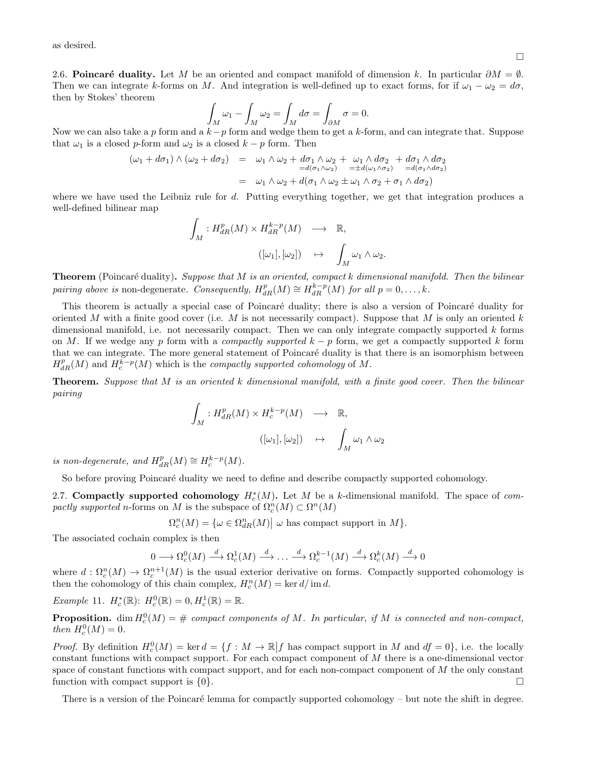as desired.

□

**2.6. Poincaré duality.** Let $M$ be an oriented and compact manifold of dimension $k$. In particular $\partial M = \emptyset$. Then we can integrate $k$-forms on $M$. And integration is well-defined up to exact forms, for if $\omega_1 - \omega_2 = d\sigma$, then by Stokes' theorem

$$\int_M \omega_1 - \int_M \omega_2 = \int_M d\sigma = \int_{\partial M} \sigma = 0.$$

Now we can also take a $p$ form and a $k-p$ form and wedge them to get a $k$-form, and can integrate that. Suppose that $\omega_1$ is a closed $p$-form and $\omega_2$ is a closed $k-p$ form. Then

$$\begin{aligned}
(\omega_1 + d\sigma_1) \wedge (\omega_2 + d\sigma_2) &= \omega_1 \wedge \omega_2 + \underbrace{d\sigma_1 \wedge \omega_2}_{=d(\sigma_1 \wedge \omega_2)} + \underbrace{\omega_1 \wedge d\sigma_2}_{=\pm d(\omega_1 \wedge \sigma_2)} + \underbrace{d\sigma_1 \wedge d\sigma_2}_{=d(\sigma_1 \wedge d\sigma_2)} \\
&= \omega_1 \wedge \omega_2 + d(\sigma_1 \wedge \omega_2 \pm \omega_1 \wedge \sigma_2 + \sigma_1 \wedge d\sigma_2)
\end{aligned}$$

where we have used the Leibniz rule for $d$. Putting everything together, we get that integration produces a well-defined bilinear map

$$\begin{aligned}
\int_M : H^p_{dR}(M) \times H^{k-p}_{dR}(M) &\longrightarrow \mathbb{R}, \\
([\omega_1], [\omega_2]) &\mapsto \int_M \omega_1 \wedge \omega_2.
\end{aligned}$$

**Theorem** (Poincaré duality)**.** *Suppose that $M$ is an oriented, compact $k$ dimensional manifold. Then the bilinear pairing above is* non-degenerate*. Consequently, $H^p_{dR}(M) \cong H^{k-p}_{dR}(M)$ for all $p = 0, \dots, k$.*

This theorem is actually a special case of Poincaré duality; there is also a version of Poincaré duality for oriented $M$ with a finite good cover (i.e. $M$ is not necessarily compact). Suppose that $M$ is only an oriented $k$ dimensional manifold, i.e. not necessarily compact. Then we can only integrate compactly supported $k$ forms on $M$. If we wedge any $p$ form with a *compactly supported* $k-p$ form, we get a compactly supported $k$ form that we can integrate. The more general statement of Poincaré duality is that there is an isomorphism between $H^p_{dR}(M)$ and $H^{k-p}_c(M)$ which is the *compactly supported cohomology* of $M$.

**Theorem.** *Suppose that $M$ is an oriented $k$ dimensional manifold, with a finite good cover. Then the bilinear pairing*

$$\begin{aligned}
\int_M : H^p_{dR}(M) \times H^{k-p}_c(M) &\longrightarrow \mathbb{R}, \\
([\omega_1], [\omega_2]) &\mapsto \int_M \omega_1 \wedge \omega_2
\end{aligned}$$

*is non-degenerate, and $H^p_{dR}(M) \cong H^{k-p}_c(M)$.*

So before proving Poincaré duality we need to define and describe compactly supported cohomology.

**2.7. Compactly supported cohomology $H^*_c(M)$.** Let $M$ be a $k$-dimensional manifold. The space of *compactly supported* $n$-forms on $M$ is the subspace of $\Omega^n_c(M) \subset \Omega^n(M)$

$$\Omega^n_c(M) = \{\omega \in \Omega^n_{dR}(M) \big| \; \omega \text{ has compact support in } M\}.$$

The associated cochain complex is then

$$0 \longrightarrow \Omega^0_c(M) \xrightarrow{d} \Omega^1_c(M) \xrightarrow{d} \dots \xrightarrow{d} \Omega^{k-1}_c(M) \xrightarrow{d} \Omega^k_c(M) \xrightarrow{d} 0$$

where $d : \Omega^n_c(M) \to \Omega^{n+1}_c(M)$ is the usual exterior derivative on forms. Compactly supported cohomology is then the cohomology of this chain complex, $H^n_c(M) = \ker d / \operatorname{im} d$.

*Example* 11. $H^*_c(\mathbb{R})$: $H^0_c(\mathbb{R}) = 0, H^1_c(\mathbb{R}) = \mathbb{R}$.

**Proposition.** $\dim H^0_c(M) = \#$ *compact components of $M$. In particular, if $M$ is connected and non-compact, then $H^0_c(M) = 0$.*

*Proof.* By definition $H^0_c(M) = \ker d = \{f : M \to \mathbb{R} \big| f$ has compact support in $M$ and $df = 0\}$, i.e. the locally constant functions with compact support. For each compact component of $M$ there is a one-dimensional vector space of constant functions with compact support, and for each non-compact component of $M$ the only constant function with compact support is $\{0\}$. □

There is a version of the Poincaré lemma for compactly supported cohomology – but note the shift in degree.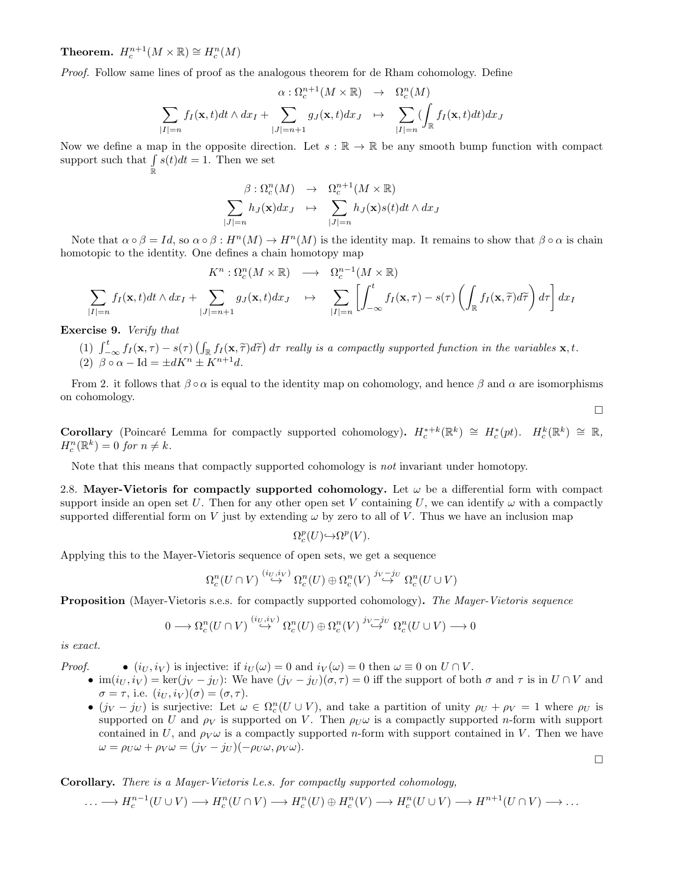**Theorem.** $H_c^{n+1}(M \times \mathbb{R}) \cong H_c^n(M)$

*Proof.* Follow same lines of proof as the analogous theorem for de Rham cohomology. Define

$$\begin{aligned}
\alpha : \Omega_c^{n+1}(M \times \mathbb{R}) &\to \Omega_c^n(M) \\
\sum_{|I|=n} f_I(\mathbf{x}, t) dt \wedge dx_I + \sum_{|J|=n+1} g_J(\mathbf{x}, t) dx_J &\mapsto \sum_{|I|=n} (\int_{\mathbb{R}} f_I(\mathbf{x}, t) dt) dx_J
\end{aligned}$$

Now we define a map in the opposite direction. Let $s : \mathbb{R} \to \mathbb{R}$ be any smooth bump function with compact support such that $\int_{\mathbb{R}} s(t) dt = 1$. Then we set

$$\begin{aligned}
\beta : \Omega_c^n(M) &\to \Omega_c^{n+1}(M \times \mathbb{R}) \\
\sum_{|J|=n} h_J(\mathbf{x}) dx_J &\mapsto \sum_{|J|=n} h_J(\mathbf{x}) s(t) dt \wedge dx_J
\end{aligned}$$

Note that $\alpha \circ \beta = Id$, so $\alpha \circ \beta : H^n(M) \to H^n(M)$ is the identity map. It remains to show that $\beta \circ \alpha$ is chain homotopic to the identity. One defines a chain homotopy map

$$\begin{aligned}
K^n : \Omega_c^n(M \times \mathbb{R}) &\longrightarrow \Omega_c^{n-1}(M \times \mathbb{R}) \\
\sum_{|I|=n} f_I(\mathbf{x}, t) dt \wedge dx_I + \sum_{|J|=n+1} g_J(\mathbf{x}, t) dx_J &\mapsto \sum_{|I|=n} \left[ \int_{-\infty}^t f_I(\mathbf{x}, \tau) - s(\tau) \left( \int_{\mathbb{R}} f_I(\mathbf{x}, \tilde{\tau}) d\tilde{\tau} \right) d\tau \right] dx_I
\end{aligned}$$

**Exercise 9.** *Verify that*

1. $\int_{-\infty}^t f_I(\mathbf{x}, \tau) - s(\tau) \left( \int_{\mathbb{R}} f_I(\mathbf{x}, \tilde{\tau}) d\tilde{\tau} \right) d\tau$ *really is a compactly supported function in the variables* $\mathbf{x}, t$.
2. $\beta \circ \alpha - \mathrm{Id} = \pm dK^n \pm K^{n+1} d$.

From 2. it follows that $\beta \circ \alpha$ is equal to the identity map on cohomology, and hence $\beta$ and $\alpha$ are isomorphisms on cohomology. □

**Corollary** (Poincaré Lemma for compactly supported cohomology)**.** $H_c^{*+k}(\mathbb{R}^k) \cong H_c^*(pt)$. $H_c^k(\mathbb{R}^k) \cong \mathbb{R}$, $H_c^n(\mathbb{R}^k) = 0$ *for* $n \neq k$.

Note that this means that compactly supported cohomology is *not* invariant under homotopy.

2.8. **Mayer-Vietoris for compactly supported cohomology.** Let $\omega$ be a differential form with compact support inside an open set $U$. Then for any other open set $V$ containing $U$, we can identify $\omega$ with a compactly supported differential form on $V$ just by extending $\omega$ by zero to all of $V$. Thus we have an inclusion map

$$\Omega_c^p(U) \hookrightarrow \Omega^p(V).$$

Applying this to the Mayer-Vietoris sequence of open sets, we get a sequence

$$\Omega_c^n(U \cap V) \overset{(i_U, i_V)}{\hookrightarrow} \Omega_c^n(U) \oplus \Omega_c^n(V) \overset{j_V - j_U}{\hookrightarrow} \Omega_c^n(U \cup V)$$

**Proposition** (Mayer-Vietoris s.e.s. for compactly supported cohomology)**.** *The Mayer-Vietoris sequence*

$$0 \longrightarrow \Omega_c^n(U \cap V) \overset{(i_U, i_V)}{\hookrightarrow} \Omega_c^n(U) \oplus \Omega_c^n(V) \overset{j_V - j_U}{\hookrightarrow} \Omega_c^n(U \cup V) \longrightarrow 0$$

*is exact.*

*Proof.*
- $(i_U, i_V)$ is injective: if $i_U(\omega) = 0$ and $i_V(\omega) = 0$ then $\omega \equiv 0$ on $U \cap V$.
- $\mathrm{im}(i_U, i_V) = \ker(j_V - j_U)$: We have $(j_V - j_U)(\sigma, \tau) = 0$ iff the support of both $\sigma$ and $\tau$ is in $U \cap V$ and $\sigma = \tau$, i.e. $(i_U, i_V)(\sigma) = (\sigma, \tau)$.
- $(j_V - j_U)$ is surjective: Let $\omega \in \Omega_c^n(U \cup V)$, and take a partition of unity $\rho_U + \rho_V = 1$ where $\rho_U$ is supported on $U$ and $\rho_V$ is supported on $V$. Then $\rho_U \omega$ is a compactly supported $n$-form with support contained in $U$, and $\rho_V \omega$ is a compactly supported $n$-form with support contained in $V$. Then we have $\omega = \rho_U \omega + \rho_V \omega = (j_V - j_U)(-\rho_U \omega, \rho_V \omega)$.

□

**Corollary.** *There is a Mayer-Vietoris l.e.s. for compactly supported cohomology,*

$$\ldots \longrightarrow H_c^{n-1}(U \cup V) \longrightarrow H_c^n(U \cap V) \longrightarrow H_c^n(U) \oplus H_c^n(V) \longrightarrow H_c^n(U \cup V) \longrightarrow H^{n+1}(U \cap V) \longrightarrow \ldots$$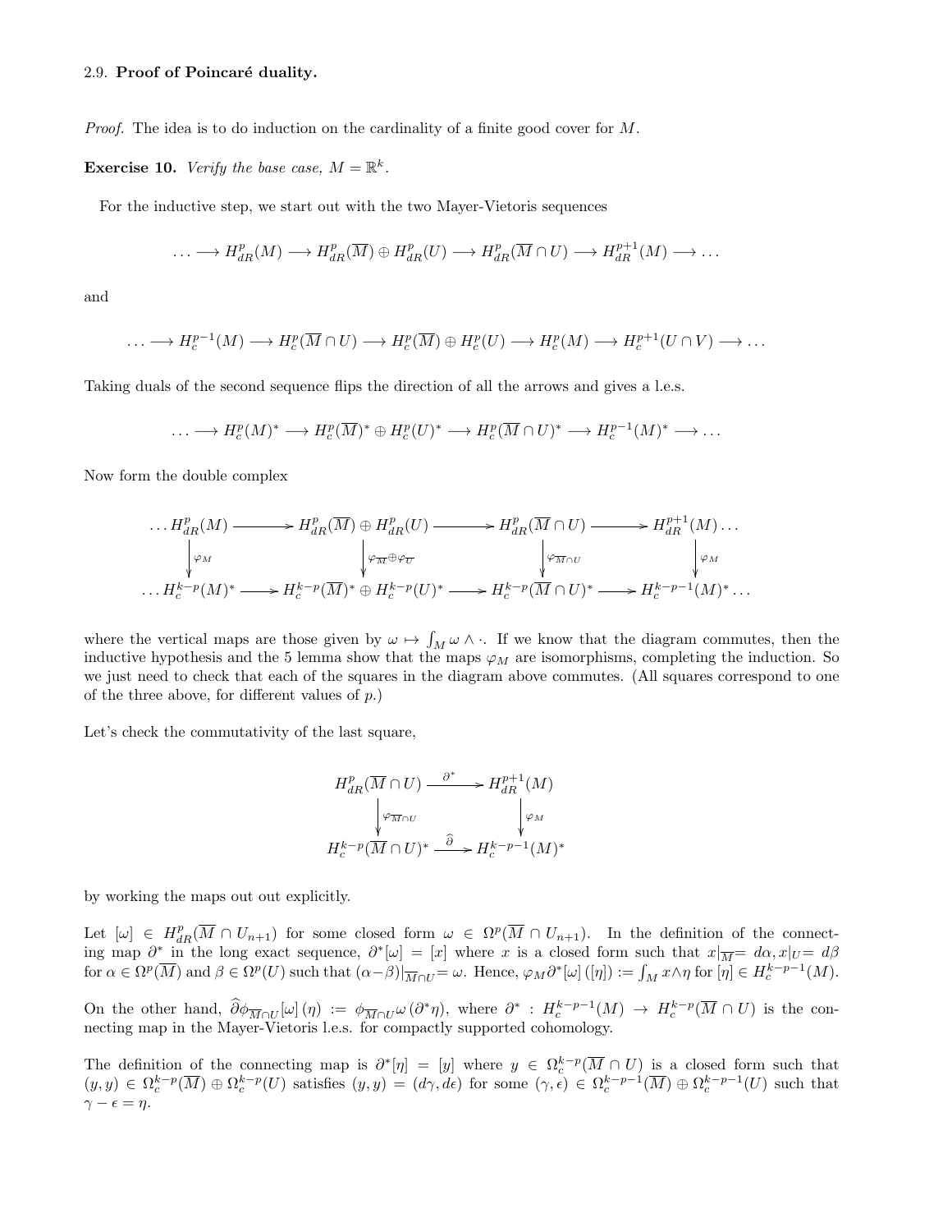2.9. **Proof of Poincaré duality.**

*Proof.* The idea is to do induction on the cardinality of a finite good cover for $M$.

**Exercise 10.** *Verify the base case, $M = \mathbb{R}^k$.*

For the inductive step, we start out with the two Mayer-Vietoris sequences

$$\ldots \longrightarrow H^p_{dR}(M) \longrightarrow H^p_{dR}(\overline{M}) \oplus H^p_{dR}(U) \longrightarrow H^p_{dR}(\overline{M} \cap U) \longrightarrow H^{p+1}_{dR}(M) \longrightarrow \ldots$$

and

$$\ldots \longrightarrow H^{p-1}_c(M) \longrightarrow H^p_c(\overline{M} \cap U) \longrightarrow H^p_c(\overline{M}) \oplus H^p_c(U) \longrightarrow H^p_c(M) \longrightarrow H^{p+1}_c(U \cap V) \longrightarrow \ldots$$

Taking duals of the second sequence flips the direction of all the arrows and gives a l.e.s.

$$\ldots \longrightarrow H^p_c(M)^* \longrightarrow H^p_c(\overline{M})^* \oplus H^p_c(U)^* \longrightarrow H^p_c(\overline{M} \cap U)^* \longrightarrow H^{p-1}_c(M)^* \longrightarrow \ldots$$

Now form the double complex

$$\begin{array}{ccccccc}
\ldots H^p_{dR}(M) & \longrightarrow & H^p_{dR}(\overline{M}) \oplus H^p_{dR}(U) & \longrightarrow & H^p_{dR}(\overline{M} \cap U) & \longrightarrow & H^{p+1}_{dR}(M) \ldots \\
\downarrow \varphi_M & & \downarrow \varphi_{\overline{M}} \oplus \varphi_{\overline{U}} & & \downarrow \varphi_{\overline{M} \cap U} & & \downarrow \varphi_M \\
\ldots H^{k-p}_c(M)^* & \longrightarrow & H^{k-p}_c(\overline{M})^* \oplus H^{k-p}_c(U)^* & \longrightarrow & H^{k-p}_c(\overline{M} \cap U)^* & \longrightarrow & H^{k-p-1}_c(M)^* \ldots
\end{array}$$

where the vertical maps are those given by $\omega \mapsto \int_M \omega \wedge \cdot$. If we know that the diagram commutes, then the inductive hypothesis and the 5 lemma show that the maps $\varphi_M$ are isomorphisms, completing the induction. So we just need to check that each of the squares in the diagram above commutes. (All squares correspond to one of the three above, for different values of $p$.)

Let's check the commutativity of the last square,

$$\begin{array}{ccc}
H^p_{dR}(\overline{M} \cap U) & \xrightarrow{\partial^*} & H^{p+1}_{dR}(M) \\
\downarrow \varphi_{\overline{M} \cap U} & & \downarrow \varphi_M \\
H^{k-p}_c(\overline{M} \cap U)^* & \xrightarrow{\widehat{\partial}} & H^{k-p-1}_c(M)^*
\end{array}$$

by working the maps out out explicitly.

Let $[\omega] \in H^p_{dR}(\overline{M} \cap U_{n+1})$ for some closed form $\omega \in \Omega^p(\overline{M} \cap U_{n+1})$. In the definition of the connecting map $\partial^*$ in the long exact sequence, $\partial^*[\omega] = [x]$ where $x$ is a closed form such that $x|_{\overline{M}} = d\alpha, x|_U = d\beta$ for $\alpha \in \Omega^p(\overline{M})$ and $\beta \in \Omega^p(U)$ such that $(\alpha - \beta)|_{\overline{M} \cap U} = \omega$. Hence, $\varphi_M \partial^*[\omega]\,([\eta]) := \int_M x \wedge \eta$ for $[\eta] \in H^{k-p-1}_c(M)$.

On the other hand, $\widehat{\partial}\phi_{\overline{M} \cap U}[\omega]\,(\eta) := \phi_{\overline{M} \cap U}\omega\,(\partial^* \eta)$, where $\partial^* : H^{k-p-1}_c(M) \to H^{k-p}_c(\overline{M} \cap U)$ is the connecting map in the Mayer-Vietoris l.e.s. for compactly supported cohomology.

The definition of the connecting map is $\partial^*[\eta] = [y]$ where $y \in \Omega^{k-p}_c(\overline{M} \cap U)$ is a closed form such that $(y, y) \in \Omega^{k-p}_c(\overline{M}) \oplus \Omega^{k-p}_c(U)$ satisfies $(y, y) = (d\gamma, d\epsilon)$ for some $(\gamma, \epsilon) \in \Omega^{k-p-1}_c(\overline{M}) \oplus \Omega^{k-p-1}_c(U)$ such that $\gamma - \epsilon = \eta$.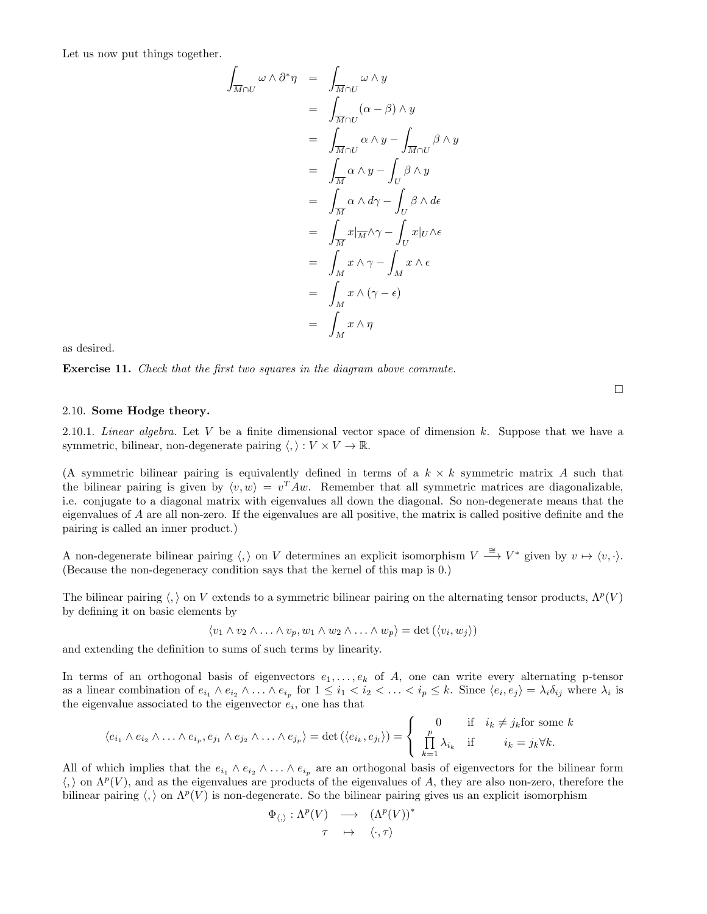Let us now put things together.

$$
\begin{aligned}
\int_{\overline{M}\cap U} \omega \wedge \partial^* \eta &= \int_{\overline{M}\cap U} \omega \wedge y \\
&= \int_{\overline{M}\cap U} (\alpha - \beta) \wedge y \\
&= \int_{\overline{M}\cap U} \alpha \wedge y - \int_{\overline{M}\cap U} \beta \wedge y \\
&= \int_{\overline{M}} \alpha \wedge y - \int_{U} \beta \wedge y \\
&= \int_{\overline{M}} \alpha \wedge d\gamma - \int_{U} \beta \wedge d\epsilon \\
&= \int_{\overline{M}} x|_{\overline{M}} \wedge \gamma - \int_{U} x|_{U} \wedge \epsilon \\
&= \int_{M} x \wedge \gamma - \int_{M} x \wedge \epsilon \\
&= \int_{M} x \wedge (\gamma - \epsilon) \\
&= \int_{M} x \wedge \eta
\end{aligned}
$$

as desired.

**Exercise 11.** *Check that the first two squares in the diagram above commute.*

□

### 2.10. Some Hodge theory.

2.10.1. *Linear algebra.* Let $V$ be a finite dimensional vector space of dimension $k$. Suppose that we have a symmetric, bilinear, non-degenerate pairing $\langle , \rangle : V \times V \to \mathbb{R}$.

(A symmetric bilinear pairing is equivalently defined in terms of a $k \times k$ symmetric matrix $A$ such that the bilinear pairing is given by $\langle v, w \rangle = v^T A w$. Remember that all symmetric matrices are diagonalizable, i.e. conjugate to a diagonal matrix with eigenvalues all down the diagonal. So non-degenerate means that the eigenvalues of $A$ are all non-zero. If the eigenvalues are all positive, the matrix is called positive definite and the pairing is called an inner product.)

A non-degenerate bilinear pairing $\langle , \rangle$ on $V$ determines an explicit isomorphism $V \xrightarrow{\cong} V^*$ given by $v \mapsto \langle v, \cdot \rangle$. (Because the non-degeneracy condition says that the kernel of this map is 0.)

The bilinear pairing $\langle , \rangle$ on $V$ extends to a symmetric bilinear pairing on the alternating tensor products, $\Lambda^p(V)$ by defining it on basic elements by

$$
\langle v_1 \wedge v_2 \wedge \ldots \wedge v_p, w_1 \wedge w_2 \wedge \ldots \wedge w_p \rangle = \det \left( \langle v_i, w_j \rangle \right)
$$

and extending the definition to sums of such terms by linearity.

In terms of an orthogonal basis of eigenvectors $e_1, \ldots, e_k$ of $A$, one can write every alternating p-tensor as a linear combination of $e_{i_1} \wedge e_{i_2} \wedge \ldots \wedge e_{i_p}$ for $1 \le i_1 < i_2 < \ldots < i_p \le k$. Since $\langle e_i, e_j \rangle = \lambda_i \delta_{ij}$ where $\lambda_i$ is the eigenvalue associated to the eigenvector $e_i$, one has that

$$
\langle e_{i_1} \wedge e_{i_2} \wedge \ldots \wedge e_{i_p}, e_{j_1} \wedge e_{j_2} \wedge \ldots \wedge e_{j_p} \rangle = \det \left( \langle e_{i_k}, e_{j_l} \rangle \right) = \begin{cases} 0 & \text{if} \quad i_k \neq j_k \text{for some } k \\ \prod\limits_{k=1}^{p} \lambda_{i_k} & \text{if} \quad i_k = j_k \forall k. \end{cases}
$$

All of which implies that the $e_{i_1} \wedge e_{i_2} \wedge \ldots \wedge e_{i_p}$ are an orthogonal basis of eigenvectors for the bilinear form $\langle , \rangle$ on $\Lambda^p(V)$, and as the eigenvalues are products of the eigenvalues of $A$, they are also non-zero, therefore the bilinear pairing $\langle , \rangle$ on $\Lambda^p(V)$ is non-degenerate. So the bilinear pairing gives us an explicit isomorphism

$$
\begin{aligned}
\Phi_{\langle , \rangle} : \Lambda^p(V) &\longrightarrow \left( \Lambda^p(V) \right)^* \\
\tau &\mapsto \langle \cdot, \tau \rangle
\end{aligned}
$$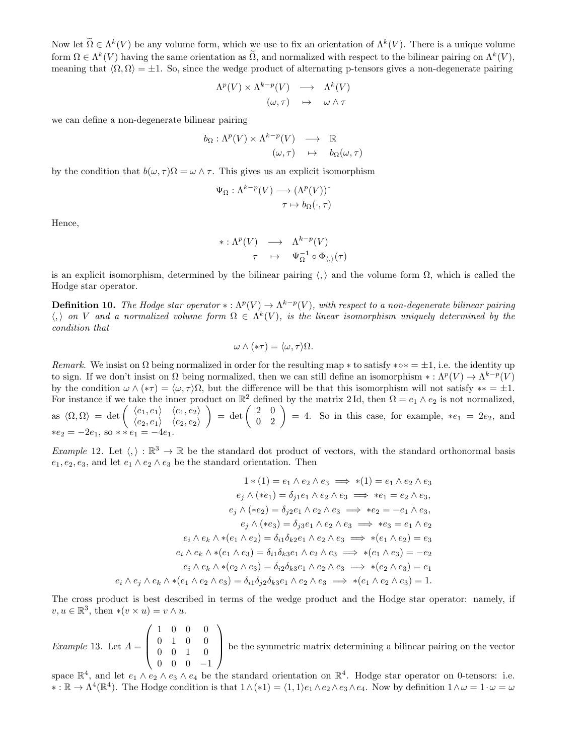Now let $\widetilde{\Omega} \in \Lambda^k(V)$ be any volume form, which we use to fix an orientation of $\Lambda^k(V)$. There is a unique volume form $\Omega \in \Lambda^k(V)$ having the same orientation as $\widetilde{\Omega}$, and normalized with respect to the bilinear pairing on $\Lambda^k(V)$, meaning that $\langle \Omega, \Omega \rangle = \pm 1$. So, since the wedge product of alternating p-tensors gives a non-degenerate pairing

$$\begin{aligned} \Lambda^p(V) \times \Lambda^{k-p}(V) &\longrightarrow \Lambda^k(V) \\ (\omega, \tau) &\mapsto \omega \wedge \tau \end{aligned}$$

we can define a non-degenerate bilinear pairing

$$\begin{aligned} b_\Omega : \Lambda^p(V) \times \Lambda^{k-p}(V) &\longrightarrow \mathbb{R} \\ (\omega, \tau) &\mapsto b_\Omega(\omega, \tau) \end{aligned}$$

by the condition that $b(\omega, \tau)\Omega = \omega \wedge \tau$. This gives us an explicit isomorphism

$$\begin{aligned} \Psi_\Omega : \Lambda^{k-p}(V) &\longrightarrow (\Lambda^p(V))^* \\ \tau &\mapsto b_\Omega(\cdot, \tau) \end{aligned}$$

Hence,

$$\begin{aligned} * : \Lambda^p(V) &\longrightarrow \Lambda^{k-p}(V) \\ \tau &\mapsto \Psi_\Omega^{-1} \circ \Phi_{\langle,\rangle}(\tau) \end{aligned}$$

is an explicit isomorphism, determined by the bilinear pairing $\langle, \rangle$ and the volume form $\Omega$, which is called the Hodge star operator.

**Definition 10.** *The Hodge star operator $* : \Lambda^p(V) \to \Lambda^{k-p}(V)$, with respect to a non-degenerate bilinear pairing $\langle, \rangle$ on $V$ and a normalized volume form $\Omega \in \Lambda^k(V)$, is the linear isomorphism uniquely determined by the condition that*

$$\omega \wedge (*\tau) = \langle \omega, \tau \rangle \Omega.$$

*Remark.* We insist on $\Omega$ being normalized in order for the resulting map $*$ to satisfy $* \circ * = \pm 1$, i.e. the identity up to sign. If we don't insist on $\Omega$ being normalized, then we can still define an isomorphism $* : \Lambda^p(V) \to \Lambda^{k-p}(V)$ by the condition $\omega \wedge (*\tau) = \langle \omega, \tau \rangle \Omega$, but the difference will be that this isomorphism will not satisfy $** = \pm 1$. For instance if we take the inner product on $\mathbb{R}^2$ defined by the matrix $2\,\mathrm{Id}$, then $\Omega = e_1 \wedge e_2$ is not normalized, as $\langle \Omega, \Omega \rangle = \det \begin{pmatrix} \langle e_1, e_1 \rangle & \langle e_1, e_2 \rangle \\ \langle e_2, e_1 \rangle & \langle e_2, e_2 \rangle \end{pmatrix} = \det \begin{pmatrix} 2 & 0 \\ 0 & 2 \end{pmatrix} = 4$. So in this case, for example, $*e_1 = 2e_2$, and $*e_2 = -2e_1$, so $* * e_1 = -4e_1$.

*Example* 12. Let $\langle, \rangle : \mathbb{R}^3 \to \mathbb{R}$ be the standard dot product of vectors, with the standard orthonormal basis $e_1, e_2, e_3$, and let $e_1 \wedge e_2 \wedge e_3$ be the standard orientation. Then

$$\begin{aligned} 1 * (1) = e_1 \wedge e_2 \wedge e_3 &\implies *(1) = e_1 \wedge e_2 \wedge e_3 \\ e_j \wedge (*e_1) = \delta_{j1} e_1 \wedge e_2 \wedge e_3 &\implies *e_1 = e_2 \wedge e_3, \\ e_j \wedge (*e_2) = \delta_{j2} e_1 \wedge e_2 \wedge e_3 &\implies *e_2 = -e_1 \wedge e_3, \\ e_j \wedge (*e_3) = \delta_{j3} e_1 \wedge e_2 \wedge e_3 &\implies *e_3 = e_1 \wedge e_2 \\ e_i \wedge e_k \wedge *(e_1 \wedge e_2) = \delta_{i1}\delta_{k2} e_1 \wedge e_2 \wedge e_3 &\implies *(e_1 \wedge e_2) = e_3 \\ e_i \wedge e_k \wedge *(e_1 \wedge e_3) = \delta_{i1}\delta_{k3} e_1 \wedge e_2 \wedge e_3 &\implies *(e_1 \wedge e_3) = -e_2 \\ e_i \wedge e_k \wedge *(e_2 \wedge e_3) = \delta_{i2}\delta_{k3} e_1 \wedge e_2 \wedge e_3 &\implies *(e_2 \wedge e_3) = e_1 \\ e_i \wedge e_j \wedge e_k \wedge *(e_1 \wedge e_2 \wedge e_3) = \delta_{i1}\delta_{j2}\delta_{k3} e_1 \wedge e_2 \wedge e_3 &\implies *(e_1 \wedge e_2 \wedge e_3) = 1. \end{aligned}$$

The cross product is best described in terms of the wedge product and the Hodge star operator: namely, if $v, u \in \mathbb{R}^3$, then $*(v \times u) = v \wedge u$.

*Example* 13. Let $A = \begin{pmatrix} 1 & 0 & 0 & 0 \\ 0 & 1 & 0 & 0 \\ 0 & 0 & 1 & 0 \\ 0 & 0 & 0 & -1 \end{pmatrix}$ be the symmetric matrix determining a bilinear pairing on the vector space $\mathbb{R}^4$, and let $e_1 \wedge e_2 \wedge e_3 \wedge e_4$ be the standard orientation on $\mathbb{R}^4$. Hodge star operator on 0-tensors: i.e. $* : \mathbb{R} \to \Lambda^4(\mathbb{R}^4)$. The Hodge condition is that $1 \wedge (*1) = \langle 1, 1 \rangle e_1 \wedge e_2 \wedge e_3 \wedge e_4$. Now by definition $1 \wedge \omega = 1 \cdot \omega = \omega$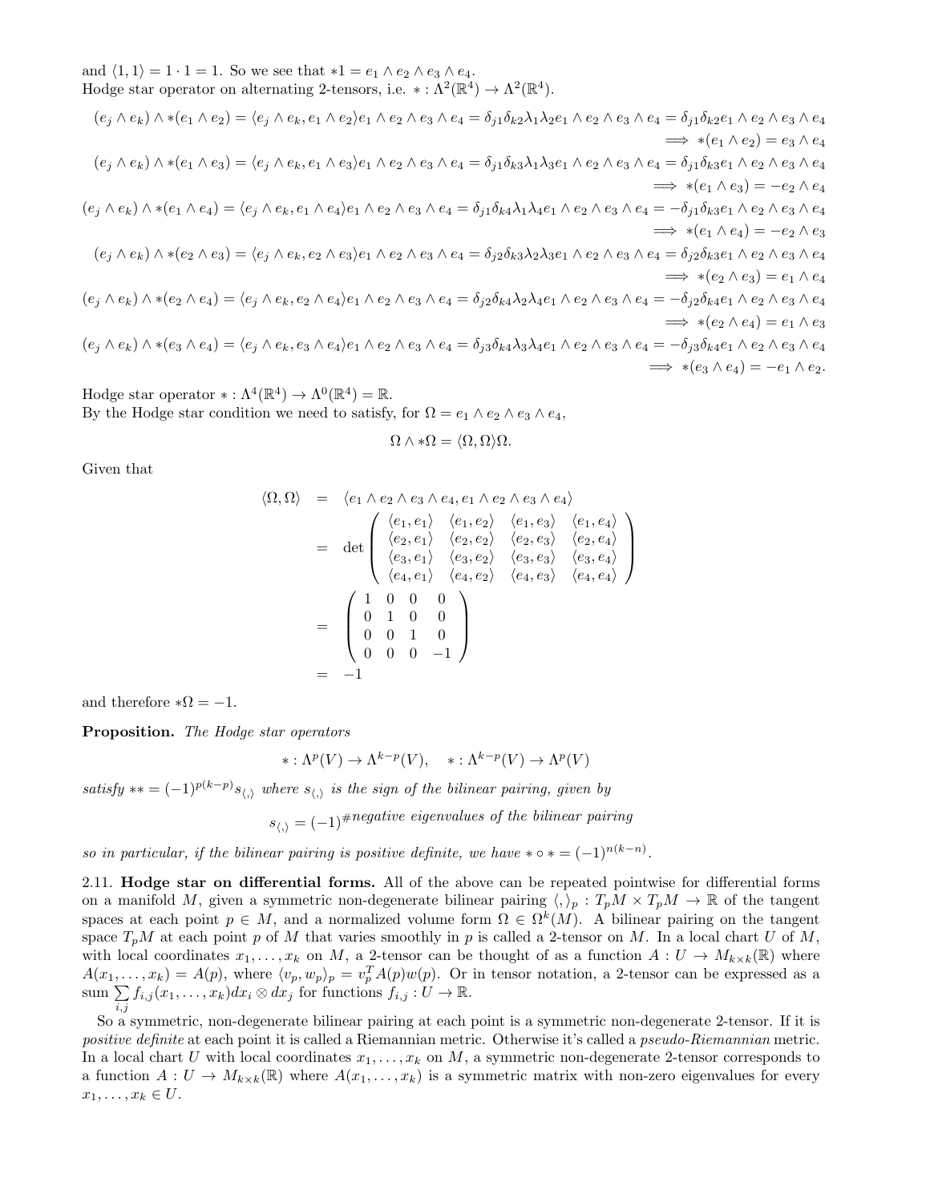and $\langle 1, 1\rangle = 1 \cdot 1 = 1$. So we see that $*1 = e_1 \wedge e_2 \wedge e_3 \wedge e_4$.
Hodge star operator on alternating 2-tensors, i.e. $* : \Lambda^2(\mathbb{R}^4) \to \Lambda^2(\mathbb{R}^4)$.

$$(e_j \wedge e_k) \wedge *(e_1 \wedge e_2) = \langle e_j \wedge e_k, e_1 \wedge e_2\rangle e_1 \wedge e_2 \wedge e_3 \wedge e_4 = \delta_{j1}\delta_{k2}\lambda_1\lambda_2 e_1 \wedge e_2 \wedge e_3 \wedge e_4 = \delta_{j1}\delta_{k2} e_1 \wedge e_2 \wedge e_3 \wedge e_4$$
$$\implies *(e_1 \wedge e_2) = e_3 \wedge e_4$$
$$(e_j \wedge e_k) \wedge *(e_1 \wedge e_3) = \langle e_j \wedge e_k, e_1 \wedge e_3\rangle e_1 \wedge e_2 \wedge e_3 \wedge e_4 = \delta_{j1}\delta_{k3}\lambda_1\lambda_3 e_1 \wedge e_2 \wedge e_3 \wedge e_4 = \delta_{j1}\delta_{k3} e_1 \wedge e_2 \wedge e_3 \wedge e_4$$
$$\implies *(e_1 \wedge e_3) = -e_2 \wedge e_4$$
$$(e_j \wedge e_k) \wedge *(e_1 \wedge e_4) = \langle e_j \wedge e_k, e_1 \wedge e_4\rangle e_1 \wedge e_2 \wedge e_3 \wedge e_4 = \delta_{j1}\delta_{k4}\lambda_1\lambda_4 e_1 \wedge e_2 \wedge e_3 \wedge e_4 = -\delta_{j1}\delta_{k3} e_1 \wedge e_2 \wedge e_3 \wedge e_4$$
$$\implies *(e_1 \wedge e_4) = -e_2 \wedge e_3$$
$$(e_j \wedge e_k) \wedge *(e_2 \wedge e_3) = \langle e_j \wedge e_k, e_2 \wedge e_3\rangle e_1 \wedge e_2 \wedge e_3 \wedge e_4 = \delta_{j2}\delta_{k3}\lambda_2\lambda_3 e_1 \wedge e_2 \wedge e_3 \wedge e_4 = \delta_{j2}\delta_{k3} e_1 \wedge e_2 \wedge e_3 \wedge e_4$$
$$\implies *(e_2 \wedge e_3) = e_1 \wedge e_4$$
$$(e_j \wedge e_k) \wedge *(e_2 \wedge e_4) = \langle e_j \wedge e_k, e_2 \wedge e_4\rangle e_1 \wedge e_2 \wedge e_3 \wedge e_4 = \delta_{j2}\delta_{k4}\lambda_2\lambda_4 e_1 \wedge e_2 \wedge e_3 \wedge e_4 = -\delta_{j2}\delta_{k4} e_1 \wedge e_2 \wedge e_3 \wedge e_4$$
$$\implies *(e_2 \wedge e_4) = e_1 \wedge e_3$$
$$(e_j \wedge e_k) \wedge *(e_3 \wedge e_4) = \langle e_j \wedge e_k, e_3 \wedge e_4\rangle e_1 \wedge e_2 \wedge e_3 \wedge e_4 = \delta_{j3}\delta_{k4}\lambda_3\lambda_4 e_1 \wedge e_2 \wedge e_3 \wedge e_4 = -\delta_{j3}\delta_{k4} e_1 \wedge e_2 \wedge e_3 \wedge e_4$$
$$\implies *(e_3 \wedge e_4) = -e_1 \wedge e_2.$$

Hodge star operator $* : \Lambda^4(\mathbb{R}^4) \to \Lambda^0(\mathbb{R}^4) = \mathbb{R}$.
By the Hodge star condition we need to satisfy, for $\Omega = e_1 \wedge e_2 \wedge e_3 \wedge e_4$,

$$\Omega \wedge *\Omega = \langle \Omega, \Omega\rangle \Omega.$$

Given that

$$\begin{aligned}
\langle \Omega, \Omega\rangle &= \langle e_1 \wedge e_2 \wedge e_3 \wedge e_4, e_1 \wedge e_2 \wedge e_3 \wedge e_4\rangle \\
&= \det \begin{pmatrix} \langle e_1, e_1\rangle & \langle e_1, e_2\rangle & \langle e_1, e_3\rangle & \langle e_1, e_4\rangle \\ \langle e_2, e_1\rangle & \langle e_2, e_2\rangle & \langle e_2, e_3\rangle & \langle e_2, e_4\rangle \\ \langle e_3, e_1\rangle & \langle e_3, e_2\rangle & \langle e_3, e_3\rangle & \langle e_3, e_4\rangle \\ \langle e_4, e_1\rangle & \langle e_4, e_2\rangle & \langle e_4, e_3\rangle & \langle e_4, e_4\rangle \end{pmatrix} \\
&= \begin{pmatrix} 1 & 0 & 0 & 0 \\ 0 & 1 & 0 & 0 \\ 0 & 0 & 1 & 0 \\ 0 & 0 & 0 & -1 \end{pmatrix} \\
&= -1
\end{aligned}$$

and therefore $*\Omega = -1$.

**Proposition.** *The Hodge star operators*

$$* : \Lambda^p(V) \to \Lambda^{k-p}(V), \quad * : \Lambda^{k-p}(V) \to \Lambda^p(V)$$

*satisfy* $** = (-1)^{p(k-p)} s_{\langle,\rangle}$ *where* $s_{\langle,\rangle}$ *is the sign of the bilinear pairing, given by*

$$s_{\langle,\rangle} = (-1)^{\# negative\ eigenvalues\ of\ the\ bilinear\ pairing}$$

*so in particular, if the bilinear pairing is positive definite, we have* $* \circ * = (-1)^{n(k-n)}$.

2.11. **Hodge star on differential forms.** All of the above can be repeated pointwise for differential forms on a manifold $M$, given a symmetric non-degenerate bilinear pairing $\langle,\rangle_p : T_pM \times T_pM \to \mathbb{R}$ of the tangent spaces at each point $p \in M$, and a normalized volume form $\Omega \in \Omega^k(M)$. A bilinear pairing on the tangent space $T_pM$ at each point $p$ of $M$ that varies smoothly in $p$ is called a 2-tensor on $M$. In a local chart $U$ of $M$, with local coordinates $x_1, \ldots, x_k$ on $M$, a 2-tensor can be thought of as a function $A : U \to M_{k\times k}(\mathbb{R})$ where $A(x_1, \ldots, x_k) = A(p)$, where $\langle v_p, w_p\rangle_p = v_p^T A(p) w(p)$. Or in tensor notation, a 2-tensor can be expressed as a sum $\sum_{i,j} f_{i,j}(x_1, \ldots, x_k) dx_i \otimes dx_j$ for functions $f_{i,j} : U \to \mathbb{R}$.

So a symmetric, non-degenerate bilinear pairing at each point is a symmetric non-degenerate 2-tensor. If it is *positive definite* at each point it is called a Riemannian metric. Otherwise it's called a *pseudo-Riemannian* metric. In a local chart $U$ with local coordinates $x_1, \ldots, x_k$ on $M$, a symmetric non-degenerate 2-tensor corresponds to a function $A : U \to M_{k\times k}(\mathbb{R})$ where $A(x_1, \ldots, x_k)$ is a symmetric matrix with non-zero eigenvalues for every $x_1, \ldots, x_k \in U$.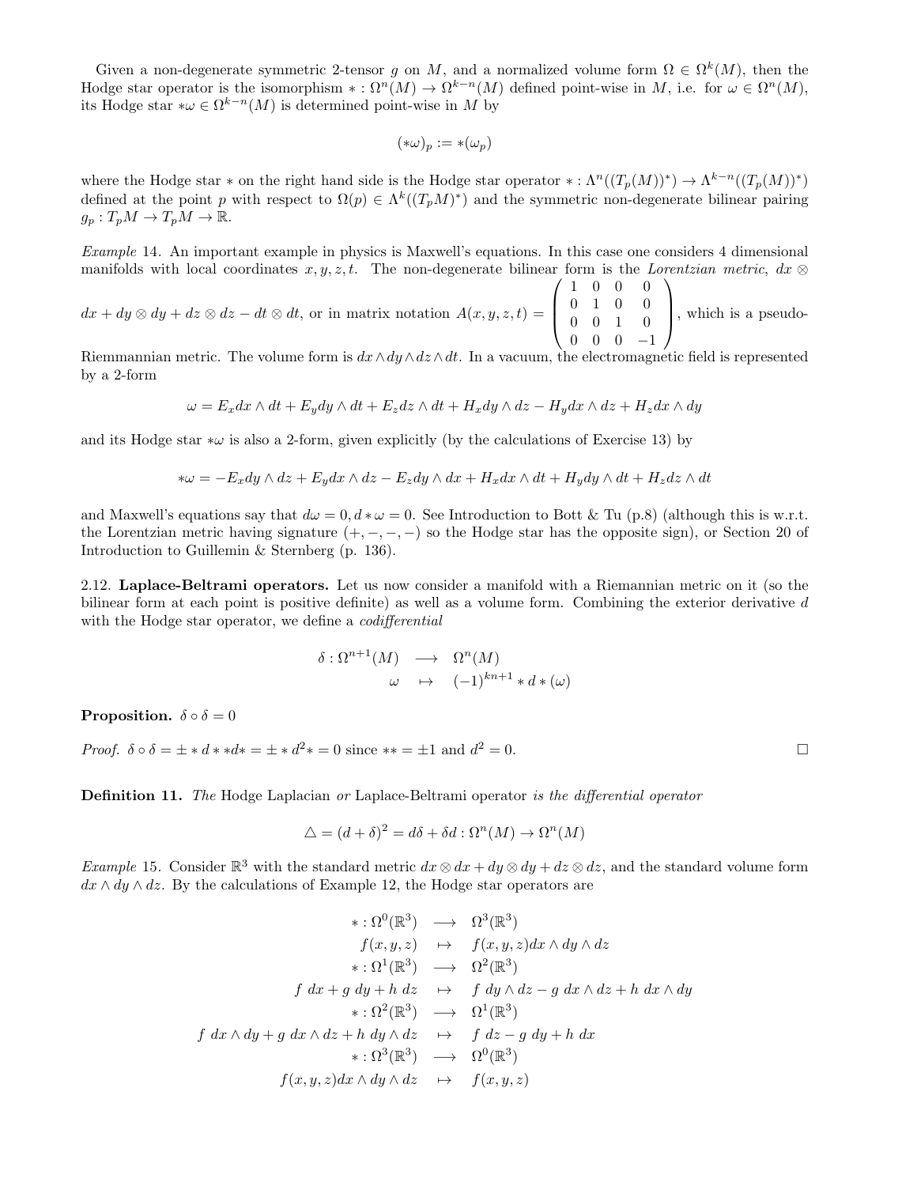Given a non-degenerate symmetric 2-tensor $g$ on $M$, and a normalized volume form $\Omega \in \Omega^k(M)$, then the Hodge star operator is the isomorphism $* : \Omega^n(M) \to \Omega^{k-n}(M)$ defined point-wise in $M$, i.e. for $\omega \in \Omega^n(M)$, its Hodge star $*\omega \in \Omega^{k-n}(M)$ is determined point-wise in $M$ by

$$(*\omega)_p := *(\omega_p)$$

where the Hodge star $*$ on the right hand side is the Hodge star operator $* : \Lambda^n((T_p(M))^*) \to \Lambda^{k-n}((T_p(M))^*)$ defined at the point $p$ with respect to $\Omega(p) \in \Lambda^k((T_pM)^*)$ and the symmetric non-degenerate bilinear pairing $g_p : T_pM \to T_pM \to \mathbb{R}$.

*Example* 14. An important example in physics is Maxwell's equations. In this case one considers 4 dimensional manifolds with local coordinates $x, y, z, t$. The non-degenerate bilinear form is the *Lorentzian metric*, $dx \otimes dx + dy \otimes dy + dz \otimes dz - dt \otimes dt$, or in matrix notation $A(x,y,z,t) = \begin{pmatrix} 1 & 0 & 0 & 0 \\ 0 & 1 & 0 & 0 \\ 0 & 0 & 1 & 0 \\ 0 & 0 & 0 & -1 \end{pmatrix}$, which is a pseudo-Riemannian metric. The volume form is $dx \wedge dy \wedge dz \wedge dt$. In a vacuum, the electromagnetic field is represented by a 2-form

$$\omega = E_x dx \wedge dt + E_y dy \wedge dt + E_z dz \wedge dt + H_x dy \wedge dz - H_y dx \wedge dz + H_z dx \wedge dy$$

and its Hodge star $*\omega$ is also a 2-form, given explicitly (by the calculations of Exercise 13) by

$$*\omega = -E_x dy \wedge dz + E_y dx \wedge dz - E_z dy \wedge dx + H_x dx \wedge dt + H_y dy \wedge dt + H_z dz \wedge dt$$

and Maxwell's equations say that $d\omega = 0, d*\omega = 0$. See Introduction to Bott & Tu (p.8) (although this is w.r.t. the Lorentzian metric having signature $(+,-,-,-)$ so the Hodge star has the opposite sign), or Section 20 of Introduction to Guillemin & Sternberg (p. 136).

2.12. **Laplace-Beltrami operators.** Let us now consider a manifold with a Riemannian metric on it (so the bilinear form at each point is positive definite) as well as a volume form. Combining the exterior derivative $d$ with the Hodge star operator, we define a *codifferential*

$$\begin{aligned} \delta : \Omega^{n+1}(M) &\longrightarrow \Omega^n(M) \\ \omega &\mapsto (-1)^{kn+1} * d * (\omega) \end{aligned}$$

**Proposition.** $\delta \circ \delta = 0$

*Proof.* $\delta \circ \delta = \pm * d * * d * = \pm * d^2 * = 0$ since $** = \pm 1$ and $d^2 = 0$. □

**Definition 11.** *The* Hodge Laplacian *or* Laplace-Beltrami operator *is the differential operator*

$$\triangle = (d + \delta)^2 = d\delta + \delta d : \Omega^n(M) \to \Omega^n(M)$$

*Example* 15. Consider $\mathbb{R}^3$ with the standard metric $dx \otimes dx + dy \otimes dy + dz \otimes dz$, and the standard volume form $dx \wedge dy \wedge dz$. By the calculations of Example 12, the Hodge star operators are

$$\begin{aligned} * : \Omega^0(\mathbb{R}^3) &\longrightarrow \Omega^3(\mathbb{R}^3) \\ f(x,y,z) &\mapsto f(x,y,z) dx \wedge dy \wedge dz \\ * : \Omega^1(\mathbb{R}^3) &\longrightarrow \Omega^2(\mathbb{R}^3) \\ f\ dx + g\ dy + h\ dz &\mapsto f\ dy \wedge dz - g\ dx \wedge dz + h\ dx \wedge dy \\ * : \Omega^2(\mathbb{R}^3) &\longrightarrow \Omega^1(\mathbb{R}^3) \\ f\ dx \wedge dy + g\ dx \wedge dz + h\ dy \wedge dz &\mapsto f\ dz - g\ dy + h\ dx \\ * : \Omega^3(\mathbb{R}^3) &\longrightarrow \Omega^0(\mathbb{R}^3) \\ f(x,y,z) dx \wedge dy \wedge dz &\mapsto f(x,y,z) \end{aligned}$$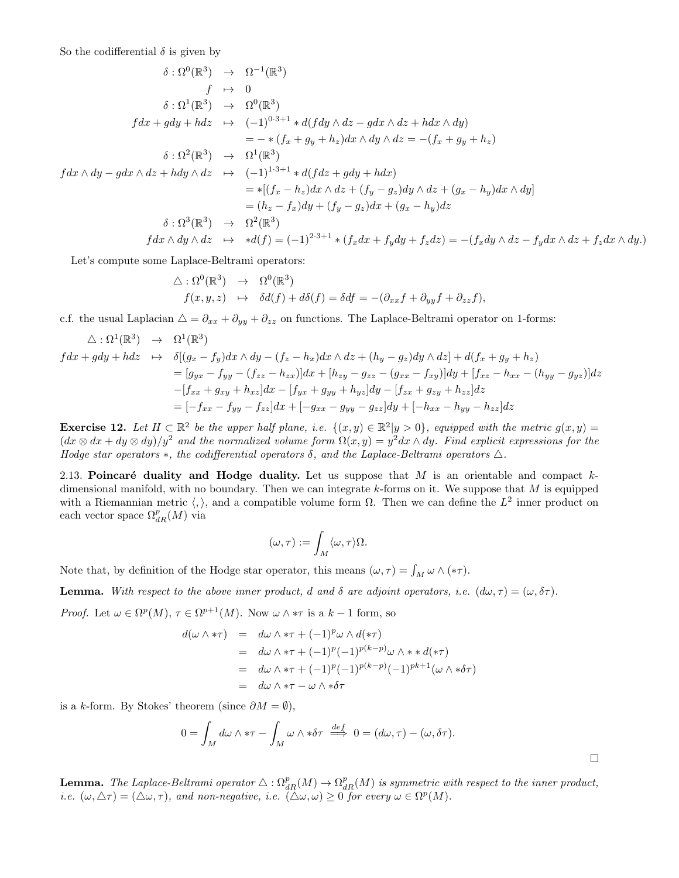So the codifferential $\delta$ is given by

$$
\begin{aligned}
\delta : \Omega^0(\mathbb{R}^3) &\to \Omega^{-1}(\mathbb{R}^3) \\
f &\mapsto 0 \\
\delta : \Omega^1(\mathbb{R}^3) &\to \Omega^0(\mathbb{R}^3) \\
f dx + g dy + h dz &\mapsto (-1)^{0\cdot 3+1} * d(f dy \wedge dz - g dx \wedge dz + h dx \wedge dy) \\
&= - * (f_x + g_y + h_z) dx \wedge dy \wedge dz = -(f_x + g_y + h_z) \\
\delta : \Omega^2(\mathbb{R}^3) &\to \Omega^1(\mathbb{R}^3) \\
f dx \wedge dy - g dx \wedge dz + h dy \wedge dz &\mapsto (-1)^{1\cdot 3+1} * d(f dz + g dy + h dx) \\
&= *[(f_x - h_z) dx \wedge dz + (f_y - g_z) dy \wedge dz + (g_x - h_y) dx \wedge dy] \\
&= (h_z - f_x) dy + (f_y - g_z) dx + (g_x - h_y) dz \\
\delta : \Omega^3(\mathbb{R}^3) &\to \Omega^2(\mathbb{R}^3) \\
f dx \wedge dy \wedge dz &\mapsto *d(f) = (-1)^{2\cdot 3+1} * (f_x dx + f_y dy + f_z dz) = -(f_x dy \wedge dz - f_y dx \wedge dz + f_z dx \wedge dy.)
\end{aligned}
$$

Let's compute some Laplace-Beltrami operators:

$$
\begin{aligned}
\triangle : \Omega^0(\mathbb{R}^3) &\to \Omega^0(\mathbb{R}^3) \\
f(x,y,z) &\mapsto \delta d(f) + d\delta(f) = \delta df = -(\partial_{xx} f + \partial_{yy} f + \partial_{zz} f),
\end{aligned}
$$

c.f. the usual Laplacian $\triangle = \partial_{xx} + \partial_{yy} + \partial_{zz}$ on functions. The Laplace-Beltrami operator on 1-forms:

$$
\begin{aligned}
\triangle : \Omega^1(\mathbb{R}^3) &\to \Omega^1(\mathbb{R}^3) \\
f dx + g dy + h dz &\mapsto \delta[(g_x - f_y) dx \wedge dy - (f_z - h_x) dx \wedge dz + (h_y - g_z) dy \wedge dz] + d(f_x + g_y + h_z) \\
&= [g_{yx} - f_{yy} - (f_{zz} - h_{zx})] dx + [h_{zy} - g_{zz} - (g_{xx} - f_{xy})] dy + [f_{xz} - h_{xx} - (h_{yy} - g_{yz})] dz \\
&\quad -[f_{xx} + g_{xy} + h_{xz}] dx - [f_{yx} + g_{yy} + h_{yz}] dy - [f_{zx} + g_{zy} + h_{zz}] dz \\
&= [-f_{xx} - f_{yy} - f_{zz}] dx + [-g_{xx} - g_{yy} - g_{zz}] dy + [-h_{xx} - h_{yy} - h_{zz}] dz
\end{aligned}
$$

**Exercise 12.** *Let $H \subset \mathbb{R}^2$ be the upper half plane, i.e. $\{(x,y) \in \mathbb{R}^2 | y > 0\}$, equipped with the metric $g(x,y) = (dx \otimes dx + dy \otimes dy)/y^2$ and the normalized volume form $\Omega(x,y) = y^2 dx \wedge dy$. Find explicit expressions for the Hodge star operators $*$, the codifferential operators $\delta$, and the Laplace-Beltrami operators $\triangle$.*

2.13. **Poincaré duality and Hodge duality.** Let us suppose that $M$ is an orientable and compact $k$-dimensional manifold, with no boundary. Then we can integrate $k$-forms on it. We suppose that $M$ is equipped with a Riemannian metric $\langle , \rangle$, and a compatible volume form $\Omega$. Then we can define the $L^2$ inner product on each vector space $\Omega^p_{dR}(M)$ via

$$(\omega, \tau) := \int_M \langle \omega, \tau \rangle \Omega.$$

Note that, by definition of the Hodge star operator, this means $(\omega, \tau) = \int_M \omega \wedge (*\tau)$.

**Lemma.** *With respect to the above inner product, $d$ and $\delta$ are adjoint operators, i.e. $(d\omega, \tau) = (\omega, \delta\tau)$.*

*Proof.* Let $\omega \in \Omega^p(M)$, $\tau \in \Omega^{p+1}(M)$. Now $\omega \wedge *\tau$ is a $k-1$ form, so

$$
\begin{aligned}
d(\omega \wedge *\tau) &= d\omega \wedge *\tau + (-1)^p \omega \wedge d(*\tau) \\
&= d\omega \wedge *\tau + (-1)^p (-1)^{p(k-p)} \omega \wedge * * d(*\tau) \\
&= d\omega \wedge *\tau + (-1)^p (-1)^{p(k-p)} (-1)^{pk+1} (\omega \wedge *\delta\tau) \\
&= d\omega \wedge *\tau - \omega \wedge *\delta\tau
\end{aligned}
$$

is a $k$-form. By Stokes' theorem (since $\partial M = \emptyset$),

$$0 = \int_M d\omega \wedge *\tau - \int_M \omega \wedge *\delta\tau \overset{def}{\Longrightarrow} 0 = (d\omega, \tau) - (\omega, \delta\tau).$$

$\square$

**Lemma.** *The Laplace-Beltrami operator $\triangle : \Omega^p_{dR}(M) \to \Omega^p_{dR}(M)$ is symmetric with respect to the inner product, i.e. $(\omega, \triangle\tau) = (\triangle\omega, \tau)$, and non-negative, i.e. $(\triangle\omega, \omega) \geq 0$ for every $\omega \in \Omega^p(M)$.*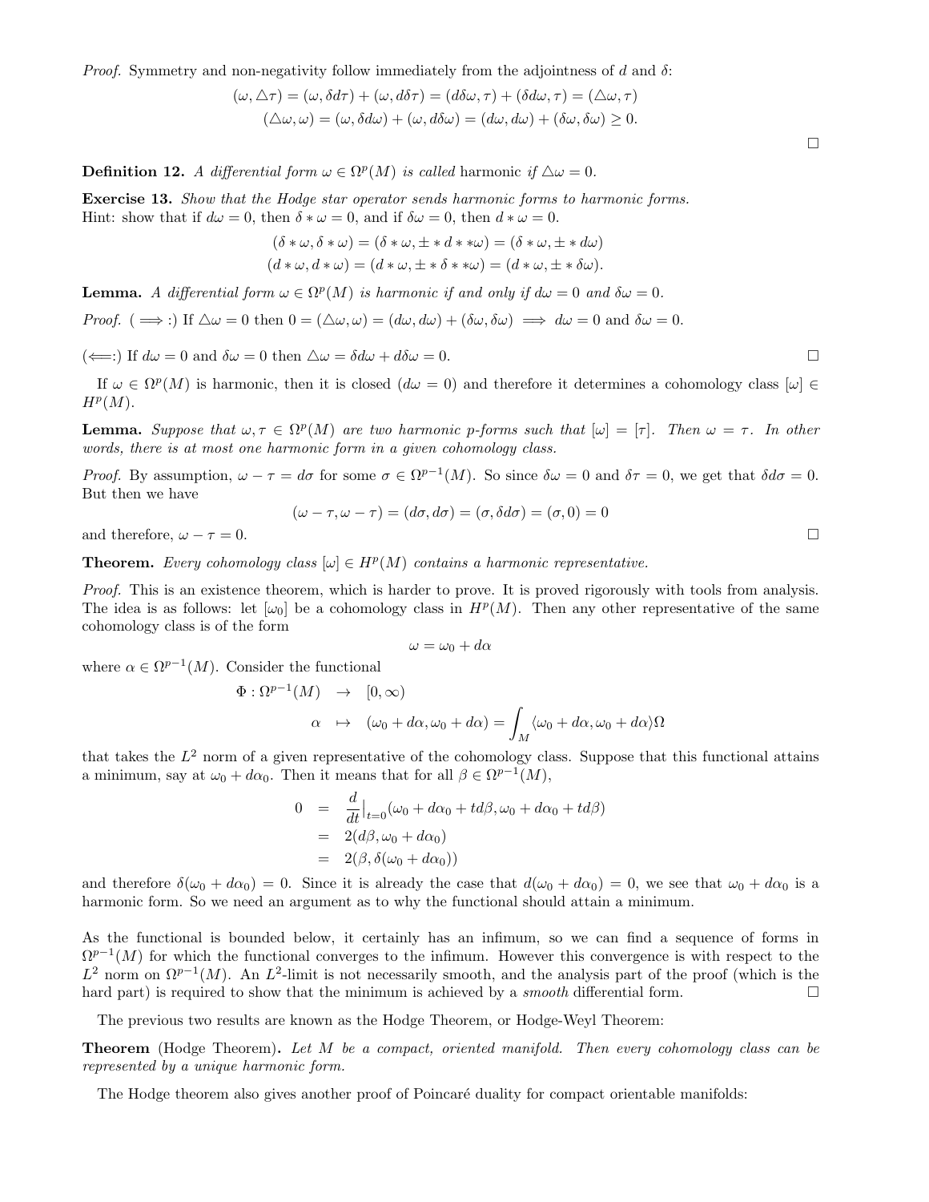*Proof.* Symmetry and non-negativity follow immediately from the adjointness of $d$ and $\delta$:

$$(\omega, \triangle\tau) = (\omega, \delta d\tau) + (\omega, d\delta\tau) = (d\delta\omega, \tau) + (\delta d\omega, \tau) = (\triangle\omega, \tau)$$
$$(\triangle\omega, \omega) = (\omega, \delta d\omega) + (\omega, d\delta\omega) = (d\omega, d\omega) + (\delta\omega, \delta\omega) \geq 0.$$

□

**Definition 12.** *A differential form $\omega \in \Omega^p(M)$ is called* harmonic *if $\triangle\omega = 0$.*

**Exercise 13.** *Show that the Hodge star operator sends harmonic forms to harmonic forms.*
Hint: show that if $d\omega = 0$, then $\delta * \omega = 0$, and if $\delta\omega = 0$, then $d * \omega = 0$.

$$(\delta * \omega, \delta * \omega) = (\delta * \omega, \pm * d * *\omega) = (\delta * \omega, \pm * d\omega)$$
$$(d * \omega, d * \omega) = (d * \omega, \pm * \delta * *\omega) = (d * \omega, \pm * \delta\omega).$$

**Lemma.** *A differential form $\omega \in \Omega^p(M)$ is harmonic if and only if $d\omega = 0$ and $\delta\omega = 0$.*

*Proof.* ($\implies$:) If $\triangle\omega = 0$ then $0 = (\triangle\omega, \omega) = (d\omega, d\omega) + (\delta\omega, \delta\omega) \implies d\omega = 0$ and $\delta\omega = 0$.

($\impliedby$:) If $d\omega = 0$ and $\delta\omega = 0$ then $\triangle\omega = \delta d\omega + d\delta\omega = 0$. □

If $\omega \in \Omega^p(M)$ is harmonic, then it is closed ($d\omega = 0$) and therefore it determines a cohomology class $[\omega] \in H^p(M)$.

**Lemma.** *Suppose that $\omega, \tau \in \Omega^p(M)$ are two harmonic p-forms such that $[\omega] = [\tau]$. Then $\omega = \tau$. In other words, there is at most one harmonic form in a given cohomology class.*

*Proof.* By assumption, $\omega - \tau = d\sigma$ for some $\sigma \in \Omega^{p-1}(M)$. So since $\delta\omega = 0$ and $\delta\tau = 0$, we get that $\delta d\sigma = 0$. But then we have

$$(\omega - \tau, \omega - \tau) = (d\sigma, d\sigma) = (\sigma, \delta d\sigma) = (\sigma, 0) = 0$$

and therefore, $\omega - \tau = 0$. □

**Theorem.** *Every cohomology class $[\omega] \in H^p(M)$ contains a harmonic representative.*

*Proof.* This is an existence theorem, which is harder to prove. It is proved rigorously with tools from analysis. The idea is as follows: let $[\omega_0]$ be a cohomology class in $H^p(M)$. Then any other representative of the same cohomology class is of the form

$$\omega = \omega_0 + d\alpha$$

where $\alpha \in \Omega^{p-1}(M)$. Consider the functional

$$\begin{aligned} \Phi : \Omega^{p-1}(M) &\rightarrow [0, \infty) \\ \alpha &\mapsto (\omega_0 + d\alpha, \omega_0 + d\alpha) = \int_M \langle \omega_0 + d\alpha, \omega_0 + d\alpha \rangle \Omega \end{aligned}$$

that takes the $L^2$ norm of a given representative of the cohomology class. Suppose that this functional attains a minimum, say at $\omega_0 + d\alpha_0$. Then it means that for all $\beta \in \Omega^{p-1}(M)$,

$$\begin{aligned} 0 &= \frac{d}{dt}\Big|_{t=0} (\omega_0 + d\alpha_0 + td\beta, \omega_0 + d\alpha_0 + td\beta) \\ &= 2(d\beta, \omega_0 + d\alpha_0) \\ &= 2(\beta, \delta(\omega_0 + d\alpha_0)) \end{aligned}$$

and therefore $\delta(\omega_0 + d\alpha_0) = 0$. Since it is already the case that $d(\omega_0 + d\alpha_0) = 0$, we see that $\omega_0 + d\alpha_0$ is a harmonic form. So we need an argument as to why the functional should attain a minimum.

As the functional is bounded below, it certainly has an infimum, so we can find a sequence of forms in $\Omega^{p-1}(M)$ for which the functional converges to the infimum. However this convergence is with respect to the $L^2$ norm on $\Omega^{p-1}(M)$. An $L^2$-limit is not necessarily smooth, and the analysis part of the proof (which is the hard part) is required to show that the minimum is achieved by a *smooth* differential form. □

The previous two results are known as the Hodge Theorem, or Hodge-Weyl Theorem:

**Theorem** (Hodge Theorem)**.** *Let $M$ be a compact, oriented manifold. Then every cohomology class can be represented by a unique harmonic form.*

The Hodge theorem also gives another proof of Poincaré duality for compact orientable manifolds: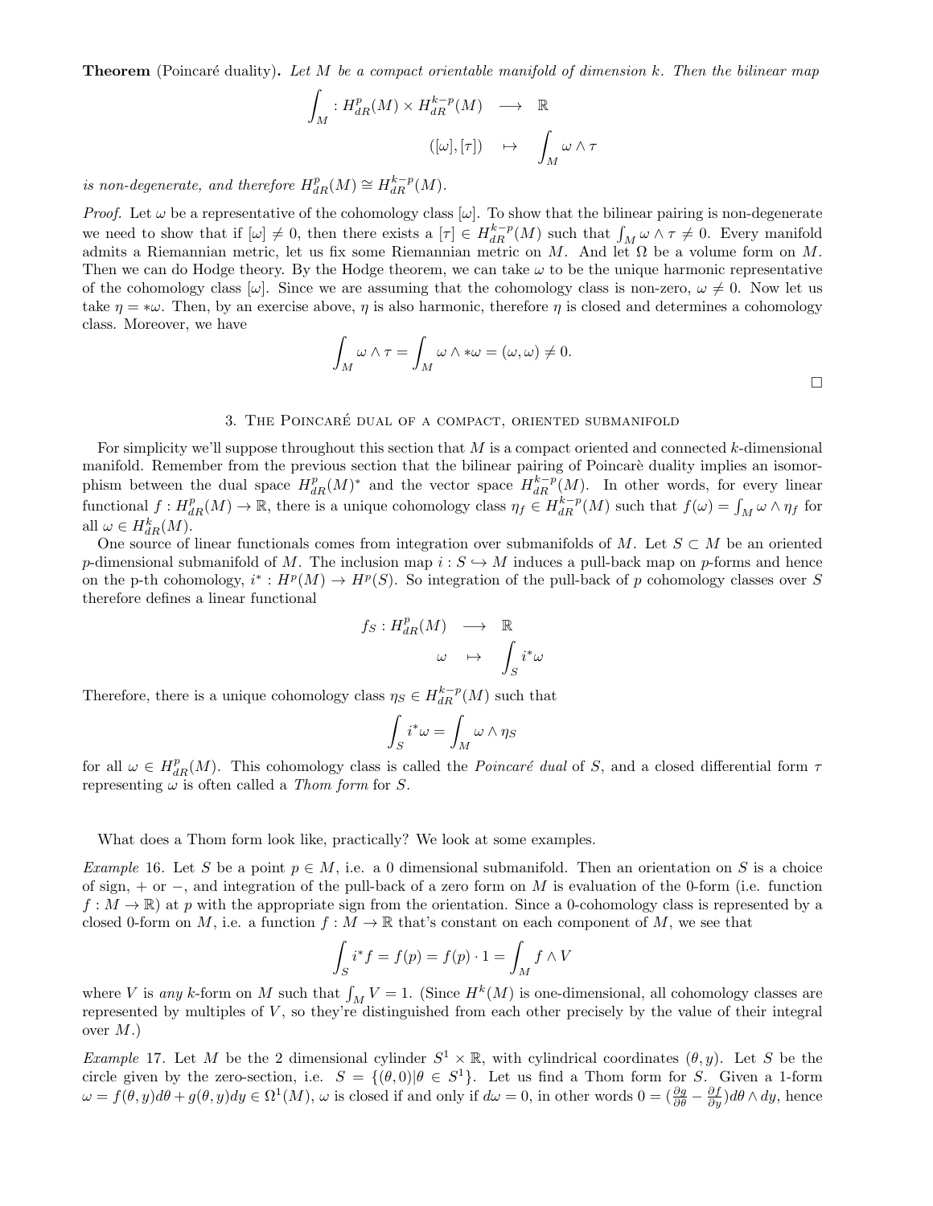**Theorem** (Poincaré duality)**.** *Let $M$ be a compact orientable manifold of dimension $k$. Then the bilinear map*

$$\int_M : H^p_{dR}(M) \times H^{k-p}_{dR}(M) \longrightarrow \mathbb{R}$$

$$([\omega], [\tau]) \mapsto \int_M \omega \wedge \tau$$

*is non-degenerate, and therefore $H^p_{dR}(M) \cong H^{k-p}_{dR}(M)$.*

*Proof.* Let $\omega$ be a representative of the cohomology class $[\omega]$. To show that the bilinear pairing is non-degenerate we need to show that if $[\omega] \neq 0$, then there exists a $[\tau] \in H^{k-p}_{dR}(M)$ such that $\int_M \omega \wedge \tau \neq 0$. Every manifold admits a Riemannian metric, let us fix some Riemannian metric on $M$. And let $\Omega$ be a volume form on $M$. Then we can do Hodge theory. By the Hodge theorem, we can take $\omega$ to be the unique harmonic representative of the cohomology class $[\omega]$. Since we are assuming that the cohomology class is non-zero, $\omega \neq 0$. Now let us take $\eta = *\omega$. Then, by an exercise above, $\eta$ is also harmonic, therefore $\eta$ is closed and determines a cohomology class. Moreover, we have

$$\int_M \omega \wedge \tau = \int_M \omega \wedge *\omega = (\omega, \omega) \neq 0.$$

□

## 3. The Poincaré dual of a compact, oriented submanifold

For simplicity we'll suppose throughout this section that $M$ is a compact oriented and connected $k$-dimensional manifold. Remember from the previous section that the bilinear pairing of Poincarè duality implies an isomorphism between the dual space $H^p_{dR}(M)^*$ and the vector space $H^{k-p}_{dR}(M)$. In other words, for every linear functional $f : H^p_{dR}(M) \to \mathbb{R}$, there is a unique cohomology class $\eta_f \in H^{k-p}_{dR}(M)$ such that $f(\omega) = \int_M \omega \wedge \eta_f$ for all $\omega \in H^k_{dR}(M)$.

One source of linear functionals comes from integration over submanifolds of $M$. Let $S \subset M$ be an oriented $p$-dimensional submanifold of $M$. The inclusion map $i : S \hookrightarrow M$ induces a pull-back map on $p$-forms and hence on the p-th cohomology, $i^* : H^p(M) \to H^p(S)$. So integration of the pull-back of $p$ cohomology classes over $S$ therefore defines a linear functional

$$f_S : H^p_{dR}(M) \longrightarrow \mathbb{R}$$

$$\omega \mapsto \int_S i^*\omega$$

Therefore, there is a unique cohomology class $\eta_S \in H^{k-p}_{dR}(M)$ such that

$$\int_S i^*\omega = \int_M \omega \wedge \eta_S$$

for all $\omega \in H^p_{dR}(M)$. This cohomology class is called the *Poincaré dual* of $S$, and a closed differential form $\tau$ representing $\omega$ is often called a *Thom form* for $S$.

What does a Thom form look like, practically? We look at some examples.

*Example* 16. Let $S$ be a point $p \in M$, i.e. a 0 dimensional submanifold. Then an orientation on $S$ is a choice of sign, $+$ or $-$, and integration of the pull-back of a zero form on $M$ is evaluation of the 0-form (i.e. function $f : M \to \mathbb{R}$) at $p$ with the appropriate sign from the orientation. Since a 0-cohomology class is represented by a closed 0-form on $M$, i.e. a function $f : M \to \mathbb{R}$ that's constant on each component of $M$, we see that

$$\int_S i^* f = f(p) = f(p) \cdot 1 = \int_M f \wedge V$$

where $V$ is *any* $k$-form on $M$ such that $\int_M V = 1$. (Since $H^k(M)$ is one-dimensional, all cohomology classes are represented by multiples of $V$, so they're distinguished from each other precisely by the value of their integral over $M$.)

*Example* 17. Let $M$ be the 2 dimensional cylinder $S^1 \times \mathbb{R}$, with cylindrical coordinates $(\theta, y)$. Let $S$ be the circle given by the zero-section, i.e. $S = \{(\theta, 0) | \theta \in S^1\}$. Let us find a Thom form for $S$. Given a 1-form $\omega = f(\theta, y)d\theta + g(\theta, y)dy \in \Omega^1(M)$, $\omega$ is closed if and only if $d\omega = 0$, in other words $0 = (\frac{\partial g}{\partial \theta} - \frac{\partial f}{\partial y})d\theta \wedge dy$, hence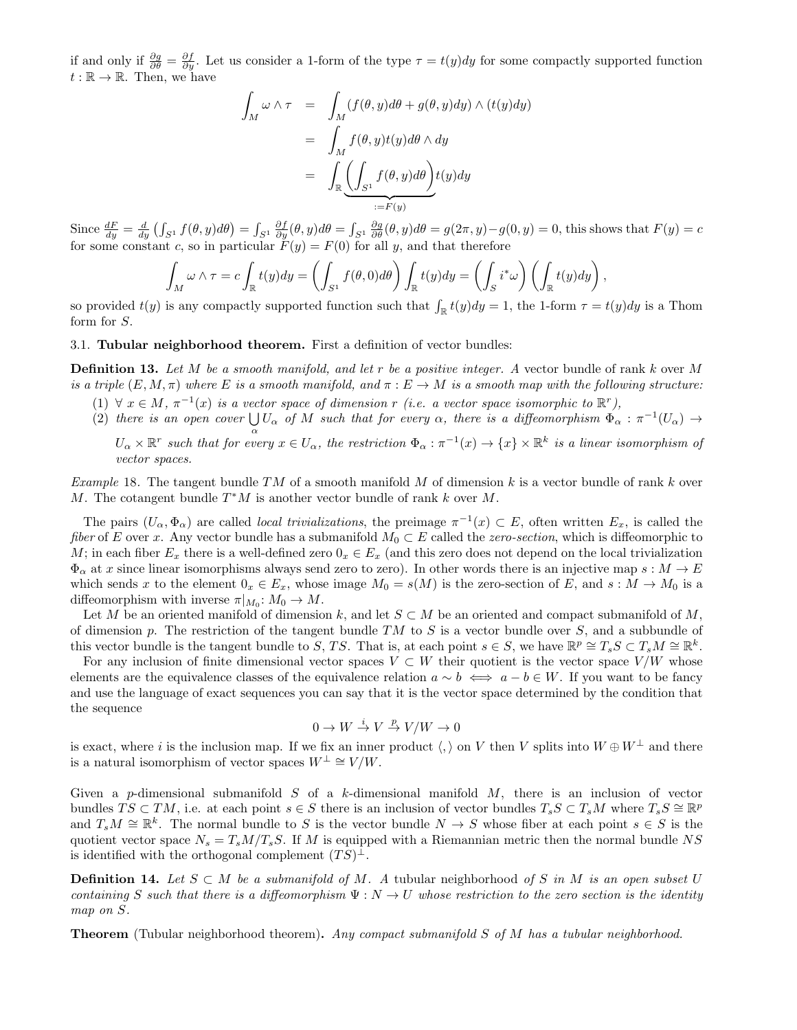if and only if $\frac{\partial g}{\partial \theta} = \frac{\partial f}{\partial y}$. Let us consider a 1-form of the type $\tau = t(y)dy$ for some compactly supported function $t : \mathbb{R} \to \mathbb{R}$. Then, we have

$$\begin{aligned}
\int_M \omega \wedge \tau &= \int_M (f(\theta, y)d\theta + g(\theta, y)dy) \wedge (t(y)dy) \\
&= \int_M f(\theta, y)t(y)d\theta \wedge dy \\
&= \int_{\mathbb{R}} \underbrace{\left(\int_{S^1} f(\theta, y)d\theta\right)}_{:=F(y)} t(y)dy
\end{aligned}$$

Since $\frac{dF}{dy} = \frac{d}{dy}\left(\int_{S^1} f(\theta, y)d\theta\right) = \int_{S^1} \frac{\partial f}{\partial y}(\theta, y)d\theta = \int_{S^1} \frac{\partial g}{\partial \theta}(\theta, y)d\theta = g(2\pi, y) - g(0, y) = 0$, this shows that $F(y) = c$ for some constant $c$, so in particular $F(y) = F(0)$ for all $y$, and that therefore

$$\int_M \omega \wedge \tau = c\int_{\mathbb{R}} t(y)dy = \left(\int_{S^1} f(\theta, 0)d\theta\right)\int_{\mathbb{R}} t(y)dy = \left(\int_S i^*\omega\right)\left(\int_{\mathbb{R}} t(y)dy\right),$$

so provided $t(y)$ is any compactly supported function such that $\int_{\mathbb{R}} t(y)dy = 1$, the 1-form $\tau = t(y)dy$ is a Thom form for $S$.

3.1. **Tubular neighborhood theorem.** First a definition of vector bundles:

**Definition 13.** *Let $M$ be a smooth manifold, and let $r$ be a positive integer. A* vector bundle of rank $k$ over $M$ *is a triple $(E, M, \pi)$ where $E$ is a smooth manifold, and $\pi : E \to M$ is a smooth map with the following structure:*

1. *$\forall\, x \in M$, $\pi^{-1}(x)$ is a vector space of dimension $r$ (i.e. a vector space isomorphic to $\mathbb{R}^r$),*
2. *there is an open cover $\bigcup_\alpha U_\alpha$ of $M$ such that for every $\alpha$, there is a diffeomorphism $\Phi_\alpha : \pi^{-1}(U_\alpha) \to U_\alpha \times \mathbb{R}^r$ such that for every $x \in U_\alpha$, the restriction $\Phi_\alpha : \pi^{-1}(x) \to \{x\} \times \mathbb{R}^k$ is a linear isomorphism of vector spaces.*

*Example* 18. The tangent bundle $TM$ of a smooth manifold $M$ of dimension $k$ is a vector bundle of rank $k$ over $M$. The cotangent bundle $T^*M$ is another vector bundle of rank $k$ over $M$.

The pairs $(U_\alpha, \Phi_\alpha)$ are called *local trivializations*, the preimage $\pi^{-1}(x) \subset E$, often written $E_x$, is called the *fiber* of $E$ over $x$. Any vector bundle has a submanifold $M_0 \subset E$ called the *zero-section*, which is diffeomorphic to $M$; in each fiber $E_x$ there is a well-defined zero $0_x \in E_x$ (and this zero does not depend on the local trivialization $\Phi_\alpha$ at $x$ since linear isomorphisms always send zero to zero). In other words there is an injective map $s : M \to E$ which sends $x$ to the element $0_x \in E_x$, whose image $M_0 = s(M)$ is the zero-section of $E$, and $s : M \to M_0$ is a diffeomorphism with inverse $\pi|_{M_0} : M_0 \to M$.

Let $M$ be an oriented manifold of dimension $k$, and let $S \subset M$ be an oriented and compact submanifold of $M$, of dimension $p$. The restriction of the tangent bundle $TM$ to $S$ is a vector bundle over $S$, and a subbundle of this vector bundle is the tangent bundle to $S$, $TS$. That is, at each point $s \in S$, we have $\mathbb{R}^p \cong T_sS \subset T_sM \cong \mathbb{R}^k$.

For any inclusion of finite dimensional vector spaces $V \subset W$ their quotient is the vector space $V/W$ whose elements are the equivalence classes of the equivalence relation $a \sim b \iff a - b \in W$. If you want to be fancy and use the language of exact sequences you can say that it is the vector space determined by the condition that the sequence

$$0 \to W \xrightarrow{i} V \xrightarrow{p} V/W \to 0$$

is exact, where $i$ is the inclusion map. If we fix an inner product $\langle , \rangle$ on $V$ then $V$ splits into $W \oplus W^\perp$ and there is a natural isomorphism of vector spaces $W^\perp \cong V/W$.

Given a $p$-dimensional submanifold $S$ of a $k$-dimensional manifold $M$, there is an inclusion of vector bundles $TS \subset TM$, i.e. at each point $s \in S$ there is an inclusion of vector bundles $T_sS \subset T_sM$ where $T_sS \cong \mathbb{R}^p$ and $T_sM \cong \mathbb{R}^k$. The normal bundle to $S$ is the vector bundle $N \to S$ whose fiber at each point $s \in S$ is the quotient vector space $N_s = T_sM/T_sS$. If $M$ is equipped with a Riemannian metric then the normal bundle $NS$ is identified with the orthogonal complement $(TS)^\perp$.

**Definition 14.** *Let $S \subset M$ be a submanifold of $M$. A* tubular neighborhood *of $S$ in $M$ is an open subset $U$ containing $S$ such that there is a diffeomorphism $\Psi : N \to U$ whose restriction to the zero section is the identity map on $S$.*

**Theorem** (Tubular neighborhood theorem)**.** *Any compact submanifold $S$ of $M$ has a tubular neighborhood.*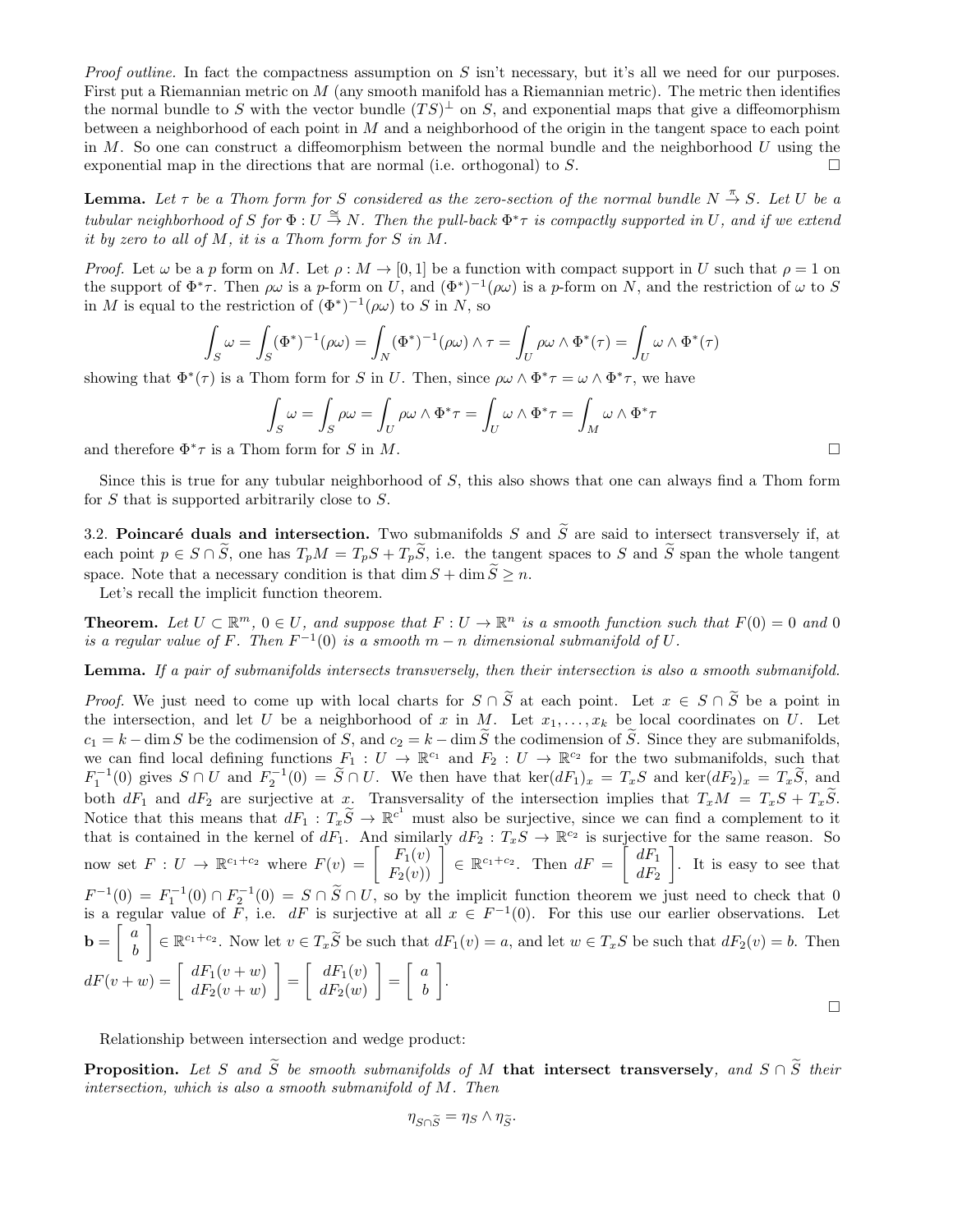*Proof outline.* In fact the compactness assumption on $S$ isn't necessary, but it's all we need for our purposes. First put a Riemannian metric on $M$ (any smooth manifold has a Riemannian metric). The metric then identifies the normal bundle to $S$ with the vector bundle $(TS)^{\perp}$ on $S$, and exponential maps that give a diffeomorphism between a neighborhood of each point in $M$ and a neighborhood of the origin in the tangent space to each point in $M$. So one can construct a diffeomorphism between the normal bundle and the neighborhood $U$ using the exponential map in the directions that are normal (i.e. orthogonal) to $S$. □

**Lemma.** *Let $\tau$ be a Thom form for $S$ considered as the zero-section of the normal bundle $N \xrightarrow{\pi} S$. Let $U$ be a tubular neighborhood of $S$ for $\Phi : U \xrightarrow{\cong} N$. Then the pull-back $\Phi^*\tau$ is compactly supported in $U$, and if we extend it by zero to all of $M$, it is a Thom form for $S$ in $M$.*

*Proof.* Let $\omega$ be a $p$ form on $M$. Let $\rho : M \to [0,1]$ be a function with compact support in $U$ such that $\rho = 1$ on the support of $\Phi^*\tau$. Then $\rho\omega$ is a $p$-form on $U$, and $(\Phi^*)^{-1}(\rho\omega)$ is a $p$-form on $N$, and the restriction of $\omega$ to $S$ in $M$ is equal to the restriction of $(\Phi^*)^{-1}(\rho\omega)$ to $S$ in $N$, so

$$\int_S \omega = \int_S (\Phi^*)^{-1}(\rho\omega) = \int_N (\Phi^*)^{-1}(\rho\omega) \wedge \tau = \int_U \rho\omega \wedge \Phi^*(\tau) = \int_U \omega \wedge \Phi^*(\tau)$$

showing that $\Phi^*(\tau)$ is a Thom form for $S$ in $U$. Then, since $\rho\omega \wedge \Phi^*\tau = \omega \wedge \Phi^*\tau$, we have

$$\int_S \omega = \int_S \rho\omega = \int_U \rho\omega \wedge \Phi^*\tau = \int_U \omega \wedge \Phi^*\tau = \int_M \omega \wedge \Phi^*\tau$$

and therefore $\Phi^*\tau$ is a Thom form for $S$ in $M$. □

Since this is true for any tubular neighborhood of $S$, this also shows that one can always find a Thom form for $S$ that is supported arbitrarily close to $S$.

3.2. **Poincaré duals and intersection.** Two submanifolds $S$ and $\widetilde{S}$ are said to intersect transversely if, at each point $p \in S \cap \widetilde{S}$, one has $T_pM = T_pS + T_p\widetilde{S}$, i.e. the tangent spaces to $S$ and $\widetilde{S}$ span the whole tangent space. Note that a necessary condition is that $\dim S + \dim \widetilde{S} \geq n$.

Let's recall the implicit function theorem.

**Theorem.** *Let $U \subset \mathbb{R}^m$, $0 \in U$, and suppose that $F : U \to \mathbb{R}^n$ is a smooth function such that $F(0) = 0$ and $0$ is a regular value of $F$. Then $F^{-1}(0)$ is a smooth $m - n$ dimensional submanifold of $U$.*

**Lemma.** *If a pair of submanifolds intersects transversely, then their intersection is also a smooth submanifold.*

*Proof.* We just need to come up with local charts for $S \cap \widetilde{S}$ at each point. Let $x \in S \cap \widetilde{S}$ be a point in the intersection, and let $U$ be a neighborhood of $x$ in $M$. Let $x_1, \ldots, x_k$ be local coordinates on $U$. Let $c_1 = k - \dim S$ be the codimension of $S$, and $c_2 = k - \dim \widetilde{S}$ the codimension of $\widetilde{S}$. Since they are submanifolds, we can find local defining functions $F_1 : U \to \mathbb{R}^{c_1}$ and $F_2 : U \to \mathbb{R}^{c_2}$ for the two submanifolds, such that $F_1^{-1}(0)$ gives $S \cap U$ and $F_2^{-1}(0) = \widetilde{S} \cap U$. We then have that $\ker(dF_1)_x = T_xS$ and $\ker(dF_2)_x = T_x\widetilde{S}$, and both $dF_1$ and $dF_2$ are surjective at $x$. Transversality of the intersection implies that $T_xM = T_xS + T_x\widetilde{S}$. Notice that this means that $dF_1 : T_x\widetilde{S} \to \mathbb{R}^{c^1}$ must also be surjective, since we can find a complement to it that is contained in the kernel of $dF_1$. And similarly $dF_2 : T_xS \to \mathbb{R}^{c_2}$ is surjective for the same reason. So now set $F : U \to \mathbb{R}^{c_1+c_2}$ where $F(v) = \begin{bmatrix} F_1(v) \\ F_2(v) \end{bmatrix} \in \mathbb{R}^{c_1+c_2}$. Then $dF = \begin{bmatrix} dF_1 \\ dF_2 \end{bmatrix}$. It is easy to see that $F^{-1}(0) = F_1^{-1}(0) \cap F_2^{-1}(0) = S \cap \widetilde{S} \cap U$, so by the implicit function theorem we just need to check that $0$ is a regular value of $F$, i.e. $dF$ is surjective at all $x \in F^{-1}(0)$. For this use our earlier observations. Let $\mathbf{b} = \begin{bmatrix} a \\ b \end{bmatrix} \in \mathbb{R}^{c_1+c_2}$. Now let $v \in T_x\widetilde{S}$ be such that $dF_1(v) = a$, and let $w \in T_xS$ be such that $dF_2(v) = b$. Then $dF(v + w) = \begin{bmatrix} dF_1(v+w) \\ dF_2(v+w) \end{bmatrix} = \begin{bmatrix} dF_1(v) \\ dF_2(w) \end{bmatrix} = \begin{bmatrix} a \\ b \end{bmatrix}$. □

Relationship between intersection and wedge product:

**Proposition.** *Let $S$ and $\widetilde{S}$ be smooth submanifolds of $M$* **that intersect transversely**, *and $S \cap \widetilde{S}$ their intersection, which is also a smooth submanifold of $M$. Then*

$$\eta_{S \cap \widetilde{S}} = \eta_S \wedge \eta_{\widetilde{S}}.$$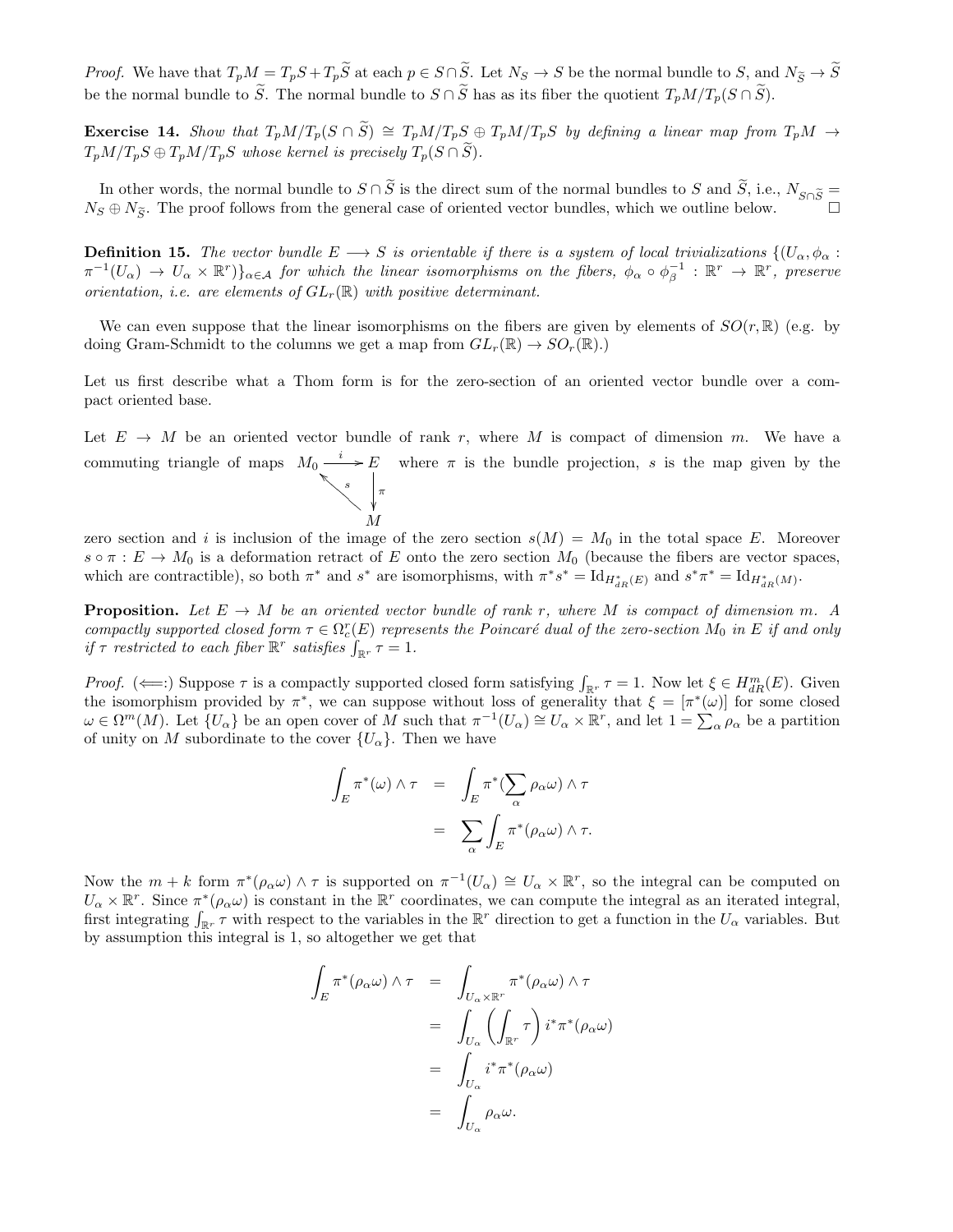*Proof.* We have that $T_pM = T_pS + T_p\widetilde{S}$ at each $p \in S \cap \widetilde{S}$. Let $N_S \to S$ be the normal bundle to $S$, and $N_{\widetilde{S}} \to \widetilde{S}$ be the normal bundle to $\widetilde{S}$. The normal bundle to $S \cap \widetilde{S}$ has as its fiber the quotient $T_pM/T_p(S \cap \widetilde{S})$.

**Exercise 14.** *Show that $T_pM/T_p(S \cap \widetilde{S}) \cong T_pM/T_pS \oplus T_pM/T_pS$ by defining a linear map from $T_pM \to T_pM/T_pS \oplus T_pM/T_pS$ whose kernel is precisely $T_p(S \cap \widetilde{S})$.*

In other words, the normal bundle to $S \cap \widetilde{S}$ is the direct sum of the normal bundles to $S$ and $\widetilde{S}$, i.e., $N_{S\cap\widetilde{S}} = N_S \oplus N_{\widetilde{S}}$. The proof follows from the general case of oriented vector bundles, which we outline below. $\square$

**Definition 15.** *The vector bundle $E \longrightarrow S$ is orientable if there is a system of local trivializations $\{(U_\alpha, \phi_\alpha : \pi^{-1}(U_\alpha) \to U_\alpha \times \mathbb{R}^r)\}_{\alpha \in \mathcal{A}}$ for which the linear isomorphisms on the fibers, $\phi_\alpha \circ \phi_\beta^{-1} : \mathbb{R}^r \to \mathbb{R}^r$, preserve orientation, i.e. are elements of $GL_r(\mathbb{R})$ with positive determinant.*

We can even suppose that the linear isomorphisms on the fibers are given by elements of $SO(r, \mathbb{R})$ (e.g. by doing Gram-Schmidt to the columns we get a map from $GL_r(\mathbb{R}) \to SO_r(\mathbb{R})$.)

Let us first describe what a Thom form is for the zero-section of an oriented vector bundle over a compact oriented base.

Let $E \to M$ be an oriented vector bundle of rank $r$, where $M$ is compact of dimension $m$. We have a commuting triangle of maps

$$\begin{array}{ccc} M_0 & \xrightarrow{\;i\;} & E \\ & \nwarrow^{s} & \downarrow{\scriptstyle \pi} \\ & & M \end{array}$$

where $\pi$ is the bundle projection, $s$ is the map given by the zero section and $i$ is inclusion of the image of the zero section $s(M) = M_0$ in the total space $E$. Moreover $s \circ \pi : E \to M_0$ is a deformation retract of $E$ onto the zero section $M_0$ (because the fibers are vector spaces, which are contractible), so both $\pi^*$ and $s^*$ are isomorphisms, with $\pi^* s^* = \mathrm{Id}_{H^*_{dR}(E)}$ and $s^*\pi^* = \mathrm{Id}_{H^*_{dR}(M)}$.

**Proposition.** *Let $E \to M$ be an oriented vector bundle of rank $r$, where $M$ is compact of dimension $m$. A compactly supported closed form $\tau \in \Omega^r_c(E)$ represents the Poincaré dual of the zero-section $M_0$ in $E$ if and only if $\tau$ restricted to each fiber $\mathbb{R}^r$ satisfies $\int_{\mathbb{R}^r} \tau = 1$.*

*Proof.* ($\Longleftarrow$:) Suppose $\tau$ is a compactly supported closed form satisfying $\int_{\mathbb{R}^r} \tau = 1$. Now let $\xi \in H^m_{dR}(E)$. Given the isomorphism provided by $\pi^*$, we can suppose without loss of generality that $\xi = [\pi^*(\omega)]$ for some closed $\omega \in \Omega^m(M)$. Let $\{U_\alpha\}$ be an open cover of $M$ such that $\pi^{-1}(U_\alpha) \cong U_\alpha \times \mathbb{R}^r$, and let $1 = \sum_\alpha \rho_\alpha$ be a partition of unity on $M$ subordinate to the cover $\{U_\alpha\}$. Then we have

$$\begin{aligned}
\int_E \pi^*(\omega) \wedge \tau &= \int_E \pi^*(\sum_\alpha \rho_\alpha \omega) \wedge \tau \\
&= \sum_\alpha \int_E \pi^*(\rho_\alpha \omega) \wedge \tau.
\end{aligned}$$

Now the $m + k$ form $\pi^*(\rho_\alpha \omega) \wedge \tau$ is supported on $\pi^{-1}(U_\alpha) \cong U_\alpha \times \mathbb{R}^r$, so the integral can be computed on $U_\alpha \times \mathbb{R}^r$. Since $\pi^*(\rho_\alpha \omega)$ is constant in the $\mathbb{R}^r$ coordinates, we can compute the integral as an iterated integral, first integrating $\int_{\mathbb{R}^r} \tau$ with respect to the variables in the $\mathbb{R}^r$ direction to get a function in the $U_\alpha$ variables. But by assumption this integral is 1, so altogether we get that

$$\begin{aligned}
\int_E \pi^*(\rho_\alpha \omega) \wedge \tau &= \int_{U_\alpha \times \mathbb{R}^r} \pi^*(\rho_\alpha \omega) \wedge \tau \\
&= \int_{U_\alpha} \left( \int_{\mathbb{R}^r} \tau \right) i^* \pi^*(\rho_\alpha \omega) \\
&= \int_{U_\alpha} i^* \pi^*(\rho_\alpha \omega) \\
&= \int_{U_\alpha} \rho_\alpha \omega.
\end{aligned}$$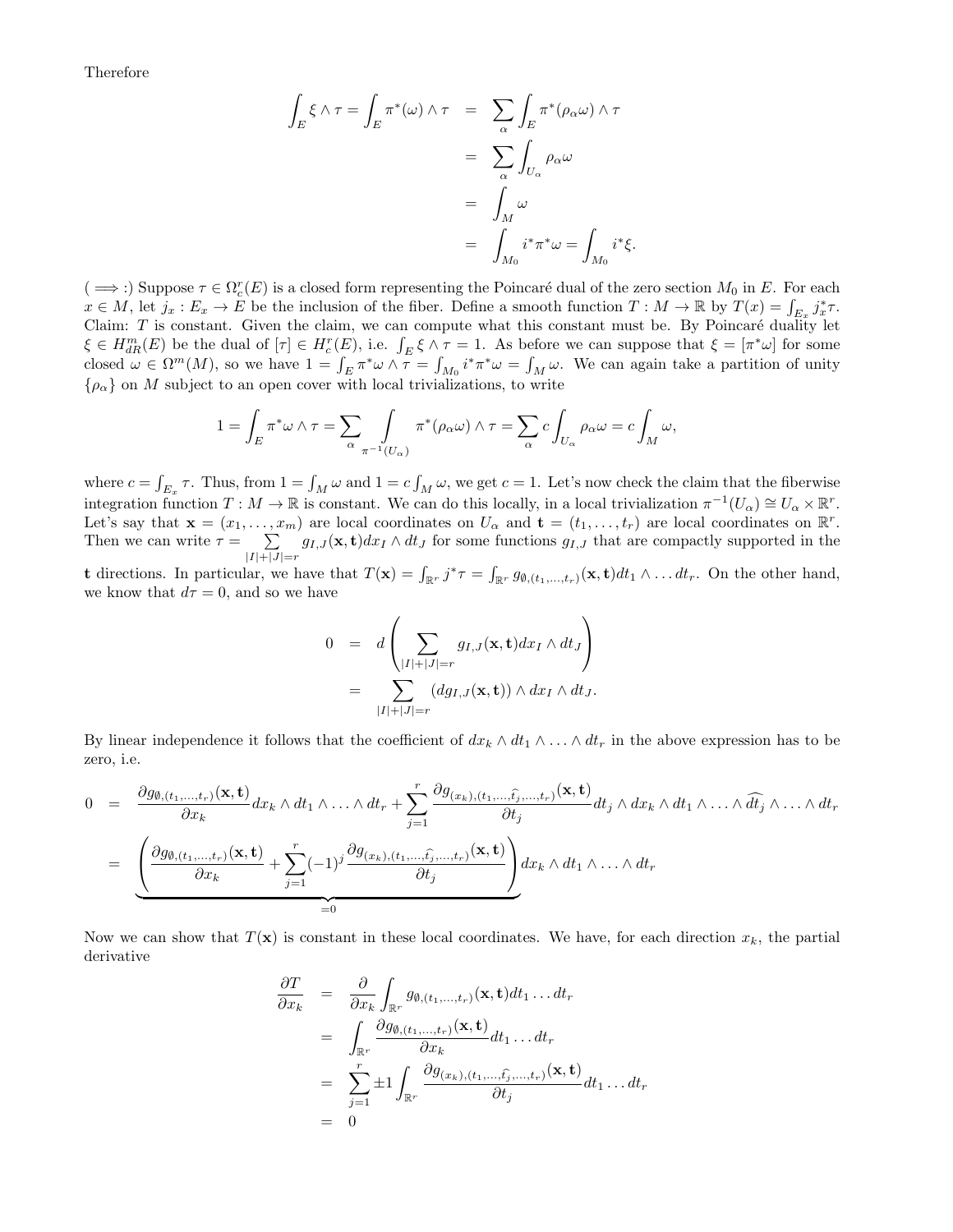Therefore

$$
\begin{aligned}
\int_E \xi \wedge \tau = \int_E \pi^*(\omega) \wedge \tau &= \sum_\alpha \int_E \pi^*(\rho_\alpha \omega) \wedge \tau \\
&= \sum_\alpha \int_{U_\alpha} \rho_\alpha \omega \\
&= \int_M \omega \\
&= \int_{M_0} i^* \pi^* \omega = \int_{M_0} i^* \xi.
\end{aligned}
$$

($\Longrightarrow$:) Suppose $\tau \in \Omega_c^r(E)$ is a closed form representing the Poincaré dual of the zero section $M_0$ in $E$. For each $x \in M$, let $j_x : E_x \to E$ be the inclusion of the fiber. Define a smooth function $T : M \to \mathbb{R}$ by $T(x) = \int_{E_x} j_x^* \tau$. Claim: $T$ is constant. Given the claim, we can compute what this constant must be. By Poincaré duality let $\xi \in H_{dR}^m(E)$ be the dual of $[\tau] \in H_c^r(E)$, i.e. $\int_E \xi \wedge \tau = 1$. As before we can suppose that $\xi = [\pi^* \omega]$ for some closed $\omega \in \Omega^m(M)$, so we have $1 = \int_E \pi^* \omega \wedge \tau = \int_{M_0} i^* \pi^* \omega = \int_M \omega$. We can again take a partition of unity $\{\rho_\alpha\}$ on $M$ subject to an open cover with local trivializations, to write

$$
1 = \int_E \pi^* \omega \wedge \tau = \sum_\alpha \int_{\pi^{-1}(U_\alpha)} \pi^*(\rho_\alpha \omega) \wedge \tau = \sum_\alpha c \int_{U_\alpha} \rho_\alpha \omega = c \int_M \omega,
$$

where $c = \int_{E_x} \tau$. Thus, from $1 = \int_M \omega$ and $1 = c \int_M \omega$, we get $c = 1$. Let's now check the claim that the fiberwise integration function $T : M \to \mathbb{R}$ is constant. We can do this locally, in a local trivialization $\pi^{-1}(U_\alpha) \cong U_\alpha \times \mathbb{R}^r$. Let's say that $\mathbf{x} = (x_1, \ldots, x_m)$ are local coordinates on $U_\alpha$ and $\mathbf{t} = (t_1, \ldots, t_r)$ are local coordinates on $\mathbb{R}^r$. Then we can write $\tau = \sum_{|I|+|J|=r} g_{I,J}(\mathbf{x}, \mathbf{t}) dx_I \wedge dt_J$ for some functions $g_{I,J}$ that are compactly supported in the $\mathbf{t}$ directions. In particular, we have that $T(\mathbf{x}) = \int_{\mathbb{R}^r} j^* \tau = \int_{\mathbb{R}^r} g_{\emptyset,(t_1,\ldots,t_r)}(\mathbf{x}, \mathbf{t}) dt_1 \wedge \ldots dt_r$. On the other hand, we know that $d\tau = 0$, and so we have

$$
\begin{aligned}
0 &= d\left( \sum_{|I|+|J|=r} g_{I,J}(\mathbf{x}, \mathbf{t}) dx_I \wedge dt_J \right) \\
&= \sum_{|I|+|J|=r} (dg_{I,J}(\mathbf{x}, \mathbf{t})) \wedge dx_I \wedge dt_J.
\end{aligned}
$$

By linear independence it follows that the coefficient of $dx_k \wedge dt_1 \wedge \ldots \wedge dt_r$ in the above expression has to be zero, i.e.

$$
\begin{aligned}
0 &= \frac{\partial g_{\emptyset,(t_1,\ldots,t_r)}(\mathbf{x}, \mathbf{t})}{\partial x_k} dx_k \wedge dt_1 \wedge \ldots \wedge dt_r + \sum_{j=1}^r \frac{\partial g_{(x_k),(t_1,\ldots,\widehat{t_j},\ldots,t_r)}(\mathbf{x}, \mathbf{t})}{\partial t_j} dt_j \wedge dx_k \wedge dt_1 \wedge \ldots \wedge \widehat{dt_j} \wedge \ldots \wedge dt_r \\
&= \underbrace{\left( \frac{\partial g_{\emptyset,(t_1,\ldots,t_r)}(\mathbf{x}, \mathbf{t})}{\partial x_k} + \sum_{j=1}^r (-1)^j \frac{\partial g_{(x_k),(t_1,\ldots,\widehat{t_j},\ldots,t_r)}(\mathbf{x}, \mathbf{t})}{\partial t_j} \right)}_{=0} dx_k \wedge dt_1 \wedge \ldots \wedge dt_r
\end{aligned}
$$

Now we can show that $T(\mathbf{x})$ is constant in these local coordinates. We have, for each direction $x_k$, the partial derivative

$$
\begin{aligned}
\frac{\partial T}{\partial x_k} &= \frac{\partial}{\partial x_k} \int_{\mathbb{R}^r} g_{\emptyset,(t_1,\ldots,t_r)}(\mathbf{x}, \mathbf{t}) dt_1 \ldots dt_r \\
&= \int_{\mathbb{R}^r} \frac{\partial g_{\emptyset,(t_1,\ldots,t_r)}(\mathbf{x}, \mathbf{t})}{\partial x_k} dt_1 \ldots dt_r \\
&= \sum_{j=1}^r \pm 1 \int_{\mathbb{R}^r} \frac{\partial g_{(x_k),(t_1,\ldots,\widehat{t_j},\ldots,t_r)}(\mathbf{x}, \mathbf{t})}{\partial t_j} dt_1 \ldots dt_r \\
&= 0
\end{aligned}
$$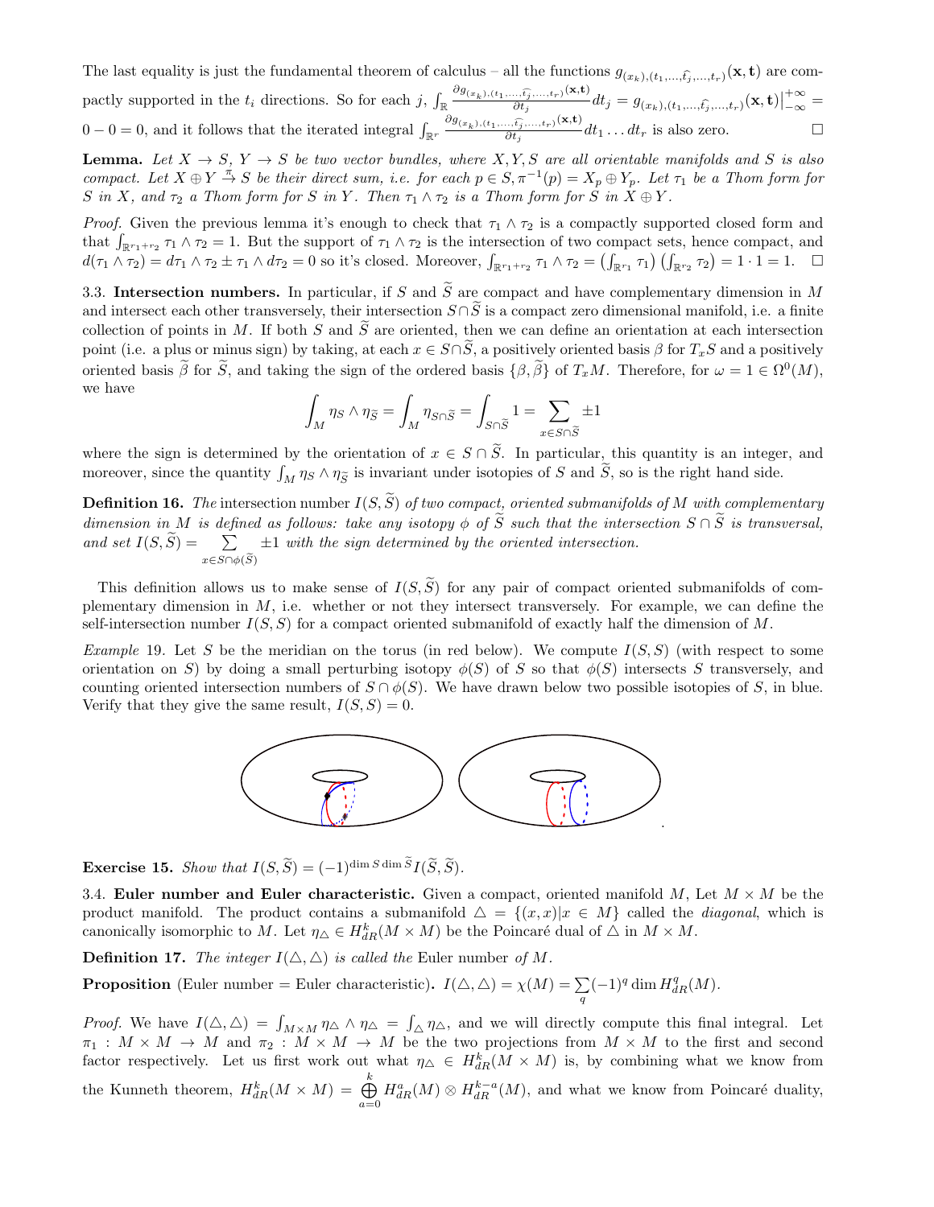The last equality is just the fundamental theorem of calculus – all the functions $g_{(x_k),(t_1,\ldots,\widehat{t_j},\ldots,t_r)}(\mathbf{x},\mathbf{t})$ are compactly supported in the $t_i$ directions. So for each $j$, $\int_{\mathbb{R}} \frac{\partial g_{(x_k),(t_1,\ldots,\widehat{t_j},\ldots,t_r)}(\mathbf{x},\mathbf{t})}{\partial t_j} dt_j = g_{(x_k),(t_1,\ldots,\widehat{t_j},\ldots,t_r)}(\mathbf{x},\mathbf{t})\big|_{-\infty}^{+\infty} = 0 - 0 = 0$, and it follows that the iterated integral $\int_{\mathbb{R}^r} \frac{\partial g_{(x_k),(t_1,\ldots,\widehat{t_j},\ldots,t_r)}(\mathbf{x},\mathbf{t})}{\partial t_j} dt_1 \ldots dt_r$ is also zero. $\square$

**Lemma.** *Let $X \to S$, $Y \to S$ be two vector bundles, where $X, Y, S$ are all orientable manifolds and $S$ is also compact. Let $X \oplus Y \xrightarrow{\pi} S$ be their direct sum, i.e. for each $p \in S, \pi^{-1}(p) = X_p \oplus Y_p$. Let $\tau_1$ be a Thom form for $S$ in $X$, and $\tau_2$ a Thom form for $S$ in $Y$. Then $\tau_1 \wedge \tau_2$ is a Thom form for $S$ in $X \oplus Y$.*

*Proof.* Given the previous lemma it's enough to check that $\tau_1 \wedge \tau_2$ is a compactly supported closed form and that $\int_{\mathbb{R}^{r_1+r_2}} \tau_1 \wedge \tau_2 = 1$. But the support of $\tau_1 \wedge \tau_2$ is the intersection of two compact sets, hence compact, and $d(\tau_1 \wedge \tau_2) = d\tau_1 \wedge \tau_2 \pm \tau_1 \wedge d\tau_2 = 0$ so it's closed. Moreover, $\int_{\mathbb{R}^{r_1+r_2}} \tau_1 \wedge \tau_2 = \left(\int_{\mathbb{R}^{r_1}} \tau_1\right)\left(\int_{\mathbb{R}^{r_2}} \tau_2\right) = 1 \cdot 1 = 1$. $\square$

3.3. **Intersection numbers.** In particular, if $S$ and $\widetilde{S}$ are compact and have complementary dimension in $M$ and intersect each other transversely, their intersection $S \cap \widetilde{S}$ is a compact zero dimensional manifold, i.e. a finite collection of points in $M$. If both $S$ and $\widetilde{S}$ are oriented, then we can define an orientation at each intersection point (i.e. a plus or minus sign) by taking, at each $x \in S \cap \widetilde{S}$, a positively oriented basis $\beta$ for $T_x S$ and a positively oriented basis $\widetilde{\beta}$ for $\widetilde{S}$, and taking the sign of the ordered basis $\{\beta, \widetilde{\beta}\}$ of $T_x M$. Therefore, for $\omega = 1 \in \Omega^0(M)$, we have

$$\int_M \eta_S \wedge \eta_{\widetilde{S}} = \int_M \eta_{S \cap \widetilde{S}} = \int_{S \cap \widetilde{S}} 1 = \sum_{x \in S \cap \widetilde{S}} \pm 1$$

where the sign is determined by the orientation of $x \in S \cap \widetilde{S}$. In particular, this quantity is an integer, and moreover, since the quantity $\int_M \eta_S \wedge \eta_{\widetilde{S}}$ is invariant under isotopies of $S$ and $\widetilde{S}$, so is the right hand side.

**Definition 16.** *The* intersection number $I(S, \widetilde{S})$ *of two compact, oriented submanifolds of $M$ with complementary dimension in $M$ is defined as follows: take any isotopy $\phi$ of $\widetilde{S}$ such that the intersection $S \cap \widetilde{S}$ is transversal, and set $I(S, \widetilde{S}) = \sum_{x \in S \cap \phi(\widetilde{S})} \pm 1$ with the sign determined by the oriented intersection.*

This definition allows us to make sense of $I(S, \widetilde{S})$ for any pair of compact oriented submanifolds of complementary dimension in $M$, i.e. whether or not they intersect transversely. For example, we can define the self-intersection number $I(S, S)$ for a compact oriented submanifold of exactly half the dimension of $M$.

*Example* 19. Let $S$ be the meridian on the torus (in red below). We compute $I(S, S)$ (with respect to some orientation on $S$) by doing a small perturbing isotopy $\phi(S)$ of $S$ so that $\phi(S)$ intersects $S$ transversely, and counting oriented intersection numbers of $S \cap \phi(S)$. We have drawn below two possible isotopies of $S$, in blue. Verify that they give the same result, $I(S, S) = 0$.

**Exercise 15.** *Show that $I(S, \widetilde{S}) = (-1)^{\dim S \dim \widetilde{S}} I(\widetilde{S}, \widetilde{S})$.*

3.4. **Euler number and Euler characteristic.** Given a compact, oriented manifold $M$, Let $M \times M$ be the product manifold. The product contains a submanifold $\triangle = \{(x, x) | x \in M\}$ called the *diagonal*, which is canonically isomorphic to $M$. Let $\eta_\triangle \in H^k_{dR}(M \times M)$ be the Poincaré dual of $\triangle$ in $M \times M$.

**Definition 17.** *The integer $I(\triangle, \triangle)$ is called the* Euler number *of $M$.*

**Proposition** (Euler number = Euler characteristic). $I(\triangle, \triangle) = \chi(M) = \sum_q (-1)^q \dim H^q_{dR}(M)$.

*Proof.* We have $I(\triangle, \triangle) = \int_{M \times M} \eta_\triangle \wedge \eta_\triangle = \int_\triangle \eta_\triangle$, and we will directly compute this final integral. Let $\pi_1 : M \times M \to M$ and $\pi_2 : M \times M \to M$ be the two projections from $M \times M$ to the first and second factor respectively. Let us first work out what $\eta_\triangle \in H^k_{dR}(M \times M)$ is, by combining what we know from the Kunneth theorem, $H^k_{dR}(M \times M) = \bigoplus_{a=0}^{k} H^a_{dR}(M) \otimes H^{k-a}_{dR}(M)$, and what we know from Poincaré duality,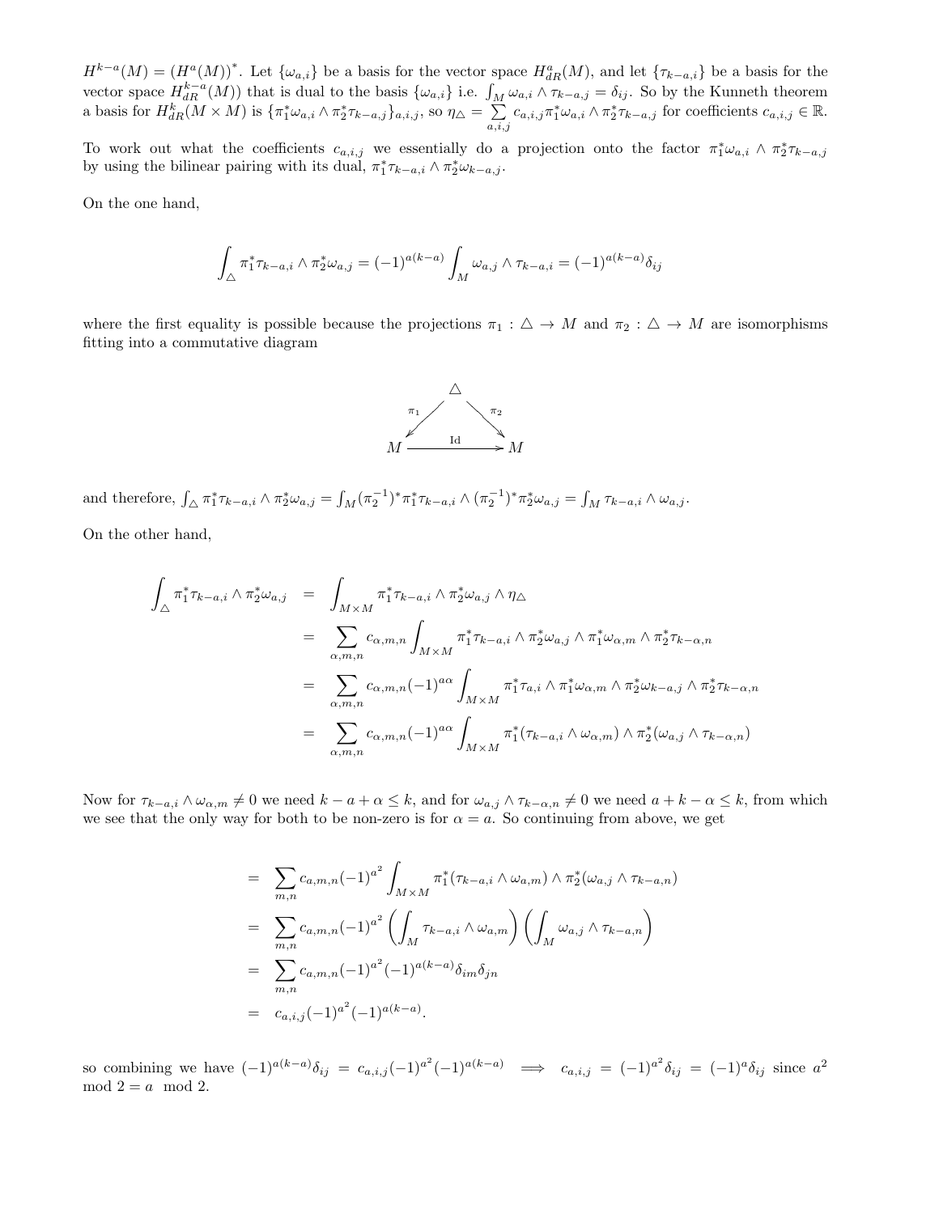$H^{k-a}(M) = (H^a(M))^*$. Let $\{\omega_{a,i}\}$ be a basis for the vector space $H^a_{dR}(M)$, and let $\{\tau_{k-a,i}\}$ be a basis for the vector space $H^{k-a}_{dR}(M))$ that is dual to the basis $\{\omega_{a,i}\}$ i.e. $\int_M \omega_{a,i} \wedge \tau_{k-a,j} = \delta_{ij}$. So by the Kunneth theorem a basis for $H^k_{dR}(M \times M)$ is $\{\pi_1^*\omega_{a,i} \wedge \pi_2^*\tau_{k-a,j}\}_{a,i,j}$, so $\eta_\triangle = \sum_{a,i,j} c_{a,i,j}\pi_1^*\omega_{a,i} \wedge \pi_2^*\tau_{k-a,j}$ for coefficients $c_{a,i,j} \in \mathbb{R}$.

To work out what the coefficients $c_{a,i,j}$ we essentially do a projection onto the factor $\pi_1^*\omega_{a,i} \wedge \pi_2^*\tau_{k-a,j}$ by using the bilinear pairing with its dual, $\pi_1^*\tau_{k-a,i} \wedge \pi_2^*\omega_{k-a,j}$.

On the one hand,

$$\int_\triangle \pi_1^*\tau_{k-a,i} \wedge \pi_2^*\omega_{a,j} = (-1)^{a(k-a)} \int_M \omega_{a,j} \wedge \tau_{k-a,i} = (-1)^{a(k-a)}\delta_{ij}$$

where the first equality is possible because the projections $\pi_1 : \triangle \to M$ and $\pi_2 : \triangle \to M$ are isomorphisms fitting into a commutative diagram

$$\begin{array}{ccc} & \triangle & \\ {}^{\pi_1}\swarrow & & \searrow^{\pi_2} \\ M & \xrightarrow{\text{Id}} & M \end{array}$$

and therefore, $\int_\triangle \pi_1^*\tau_{k-a,i} \wedge \pi_2^*\omega_{a,j} = \int_M (\pi_2^{-1})^*\pi_1^*\tau_{k-a,i} \wedge (\pi_2^{-1})^*\pi_2^*\omega_{a,j} = \int_M \tau_{k-a,i} \wedge \omega_{a,j}$.

On the other hand,

$$\begin{aligned}
\int_\triangle \pi_1^*\tau_{k-a,i} \wedge \pi_2^*\omega_{a,j} &= \int_{M\times M} \pi_1^*\tau_{k-a,i} \wedge \pi_2^*\omega_{a,j} \wedge \eta_\triangle \\
&= \sum_{\alpha,m,n} c_{\alpha,m,n} \int_{M\times M} \pi_1^*\tau_{k-a,i} \wedge \pi_2^*\omega_{a,j} \wedge \pi_1^*\omega_{\alpha,m} \wedge \pi_2^*\tau_{k-\alpha,n} \\
&= \sum_{\alpha,m,n} c_{\alpha,m,n}(-1)^{a\alpha} \int_{M\times M} \pi_1^*\tau_{a,i} \wedge \pi_1^*\omega_{\alpha,m} \wedge \pi_2^*\omega_{k-a,j} \wedge \pi_2^*\tau_{k-\alpha,n} \\
&= \sum_{\alpha,m,n} c_{\alpha,m,n}(-1)^{a\alpha} \int_{M\times M} \pi_1^*(\tau_{k-a,i} \wedge \omega_{\alpha,m}) \wedge \pi_2^*(\omega_{a,j} \wedge \tau_{k-\alpha,n})
\end{aligned}$$

Now for $\tau_{k-a,i} \wedge \omega_{\alpha,m} \neq 0$ we need $k - a + \alpha \leq k$, and for $\omega_{a,j} \wedge \tau_{k-\alpha,n} \neq 0$ we need $a + k - \alpha \leq k$, from which we see that the only way for both to be non-zero is for $\alpha = a$. So continuing from above, we get

$$\begin{aligned}
&= \sum_{m,n} c_{a,m,n}(-1)^{a^2} \int_{M\times M} \pi_1^*(\tau_{k-a,i} \wedge \omega_{a,m}) \wedge \pi_2^*(\omega_{a,j} \wedge \tau_{k-a,n}) \\
&= \sum_{m,n} c_{a,m,n}(-1)^{a^2} \left(\int_M \tau_{k-a,i} \wedge \omega_{a,m}\right)\left(\int_M \omega_{a,j} \wedge \tau_{k-a,n}\right) \\
&= \sum_{m,n} c_{a,m,n}(-1)^{a^2}(-1)^{a(k-a)}\delta_{im}\delta_{jn} \\
&= c_{a,i,j}(-1)^{a^2}(-1)^{a(k-a)}.
\end{aligned}$$

so combining we have $(-1)^{a(k-a)}\delta_{ij} = c_{a,i,j}(-1)^{a^2}(-1)^{a(k-a)} \implies c_{a,i,j} = (-1)^{a^2}\delta_{ij} = (-1)^a\delta_{ij}$ since $a^2 \mod 2 = a \mod 2$.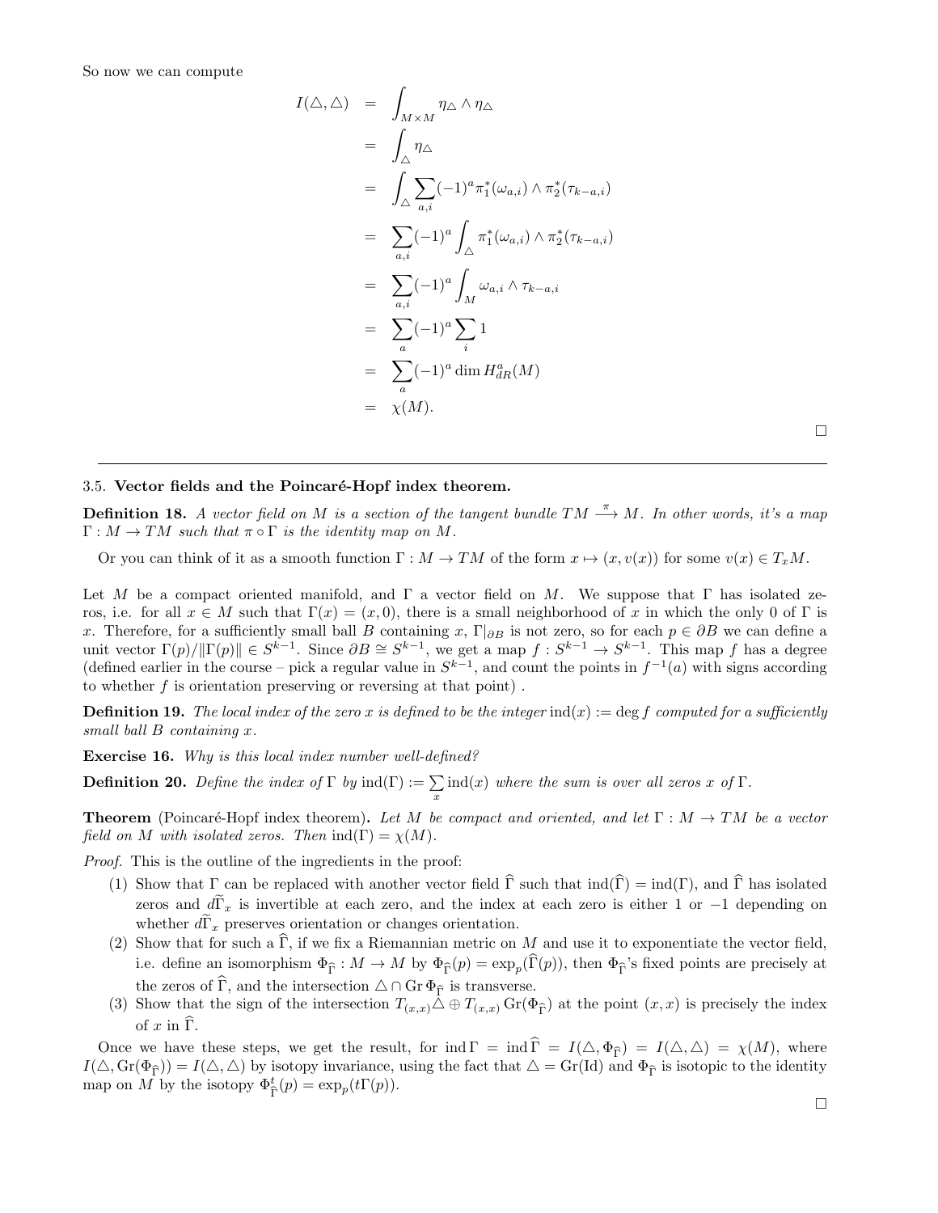So now we can compute

$$
\begin{aligned}
I(\triangle,\triangle) &= \int_{M\times M} \eta_\triangle \wedge \eta_\triangle \\
&= \int_\triangle \eta_\triangle \\
&= \int_\triangle \sum_{a,i} (-1)^a \pi_1^*(\omega_{a,i}) \wedge \pi_2^*(\tau_{k-a,i}) \\
&= \sum_{a,i} (-1)^a \int_\triangle \pi_1^*(\omega_{a,i}) \wedge \pi_2^*(\tau_{k-a,i}) \\
&= \sum_{a,i} (-1)^a \int_M \omega_{a,i} \wedge \tau_{k-a,i} \\
&= \sum_a (-1)^a \sum_i 1 \\
&= \sum_a (-1)^a \dim H^a_{dR}(M) \\
&= \chi(M).
\end{aligned}
$$

□

---

3.5. **Vector fields and the Poincaré-Hopf index theorem.**

**Definition 18.** *A vector field on $M$ is a section of the tangent bundle $TM \xrightarrow{\pi} M$. In other words, it's a map $\Gamma : M \to TM$ such that $\pi \circ \Gamma$ is the identity map on $M$.*

Or you can think of it as a smooth function $\Gamma : M \to TM$ of the form $x \mapsto (x, v(x))$ for some $v(x) \in T_xM$.

Let $M$ be a compact oriented manifold, and $\Gamma$ a vector field on $M$. We suppose that $\Gamma$ has isolated zeros, i.e. for all $x \in M$ such that $\Gamma(x) = (x, 0)$, there is a small neighborhood of $x$ in which the only 0 of $\Gamma$ is $x$. Therefore, for a sufficiently small ball $B$ containing $x$, $\Gamma|_{\partial B}$ is not zero, so for each $p \in \partial B$ we can define a unit vector $\Gamma(p)/\|\Gamma(p)\| \in S^{k-1}$. Since $\partial B \cong S^{k-1}$, we get a map $f : S^{k-1} \to S^{k-1}$. This map $f$ has a degree (defined earlier in the course – pick a regular value in $S^{k-1}$, and count the points in $f^{-1}(a)$ with signs according to whether $f$ is orientation preserving or reversing at that point) .

**Definition 19.** *The local index of the zero $x$ is defined to be the integer $\operatorname{ind}(x) := \deg f$ computed for a sufficiently small ball $B$ containing $x$.*

**Exercise 16.** *Why is this local index number well-defined?*

**Definition 20.** *Define the index of $\Gamma$ by $\operatorname{ind}(\Gamma) := \sum_x \operatorname{ind}(x)$ where the sum is over all zeros $x$ of $\Gamma$.*

**Theorem** (Poincaré-Hopf index theorem)**.** *Let $M$ be compact and oriented, and let $\Gamma : M \to TM$ be a vector field on $M$ with isolated zeros. Then $\operatorname{ind}(\Gamma) = \chi(M)$.*

*Proof.* This is the outline of the ingredients in the proof:

1. Show that $\Gamma$ can be replaced with another vector field $\widehat{\Gamma}$ such that $\operatorname{ind}(\widehat{\Gamma}) = \operatorname{ind}(\Gamma)$, and $\widehat{\Gamma}$ has isolated zeros and $d\widetilde{\Gamma}_x$ is invertible at each zero, and the index at each zero is either 1 or $-1$ depending on whether $d\widetilde{\Gamma}_x$ preserves orientation or changes orientation.
2. Show that for such a $\widehat{\Gamma}$, if we fix a Riemannian metric on $M$ and use it to exponentiate the vector field, i.e. define an isomorphism $\Phi_{\widehat{\Gamma}} : M \to M$ by $\Phi_{\widehat{\Gamma}}(p) = \exp_p(\widehat{\Gamma}(p))$, then $\Phi_{\widehat{\Gamma}}$'s fixed points are precisely at the zeros of $\widehat{\Gamma}$, and the intersection $\triangle \cap \operatorname{Gr} \Phi_{\widehat{\Gamma}}$ is transverse.
3. Show that the sign of the intersection $T_{(x,x)}\triangle \oplus T_{(x,x)} \operatorname{Gr}(\Phi_{\widehat{\Gamma}})$ at the point $(x, x)$ is precisely the index of $x$ in $\widehat{\Gamma}$.

Once we have these steps, we get the result, for $\operatorname{ind}\Gamma = \operatorname{ind}\widehat{\Gamma} = I(\triangle, \Phi_{\widehat{\Gamma}}) = I(\triangle,\triangle) = \chi(M)$, where $I(\triangle, \operatorname{Gr}(\Phi_{\widehat{\Gamma}})) = I(\triangle,\triangle)$ by isotopy invariance, using the fact that $\triangle = \operatorname{Gr}(\operatorname{Id})$ and $\Phi_{\widehat{\Gamma}}$ is isotopic to the identity map on $M$ by the isotopy $\Phi^t_{\widehat{\Gamma}}(p) = \exp_p(t\Gamma(p))$.

□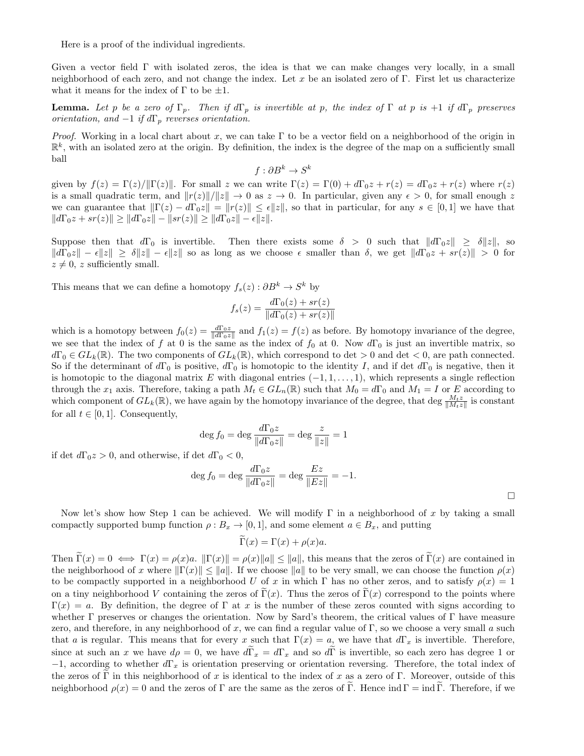Here is a proof of the individual ingredients.

Given a vector field $\Gamma$ with isolated zeros, the idea is that we can make changes very locally, in a small neighborhood of each zero, and not change the index. Let $x$ be an isolated zero of $\Gamma$. First let us characterize what it means for the index of $\Gamma$ to be $\pm 1$.

**Lemma.** *Let $p$ be a zero of $\Gamma_p$. Then if $d\Gamma_p$ is invertible at $p$, the index of $\Gamma$ at $p$ is $+1$ if $d\Gamma_p$ preserves orientation, and $-1$ if $d\Gamma_p$ reverses orientation.*

*Proof.* Working in a local chart about $x$, we can take $\Gamma$ to be a vector field on a neighborhood of the origin in $\mathbb{R}^k$, with an isolated zero at the origin. By definition, the index is the degree of the map on a sufficiently small ball

$$f : \partial B^k \to S^k$$

given by $f(z) = \Gamma(z)/\|\Gamma(z)\|$. For small $z$ we can write $\Gamma(z) = \Gamma(0) + d\Gamma_0 z + r(z) = d\Gamma_0 z + r(z)$ where $r(z)$ is a small quadratic term, and $\|r(z)\|/\|z\| \to 0$ as $z \to 0$. In particular, given any $\epsilon > 0$, for small enough $z$ we can guarantee that $\|\Gamma(z) - d\Gamma_0 z\| = \|r(z)\| \leq \epsilon\|z\|$, so that in particular, for any $s \in [0,1]$ we have that $\|d\Gamma_0 z + sr(z)\| \geq \|d\Gamma_0 z\| - \|sr(z)\| \geq \|d\Gamma_0 z\| - \epsilon\|z\|$.

Suppose then that $d\Gamma_0$ is invertible. Then there exists some $\delta > 0$ such that $\|d\Gamma_0 z\| \geq \delta\|z\|$, so $\|d\Gamma_0 z\| - \epsilon\|z\| \geq \delta\|z\| - \epsilon\|z\|$ so as long as we choose $\epsilon$ smaller than $\delta$, we get $\|d\Gamma_0 z + sr(z)\| > 0$ for $z \neq 0$, $z$ sufficiently small.

This means that we can define a homotopy $f_s(z) : \partial B^k \to S^k$ by

$$f_s(z) = \frac{d\Gamma_0(z) + sr(z)}{\|d\Gamma_0(z) + sr(z)\|}$$

which is a homotopy between $f_0(z) = \frac{d\Gamma_0 z}{\|d\Gamma_0 z\|}$ and $f_1(z) = f(z)$ as before. By homotopy invariance of the degree, we see that the index of $f$ at 0 is the same as the index of $f_0$ at 0. Now $d\Gamma_0$ is just an invertible matrix, so $d\Gamma_0 \in GL_k(\mathbb{R})$. The two components of $GL_k(\mathbb{R})$, which correspond to $\det > 0$ and $\det < 0$, are path connected. So if the determinant of $d\Gamma_0$ is positive, $d\Gamma_0$ is homotopic to the identity $I$, and if $\det d\Gamma_0$ is negative, then it is homotopic to the diagonal matrix $E$ with diagonal entries $(-1, 1, \ldots, 1)$, which represents a single reflection through the $x_1$ axis. Therefore, taking a path $M_t \in GL_n(\mathbb{R})$ such that $M_0 = d\Gamma_0$ and $M_1 = I$ or $E$ according to which component of $GL_k(\mathbb{R})$, we have again by the homotopy invariance of the degree, that $\deg \frac{M_t z}{\|M_t z\|}$ is constant for all $t \in [0,1]$. Consequently,

$$\deg f_0 = \deg \frac{d\Gamma_0 z}{\|d\Gamma_0 z\|} = \deg \frac{z}{\|z\|} = 1$$

if $\det d\Gamma_0 z > 0$, and otherwise, if $\det d\Gamma_0 < 0$,

$$\deg f_0 = \deg \frac{d\Gamma_0 z}{\|d\Gamma_0 z\|} = \deg \frac{Ez}{\|Ez\|} = -1.$$

□

Now let's show how Step 1 can be achieved. We will modify $\Gamma$ in a neighborhood of $x$ by taking a small compactly supported bump function $\rho : B_x \to [0,1]$, and some element $a \in B_x$, and putting

$$\widetilde{\Gamma}(x) = \Gamma(x) + \rho(x)a.$$

Then $\widetilde{\Gamma}(x) = 0 \iff \Gamma(x) = \rho(x)a$. $\|\Gamma(x)\| = \rho(x)\|a\| \leq \|a\|$, this means that the zeros of $\widetilde{\Gamma}(x)$ are contained in the neighborhood of $x$ where $\|\Gamma(x)\| \leq \|a\|$. If we choose $\|a\|$ to be very small, we can choose the function $\rho(x)$ to be compactly supported in a neighborhood $U$ of $x$ in which $\Gamma$ has no other zeros, and to satisfy $\rho(x) = 1$ on a tiny neighborhood $V$ containing the zeros of $\widetilde{\Gamma}(x)$. Thus the zeros of $\widetilde{\Gamma}(x)$ correspond to the points where $\Gamma(x) = a$. By definition, the degree of $\Gamma$ at $x$ is the number of these zeros counted with signs according to whether $\Gamma$ preserves or changes the orientation. Now by Sard's theorem, the critical values of $\Gamma$ have measure zero, and therefore, in any neighborhood of $x$, we can find a regular value of $\Gamma$, so we choose a very small $a$ such that $a$ is regular. This means that for every $x$ such that $\Gamma(x) = a$, we have that $d\Gamma_x$ is invertible. Therefore, since at such an $x$ we have $d\rho = 0$, we have $d\widetilde{\Gamma}_x = d\Gamma_x$ and so $d\widetilde{\Gamma}$ is invertible, so each zero has degree 1 or $-1$, according to whether $d\Gamma_x$ is orientation preserving or orientation reversing. Therefore, the total index of the zeros of $\widetilde{\Gamma}$ in this neighborhood of $x$ is identical to the index of $x$ as a zero of $\Gamma$. Moreover, outside of this neighborhood $\rho(x) = 0$ and the zeros of $\Gamma$ are the same as the zeros of $\widetilde{\Gamma}$. Hence $\operatorname{ind}\Gamma = \operatorname{ind}\widetilde{\Gamma}$. Therefore, if we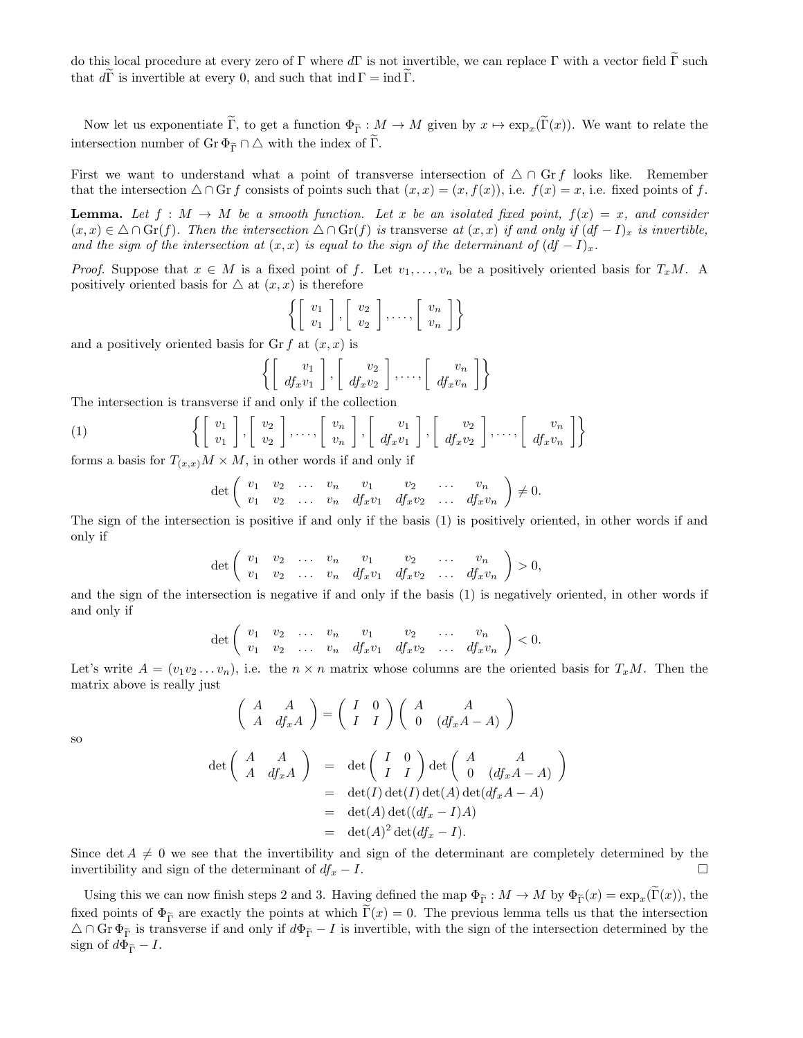do this local procedure at every zero of $\Gamma$ where $d\Gamma$ is not invertible, we can replace $\Gamma$ with a vector field $\widetilde{\Gamma}$ such that $d\widetilde{\Gamma}$ is invertible at every 0, and such that $\operatorname{ind}\Gamma = \operatorname{ind}\widetilde{\Gamma}$.

Now let us exponentiate $\widetilde{\Gamma}$, to get a function $\Phi_{\widetilde{\Gamma}} : M \to M$ given by $x \mapsto \exp_x(\widetilde{\Gamma}(x))$. We want to relate the intersection number of $\operatorname{Gr}\Phi_{\widetilde{\Gamma}} \cap \triangle$ with the index of $\widetilde{\Gamma}$.

First we want to understand what a point of transverse intersection of $\triangle \cap \operatorname{Gr} f$ looks like. Remember that the intersection $\triangle \cap \operatorname{Gr} f$ consists of points such that $(x, x) = (x, f(x))$, i.e. $f(x) = x$, i.e. fixed points of $f$.

**Lemma.** *Let $f : M \to M$ be a smooth function. Let $x$ be an isolated fixed point, $f(x) = x$, and consider $(x, x) \in \triangle \cap \operatorname{Gr}(f)$. Then the intersection $\triangle \cap \operatorname{Gr}(f)$ is transverse at $(x, x)$ if and only if $(df - I)_x$ is invertible, and the sign of the intersection at $(x, x)$ is equal to the sign of the determinant of $(df - I)_x$.*

*Proof.* Suppose that $x \in M$ is a fixed point of $f$. Let $v_1, \ldots, v_n$ be a positively oriented basis for $T_xM$. A positively oriented basis for $\triangle$ at $(x, x)$ is therefore

$$\left\{ \begin{bmatrix} v_1 \\ v_1 \end{bmatrix}, \begin{bmatrix} v_2 \\ v_2 \end{bmatrix}, \ldots, \begin{bmatrix} v_n \\ v_n \end{bmatrix} \right\}$$

and a positively oriented basis for $\operatorname{Gr} f$ at $(x, x)$ is

$$\left\{ \begin{bmatrix} v_1 \\ df_x v_1 \end{bmatrix}, \begin{bmatrix} v_2 \\ df_x v_2 \end{bmatrix}, \ldots, \begin{bmatrix} v_n \\ df_x v_n \end{bmatrix} \right\}$$

The intersection is transverse if and only if the collection

$$\left\{ \begin{bmatrix} v_1 \\ v_1 \end{bmatrix}, \begin{bmatrix} v_2 \\ v_2 \end{bmatrix}, \ldots, \begin{bmatrix} v_n \\ v_n \end{bmatrix}, \begin{bmatrix} v_1 \\ df_x v_1 \end{bmatrix}, \begin{bmatrix} v_2 \\ df_x v_2 \end{bmatrix}, \ldots, \begin{bmatrix} v_n \\ df_x v_n \end{bmatrix} \right\} \tag{1}$$

forms a basis for $T_{(x,x)}M \times M$, in other words if and only if

$$\det \begin{pmatrix} v_1 & v_2 & \ldots & v_n & v_1 & v_2 & \ldots & v_n \\ v_1 & v_2 & \ldots & v_n & df_x v_1 & df_x v_2 & \ldots & df_x v_n \end{pmatrix} \neq 0.$$

The sign of the intersection is positive if and only if the basis (1) is positively oriented, in other words if and only if

$$\det \begin{pmatrix} v_1 & v_2 & \ldots & v_n & v_1 & v_2 & \ldots & v_n \\ v_1 & v_2 & \ldots & v_n & df_x v_1 & df_x v_2 & \ldots & df_x v_n \end{pmatrix} > 0,$$

and the sign of the intersection is negative if and only if the basis (1) is negatively oriented, in other words if and only if

$$\det \begin{pmatrix} v_1 & v_2 & \ldots & v_n & v_1 & v_2 & \ldots & v_n \\ v_1 & v_2 & \ldots & v_n & df_x v_1 & df_x v_2 & \ldots & df_x v_n \end{pmatrix} < 0.$$

Let's write $A = (v_1 v_2 \ldots v_n)$, i.e. the $n \times n$ matrix whose columns are the oriented basis for $T_xM$. Then the matrix above is really just

$$\begin{pmatrix} A & A \\ A & df_x A \end{pmatrix} = \begin{pmatrix} I & 0 \\ I & I \end{pmatrix} \begin{pmatrix} A & A \\ 0 & (df_x A - A) \end{pmatrix}$$

so

$$\begin{aligned} \det \begin{pmatrix} A & A \\ A & df_x A \end{pmatrix} &= \det \begin{pmatrix} I & 0 \\ I & I \end{pmatrix} \det \begin{pmatrix} A & A \\ 0 & (df_x A - A) \end{pmatrix} \\ &= \det(I)\det(I)\det(A)\det(df_x A - A) \\ &= \det(A)\det((df_x - I)A) \\ &= \det(A)^2 \det(df_x - I). \end{aligned}$$

Since $\det A \neq 0$ we see that the invertibility and sign of the determinant are completely determined by the invertibility and sign of the determinant of $df_x - I$. $\square$

Using this we can now finish steps 2 and 3. Having defined the map $\Phi_{\widetilde{\Gamma}} : M \to M$ by $\Phi_{\widetilde{\Gamma}}(x) = \exp_x(\widetilde{\Gamma}(x))$, the fixed points of $\Phi_{\widetilde{\Gamma}}$ are exactly the points at which $\widetilde{\Gamma}(x) = 0$. The previous lemma tells us that the intersection $\triangle \cap \operatorname{Gr}\Phi_{\widetilde{\Gamma}}$ is transverse if and only if $d\Phi_{\widetilde{\Gamma}} - I$ is invertible, with the sign of the intersection determined by the sign of $d\Phi_{\widetilde{\Gamma}} - I$.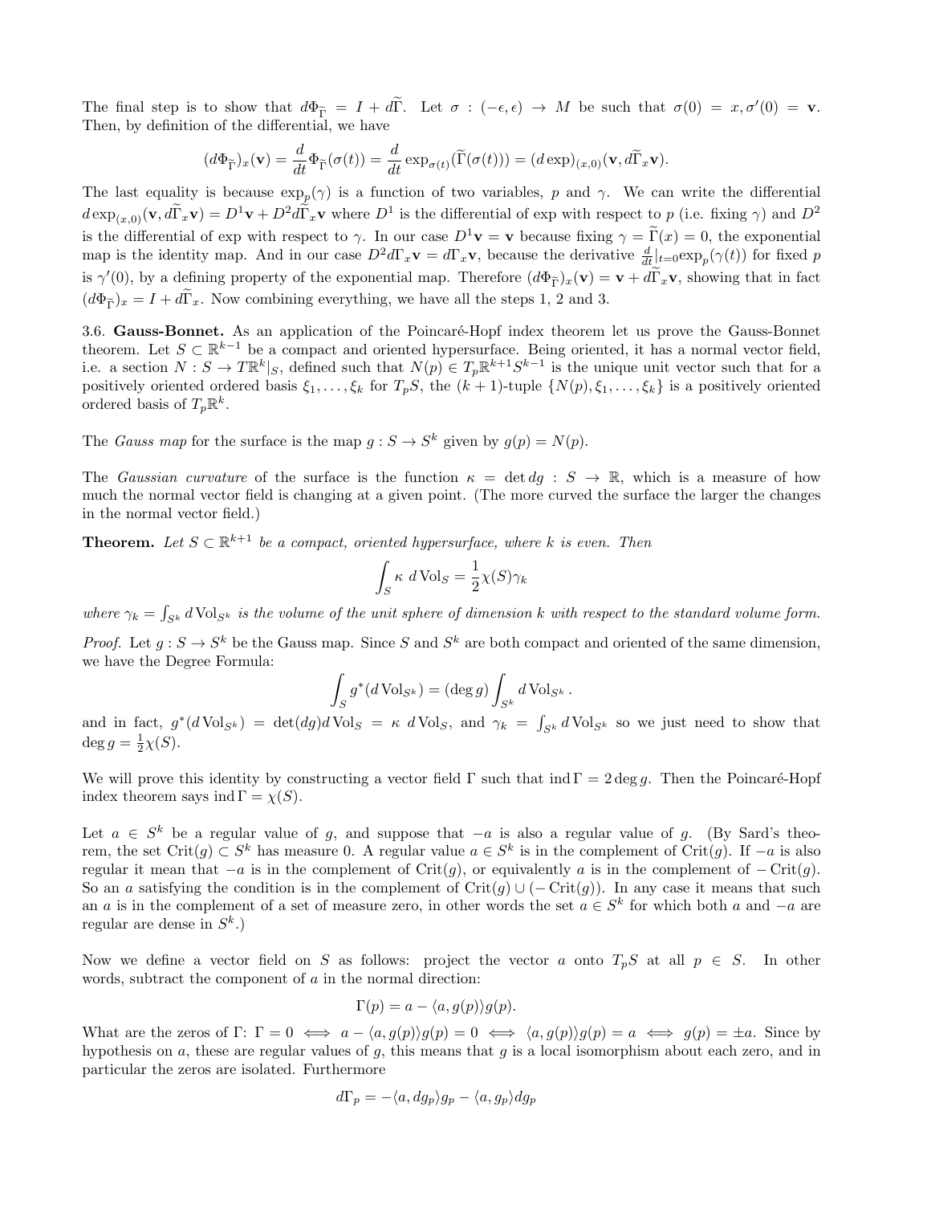The final step is to show that $d\Phi_{\widetilde{\Gamma}} = I + d\widetilde{\Gamma}$. Let $\sigma : (-\epsilon, \epsilon) \to M$ be such that $\sigma(0) = x, \sigma'(0) = \mathbf{v}$. Then, by definition of the differential, we have

$$(d\Phi_{\widetilde{\Gamma}})_x(\mathbf{v}) = \frac{d}{dt}\Phi_{\widetilde{\Gamma}}(\sigma(t)) = \frac{d}{dt}\exp_{\sigma(t)}(\widetilde{\Gamma}(\sigma(t))) = (d\exp)_{(x,0)}(\mathbf{v}, d\widetilde{\Gamma}_x\mathbf{v}).$$

The last equality is because $\exp_p(\gamma)$ is a function of two variables, $p$ and $\gamma$. We can write the differential $d\exp_{(x,0)}(\mathbf{v}, d\widetilde{\Gamma}_x\mathbf{v}) = D^1\mathbf{v} + D^2 d\widetilde{\Gamma}_x\mathbf{v}$ where $D^1$ is the differential of exp with respect to $p$ (i.e. fixing $\gamma$) and $D^2$ is the differential of exp with respect to $\gamma$. In our case $D^1\mathbf{v} = \mathbf{v}$ because fixing $\gamma = \widetilde{\Gamma}(x) = 0$, the exponential map is the identity map. And in our case $D^2 d\Gamma_x\mathbf{v} = d\Gamma_x\mathbf{v}$, because the derivative $\frac{d}{dt}|_{t=0}\exp_p(\gamma(t))$ for fixed $p$ is $\gamma'(0)$, by a defining property of the exponential map. Therefore $(d\Phi_{\widetilde{\Gamma}})_x(\mathbf{v}) = \mathbf{v} + d\widetilde{\Gamma}_x\mathbf{v}$, showing that in fact $(d\Phi_{\widetilde{\Gamma}})_x = I + d\widetilde{\Gamma}_x$. Now combining everything, we have all the steps 1, 2 and 3.

3.6. **Gauss-Bonnet.** As an application of the Poincaré-Hopf index theorem let us prove the Gauss-Bonnet theorem. Let $S \subset \mathbb{R}^{k-1}$ be a compact and oriented hypersurface. Being oriented, it has a normal vector field, i.e. a section $N : S \to T\mathbb{R}^k|_S$, defined such that $N(p) \in T_p\mathbb{R}^{k+1}S^{k-1}$ is the unique unit vector such that for a positively oriented ordered basis $\xi_1, \dots, \xi_k$ for $T_pS$, the $(k+1)$-tuple $\{N(p), \xi_1, \dots, \xi_k\}$ is a positively oriented ordered basis of $T_p\mathbb{R}^k$.

The *Gauss map* for the surface is the map $g : S \to S^k$ given by $g(p) = N(p)$.

The *Gaussian curvature* of the surface is the function $\kappa = \det dg : S \to \mathbb{R}$, which is a measure of how much the normal vector field is changing at a given point. (The more curved the surface the larger the changes in the normal vector field.)

**Theorem.** *Let $S \subset \mathbb{R}^{k+1}$ be a compact, oriented hypersurface, where $k$ is even. Then*

$$\int_S \kappa \; d\operatorname{Vol}_S = \frac{1}{2}\chi(S)\gamma_k$$

*where $\gamma_k = \int_{S^k} d\operatorname{Vol}_{S^k}$ is the volume of the unit sphere of dimension $k$ with respect to the standard volume form.*

*Proof.* Let $g : S \to S^k$ be the Gauss map. Since $S$ and $S^k$ are both compact and oriented of the same dimension, we have the Degree Formula:

$$\int_S g^*(d\operatorname{Vol}_{S^k}) = (\deg g)\int_{S^k} d\operatorname{Vol}_{S^k}.$$

and in fact, $g^*(d\operatorname{Vol}_{S^k}) = \det(dg)d\operatorname{Vol}_S = \kappa\; d\operatorname{Vol}_S$, and $\gamma_k = \int_{S^k} d\operatorname{Vol}_{S^k}$ so we just need to show that $\deg g = \frac{1}{2}\chi(S)$.

We will prove this identity by constructing a vector field $\Gamma$ such that $\operatorname{ind}\Gamma = 2\deg g$. Then the Poincaré-Hopf index theorem says $\operatorname{ind}\Gamma = \chi(S)$.

Let $a \in S^k$ be a regular value of $g$, and suppose that $-a$ is also a regular value of $g$. (By Sard's theorem, the set $\operatorname{Crit}(g) \subset S^k$ has measure 0. A regular value $a \in S^k$ is in the complement of $\operatorname{Crit}(g)$. If $-a$ is also regular it mean that $-a$ is in the complement of $\operatorname{Crit}(g)$, or equivalently $a$ is in the complement of $-\operatorname{Crit}(g)$. So an $a$ satisfying the condition is in the complement of $\operatorname{Crit}(g) \cup (-\operatorname{Crit}(g))$. In any case it means that such an $a$ is in the complement of a set of measure zero, in other words the set $a \in S^k$ for which both $a$ and $-a$ are regular are dense in $S^k$.)

Now we define a vector field on $S$ as follows: project the vector $a$ onto $T_pS$ at all $p \in S$. In other words, subtract the component of $a$ in the normal direction:

$$\Gamma(p) = a - \langle a, g(p)\rangle g(p).$$

What are the zeros of $\Gamma$: $\Gamma = 0 \iff a - \langle a, g(p)\rangle g(p) = 0 \iff \langle a, g(p)\rangle g(p) = a \iff g(p) = \pm a$. Since by hypothesis on $a$, these are regular values of $g$, this means that $g$ is a local isomorphism about each zero, and in particular the zeros are isolated. Furthermore

$$d\Gamma_p = -\langle a, dg_p\rangle g_p - \langle a, g_p\rangle dg_p$$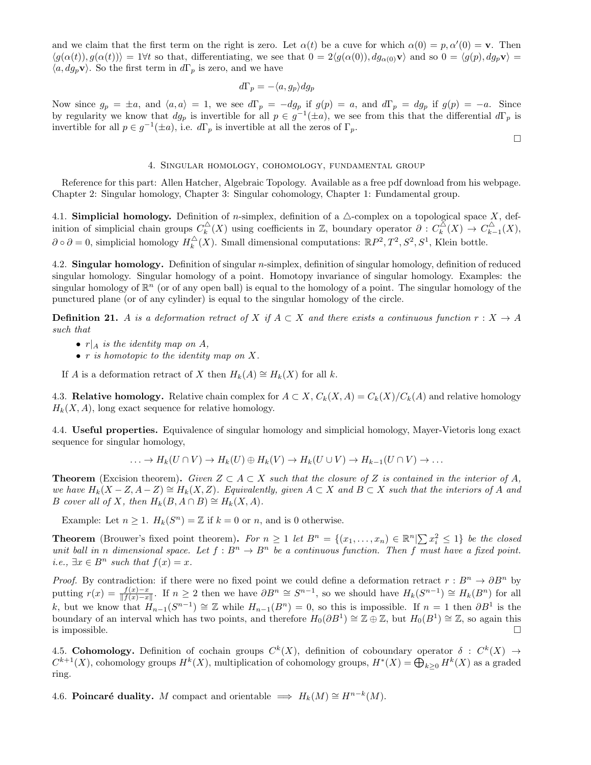and we claim that the first term on the right is zero. Let $\alpha(t)$ be a cuve for which $\alpha(0) = p, \alpha'(0) = \mathbf{v}$. Then $\langle g(\alpha(t)), g(\alpha(t))\rangle = 1 \forall t$ so that, differentiating, we see that $0 = 2\langle g(\alpha(0)), dg_{\alpha(0)}\mathbf{v}\rangle$ and so $0 = \langle g(p), dg_p\mathbf{v}\rangle = \langle a, dg_p\mathbf{v}\rangle$. So the first term in $d\Gamma_p$ is zero, and we have

$$d\Gamma_p = -\langle a, g_p\rangle dg_p$$

Now since $g_p = \pm a$, and $\langle a, a\rangle = 1$, we see $d\Gamma_p = -dg_p$ if $g(p) = a$, and $d\Gamma_p = dg_p$ if $g(p) = -a$. Since by regularity we know that $dg_p$ is invertible for all $p \in g^{-1}(\pm a)$, we see from this that the differential $d\Gamma_p$ is invertible for all $p \in g^{-1}(\pm a)$, i.e. $d\Gamma_p$ is invertible at all the zeros of $\Gamma_p$.

□

## 4. Singular homology, cohomology, fundamental group

Reference for this part: Allen Hatcher, Algebraic Topology. Available as a free pdf download from his webpage. Chapter 2: Singular homology, Chapter 3: Singular cohomology, Chapter 1: Fundamental group.

4.1. **Simplicial homology.** Definition of $n$-simplex, definition of a $\triangle$-complex on a topological space $X$, definition of simplicial chain groups $C_k^{\triangle}(X)$ using coefficients in $\mathbb{Z}$, boundary operator $\partial : C_k^{\triangle}(X) \to C_{k-1}^{\triangle}(X)$, $\partial \circ \partial = 0$, simplicial homology $H_k^{\triangle}(X)$. Small dimensional computations: $\mathbb{R}P^2, T^2, S^2, S^1$, Klein bottle.

4.2. **Singular homology.** Definition of singular $n$-simplex, definition of singular homology, definition of reduced singular homology. Singular homology of a point. Homotopy invariance of singular homology. Examples: the singular homology of $\mathbb{R}^n$ (or of any open ball) is equal to the homology of a point. The singular homology of the punctured plane (or of any cylinder) is equal to the singular homology of the circle.

**Definition 21.** *$A$ is a deformation retract of $X$ if $A \subset X$ and there exists a continuous function $r : X \to A$ such that*

- *$r|_A$ is the identity map on $A$,*
- *$r$ is homotopic to the identity map on $X$.*

If $A$ is a deformation retract of $X$ then $H_k(A) \cong H_k(X)$ for all $k$.

4.3. **Relative homology.** Relative chain complex for $A \subset X$, $C_k(X, A) = C_k(X)/C_k(A)$ and relative homology $H_k(X, A)$, long exact sequence for relative homology.

4.4. **Useful properties.** Equivalence of singular homology and simplicial homology, Mayer-Vietoris long exact sequence for singular homology,

$$\ldots \to H_k(U \cap V) \to H_k(U) \oplus H_k(V) \to H_k(U \cup V) \to H_{k-1}(U \cap V) \to \ldots$$

**Theorem** (Excision theorem)**.** *Given $Z \subset A \subset X$ such that the closure of $Z$ is contained in the interior of $A$, we have $H_k(X - Z, A - Z) \cong H_k(X, Z)$. Equivalently, given $A \subset X$ and $B \subset X$ such that the interiors of $A$ and $B$ cover all of $X$, then $H_k(B, A \cap B) \cong H_k(X, A)$.*

Example: Let $n \geq 1$. $H_k(S^n) = \mathbb{Z}$ if $k = 0$ or $n$, and is 0 otherwise.

**Theorem** (Brouwer's fixed point theorem)**.** *For $n \geq 1$ let $B^n = \{(x_1, \ldots, x_n) \in \mathbb{R}^n | \sum x_i^2 \leq 1\}$ be the closed unit ball in $n$ dimensional space. Let $f : B^n \to B^n$ be a continuous function. Then $f$ must have a fixed point. i.e., $\exists x \in B^n$ such that $f(x) = x$.*

*Proof.* By contradiction: if there were no fixed point we could define a deformation retract $r : B^n \to \partial B^n$ by putting $r(x) = \frac{f(x)-x}{\|f(x)-x\|}$. If $n \geq 2$ then we have $\partial B^n \cong S^{n-1}$, so we should have $H_k(S^{n-1}) \cong H_k(B^n)$ for all $k$, but we know that $H_{n-1}(S^{n-1}) \cong \mathbb{Z}$ while $H_{n-1}(B^n) = 0$, so this is impossible. If $n = 1$ then $\partial B^1$ is the boundary of an interval which has two points, and therefore $H_0(\partial B^1) \cong \mathbb{Z} \oplus \mathbb{Z}$, but $H_0(B^1) \cong \mathbb{Z}$, so again this is impossible. □

4.5. **Cohomology.** Definition of cochain groups $C^k(X)$, definition of coboundary operator $\delta : C^k(X) \to C^{k+1}(X)$, cohomology groups $H^k(X)$, multiplication of cohomology groups, $H^*(X) = \bigoplus_{k \geq 0} H^k(X)$ as a graded ring.

4.6. **Poincaré duality.** $M$ compact and orientable $\implies H_k(M) \cong H^{n-k}(M)$.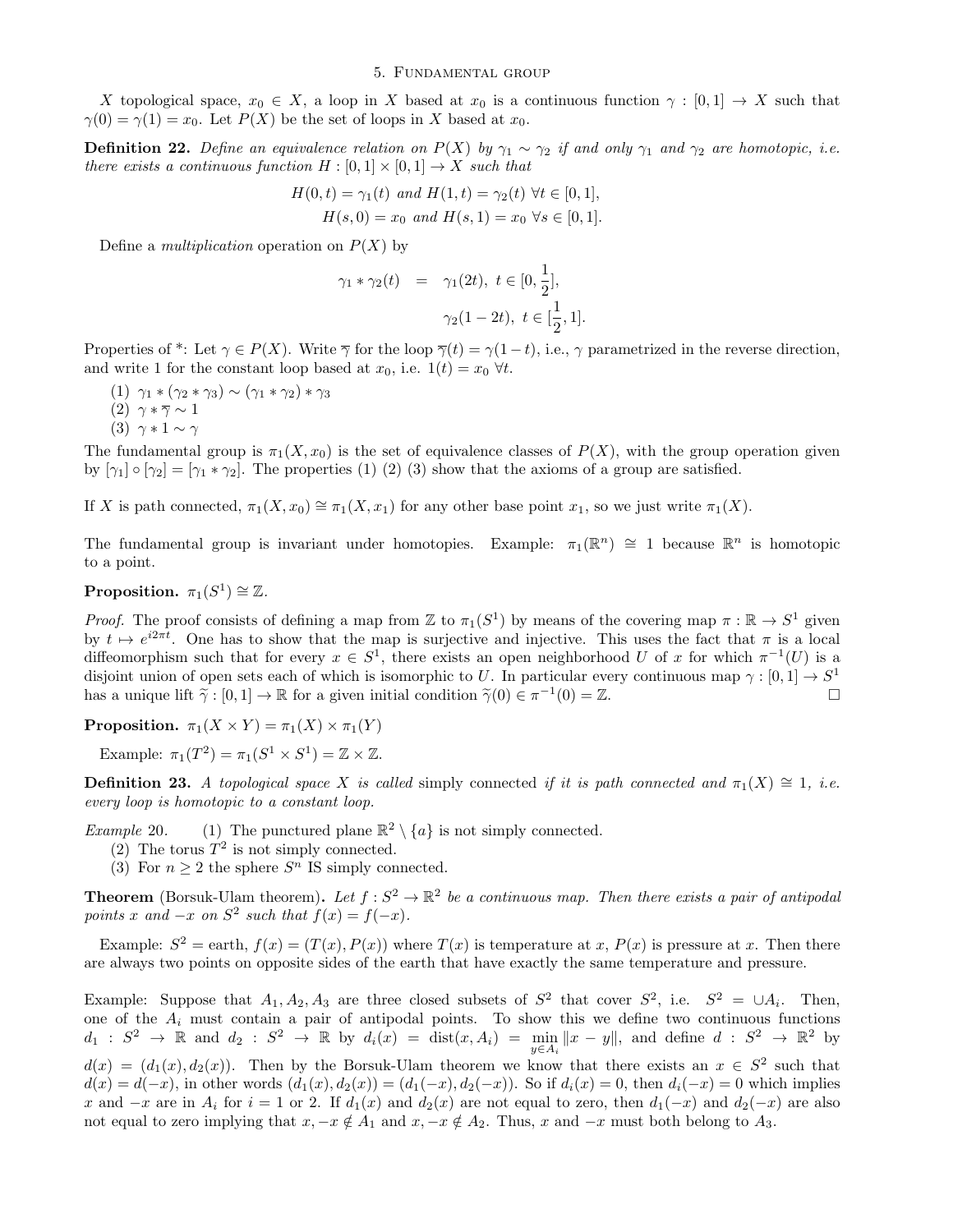## 5. Fundamental group

$X$ topological space, $x_0 \in X$, a loop in $X$ based at $x_0$ is a continuous function $\gamma : [0,1] \to X$ such that $\gamma(0) = \gamma(1) = x_0$. Let $P(X)$ be the set of loops in $X$ based at $x_0$.

**Definition 22.** *Define an equivalence relation on $P(X)$ by $\gamma_1 \sim \gamma_2$ if and only $\gamma_1$ and $\gamma_2$ are homotopic, i.e. there exists a continuous function $H : [0,1] \times [0,1] \to X$ such that*

$$H(0,t) = \gamma_1(t) \text{ and } H(1,t) = \gamma_2(t) \ \forall t \in [0,1],$$
$$H(s,0) = x_0 \text{ and } H(s,1) = x_0 \ \forall s \in [0,1].$$

Define a *multiplication* operation on $P(X)$ by

$$\gamma_1 * \gamma_2(t) = \gamma_1(2t), \ t \in [0, \tfrac{1}{2}],$$
$$\gamma_2(1-2t), \ t \in [\tfrac{1}{2}, 1].$$

Properties of *: Let $\gamma \in P(X)$. Write $\overline{\gamma}$ for the loop $\overline{\gamma}(t) = \gamma(1-t)$, i.e., $\gamma$ parametrized in the reverse direction, and write 1 for the constant loop based at $x_0$, i.e. $1(t) = x_0 \ \forall t$.

(1) $\gamma_1 * (\gamma_2 * \gamma_3) \sim (\gamma_1 * \gamma_2) * \gamma_3$
(2) $\gamma * \overline{\gamma} \sim 1$
(3) $\gamma * 1 \sim \gamma$

The fundamental group is $\pi_1(X, x_0)$ is the set of equivalence classes of $P(X)$, with the group operation given by $[\gamma_1] \circ [\gamma_2] = [\gamma_1 * \gamma_2]$. The properties (1) (2) (3) show that the axioms of a group are satisfied.

If $X$ is path connected, $\pi_1(X, x_0) \cong \pi_1(X, x_1)$ for any other base point $x_1$, so we just write $\pi_1(X)$.

The fundamental group is invariant under homotopies. Example: $\pi_1(\mathbb{R}^n) \cong 1$ because $\mathbb{R}^n$ is homotopic to a point.

**Proposition.** $\pi_1(S^1) \cong \mathbb{Z}$.

*Proof.* The proof consists of defining a map from $\mathbb{Z}$ to $\pi_1(S^1)$ by means of the covering map $\pi : \mathbb{R} \to S^1$ given by $t \mapsto e^{i2\pi t}$. One has to show that the map is surjective and injective. This uses the fact that $\pi$ is a local diffeomorphism such that for every $x \in S^1$, there exists an open neighborhood $U$ of $x$ for which $\pi^{-1}(U)$ is a disjoint union of open sets each of which is isomorphic to $U$. In particular every continuous map $\gamma : [0,1] \to S^1$ has a unique lift $\widetilde{\gamma} : [0,1] \to \mathbb{R}$ for a given initial condition $\widetilde{\gamma}(0) \in \pi^{-1}(0) = \mathbb{Z}$. □

**Proposition.** $\pi_1(X \times Y) = \pi_1(X) \times \pi_1(Y)$

Example: $\pi_1(T^2) = \pi_1(S^1 \times S^1) = \mathbb{Z} \times \mathbb{Z}$.

**Definition 23.** *A topological space $X$ is called* simply connected *if it is path connected and $\pi_1(X) \cong 1$, i.e. every loop is homotopic to a constant loop.*

*Example* 20. (1) The punctured plane $\mathbb{R}^2 \setminus \{a\}$ is not simply connected.
(2) The torus $T^2$ is not simply connected.
(3) For $n \geq 2$ the sphere $S^n$ IS simply connected.

**Theorem** (Borsuk-Ulam theorem)**.** *Let $f : S^2 \to \mathbb{R}^2$ be a continuous map. Then there exists a pair of antipodal points $x$ and $-x$ on $S^2$ such that $f(x) = f(-x)$.*

Example: $S^2$ = earth, $f(x) = (T(x), P(x))$ where $T(x)$ is temperature at $x$, $P(x)$ is pressure at $x$. Then there are always two points on opposite sides of the earth that have exactly the same temperature and pressure.

Example: Suppose that $A_1, A_2, A_3$ are three closed subsets of $S^2$ that cover $S^2$, i.e. $S^2 = \cup A_i$. Then, one of the $A_i$ must contain a pair of antipodal points. To show this we define two continuous functions $d_1 : S^2 \to \mathbb{R}$ and $d_2 : S^2 \to \mathbb{R}$ by $d_i(x) = \text{dist}(x, A_i) = \min_{y \in A_i} \|x - y\|$, and define $d : S^2 \to \mathbb{R}^2$ by $d(x) = (d_1(x), d_2(x))$. Then by the Borsuk-Ulam theorem we know that there exists an $x \in S^2$ such that $d(x) = d(-x)$, in other words $(d_1(x), d_2(x)) = (d_1(-x), d_2(-x))$. So if $d_i(x) = 0$, then $d_i(-x) = 0$ which implies $x$ and $-x$ are in $A_i$ for $i = 1$ or 2. If $d_1(x)$ and $d_2(x)$ are not equal to zero, then $d_1(-x)$ and $d_2(-x)$ are also not equal to zero implying that $x, -x \notin A_1$ and $x, -x \notin A_2$. Thus, $x$ and $-x$ must both belong to $A_3$.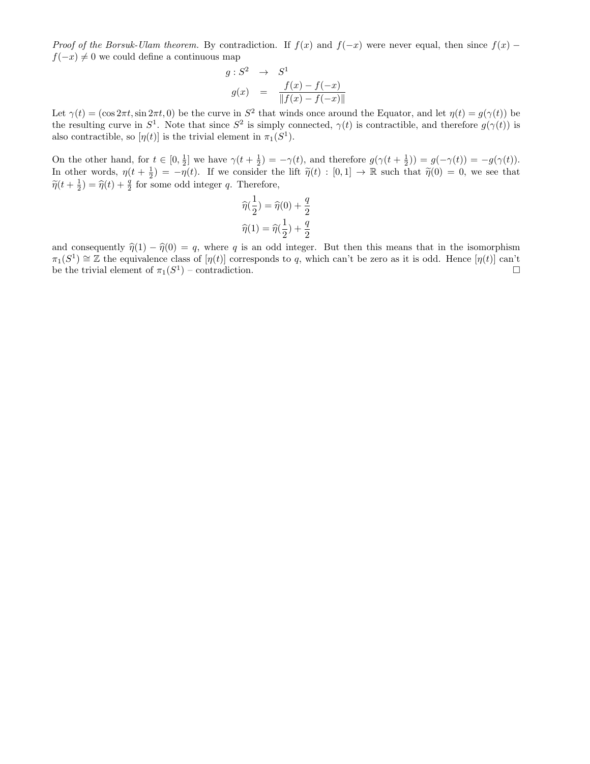*Proof of the Borsuk-Ulam theorem.* By contradiction. If $f(x)$ and $f(-x)$ were never equal, then since $f(x) - f(-x) \neq 0$ we could define a continuous map

$$\begin{aligned} g : S^2 &\rightarrow S^1 \\ g(x) &= \frac{f(x) - f(-x)}{\|f(x) - f(-x)\|} \end{aligned}$$

Let $\gamma(t) = (\cos 2\pi t, \sin 2\pi t, 0)$ be the curve in $S^2$ that winds once around the Equator, and let $\eta(t) = g(\gamma(t))$ be the resulting curve in $S^1$. Note that since $S^2$ is simply connected, $\gamma(t)$ is contractible, and therefore $g(\gamma(t))$ is also contractible, so $[\eta(t)]$ is the trivial element in $\pi_1(S^1)$.

On the other hand, for $t \in [0, \frac{1}{2}]$ we have $\gamma(t + \frac{1}{2}) = -\gamma(t)$, and therefore $g(\gamma(t + \frac{1}{2})) = g(-\gamma(t)) = -g(\gamma(t))$. In other words, $\eta(t + \frac{1}{2}) = -\eta(t)$. If we consider the lift $\widetilde{\eta}(t) : [0, 1] \rightarrow \mathbb{R}$ such that $\widetilde{\eta}(0) = 0$, we see that $\widetilde{\eta}(t + \frac{1}{2}) = \widehat{\eta}(t) + \frac{q}{2}$ for some odd integer $q$. Therefore,

$$\begin{aligned} \widehat{\eta}(\frac{1}{2}) &= \widehat{\eta}(0) + \frac{q}{2} \\ \widehat{\eta}(1) &= \widehat{\eta}(\frac{1}{2}) + \frac{q}{2} \end{aligned}$$

and consequently $\widehat{\eta}(1) - \widehat{\eta}(0) = q$, where $q$ is an odd integer. But then this means that in the isomorphism $\pi_1(S^1) \cong \mathbb{Z}$ the equivalence class of $[\eta(t)]$ corresponds to $q$, which can't be zero as it is odd. Hence $[\eta(t)]$ can't be the trivial element of $\pi_1(S^1)$ – contradiction. $\square$